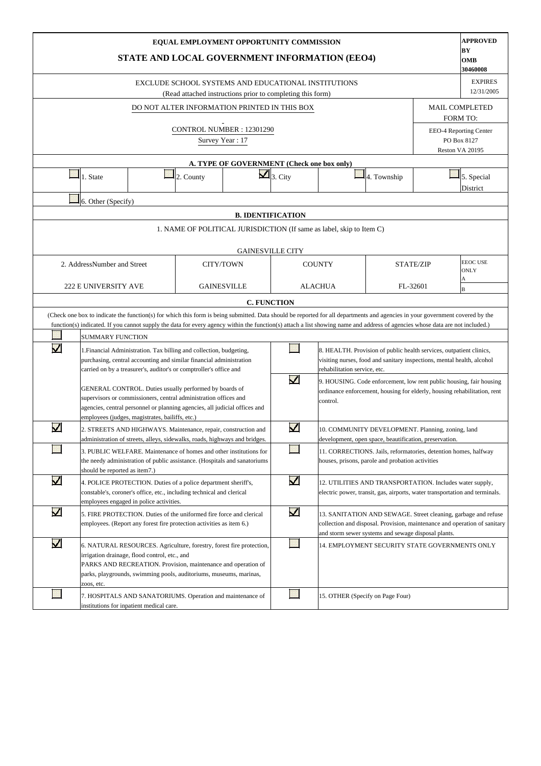**EQUAL EMPLOYMENT OPPORTUNITY COMMISSION**

**STATE AND LOCAL GOVERNMENT INFORMATION (EEO4)**

**APPROVED BY OMB 30460008**

EXCLUDE SCHOOL SYSTEMS AND EDUCATIONAL INSTITUTIONS
(Read attached instructions prior to completing this form)

EXPIRES 12/31/2005

DO NOT ALTER INFORMATION PRINTED IN THIS BOX

CONTROL NUMBER : 12301290
Survey Year : 17

MAIL COMPLETED FORM TO:
EEO-4 Reporting Center
PO Box 8127
Reston VA 20195

## A. TYPE OF GOVERNMENT (Check one box only)

- [ ] 1. State
- [ ] 2. County
- [x] 3. City
- [ ] 4. Township
- [ ] 5. Special District
- [ ] 6. Other (Specify)

## B. IDENTIFICATION

1. NAME OF POLITICAL JURISDICTION (If same as label, skip to Item C)

GAINESVILLE CITY

| 2. AddressNumber and Street | CITY/TOWN | COUNTY | STATE/ZIP | EEOC USE ONLY |
|---|---|---|---|---|
| 222 E UNIVERSITY AVE | GAINESVILLE | ALACHUA | FL-32601 | A B |

## C. FUNCTION

(Check one box to indicate the function(s) for which this form is being submitted. Data should be reported for all departments and agencies in your government covered by the function(s) indicated. If you cannot supply the data for every agency within the function(s) attach a list showing name and address of agencies whose data are not included.)

- [ ] SUMMARY FUNCTION
- [x] 1.Financial Administration. Tax billing and collection, budgeting, purchasing, central accounting and similar financial administration carried on by a treasurer's, auditor's or comptroller's office and GENERAL CONTROL. Duties usually performed by boards of supervisors or commissioners, central administration offices and agencies, central personnel or planning agencies, all judicial offices and employees (judges, magistrates, bailiffs, etc.)
- [x] 2. STREETS AND HIGHWAYS. Maintenance, repair, construction and administration of streets, alleys, sidewalks, roads, highways and bridges.
- [ ] 3. PUBLIC WELFARE. Maintenance of homes and other institutions for the needy administration of public assistance. (Hospitals and sanatoriums should be reported as item7.)
- [x] 4. POLICE PROTECTION. Duties of a police department sheriff's, constable's, coroner's office, etc., including technical and clerical employees engaged in police activities.
- [x] 5. FIRE PROTECTION. Duties of the uniformed fire force and clerical employees. (Report any forest fire protection activities as item 6.)
- [x] 6. NATURAL RESOURCES. Agriculture, forestry, forest fire protection, irrigation drainage, flood control, etc., and PARKS AND RECREATION. Provision, maintenance and operation of parks, playgrounds, swimming pools, auditoriums, museums, marinas, zoos, etc.
- [ ] 7. HOSPITALS AND SANATORIUMS. Operation and maintenance of institutions for inpatient medical care.
- [ ] 8. HEALTH. Provision of public health services, outpatient clinics, visiting nurses, food and sanitary inspections, mental health, alcohol rehabilitation service, etc.
- [x] 9. HOUSING. Code enforcement, low rent public housing, fair housing ordinance enforcement, housing for elderly, housing rehabilitation, rent control.
- [x] 10. COMMUNITY DEVELOPMENT. Planning, zoning, land development, open space, beautification, preservation.
- [ ] 11. CORRECTIONS. Jails, reformatories, detention homes, halfway houses, prisons, parole and probation activities
- [x] 12. UTILITIES AND TRANSPORTATION. Includes water supply, electric power, transit, gas, airports, water transportation and terminals.
- [x] 13. SANITATION AND SEWAGE. Street cleaning, garbage and refuse collection and disposal. Provision, maintenance and operation of sanitary and storm sewer systems and sewage disposal plants.
- [ ] 14. EMPLOYMENT SECURITY STATE GOVERNMENTS ONLY
- [ ] 15. OTHER (Specify on Page Four)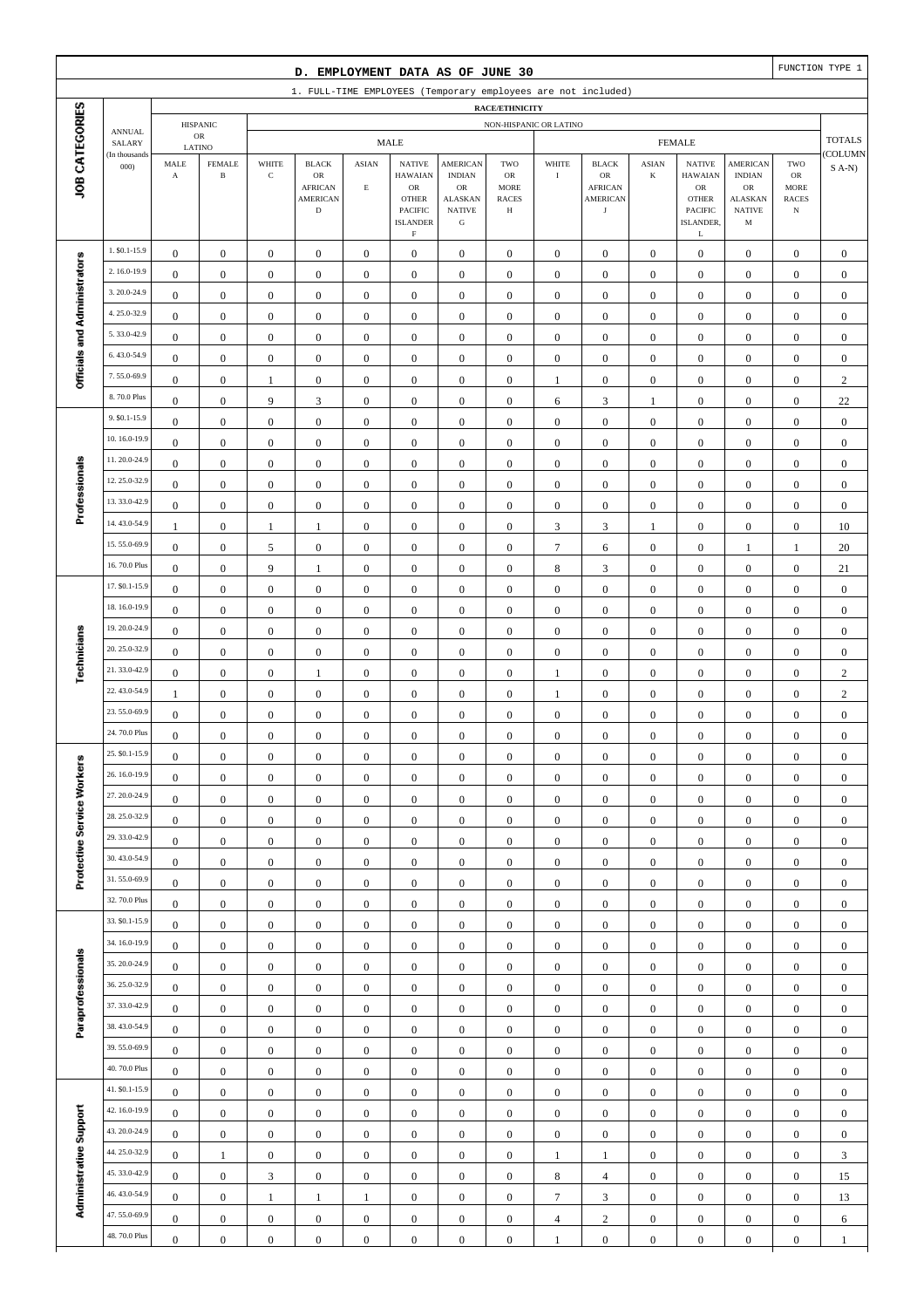## D. EMPLOYMENT DATA AS OF JUNE 30

FUNCTION TYPE 1

1. FULL-TIME EMPLOYEES (Temporary employees are not included)

| JOB CATEGORIES | ANNUAL SALARY (In thousands 000) | HISPANIC OR LATINO | | NON-HISPANIC OR LATINO | | | | | | | | | | | | | | TOTALS (COLUMNS A-N) |
|---|---|---|---|---|---|---|---|---|---|---|---|---|---|---|---|---|---|---|
| | | | | MALE | | | | | | FEMALE | | | | | | | | |
| | | MALE A | FEMALE B | WHITE C | BLACK OR AFRICAN AMERICAN D | ASIAN E | NATIVE HAWAIAN OR OTHER PACIFIC ISLANDER F | AMERICAN INDIAN OR ALASKAN NATIVE G | TWO OR MORE RACES H | WHITE I | BLACK OR AFRICAN AMERICAN J | ASIAN K | NATIVE HAWAIAN OR OTHER PACIFIC ISLANDER, L | AMERICAN INDIAN OR ALASKAN NATIVE M | TWO OR MORE RACES N | |
| Officials and Administrators | 1. $0.1-15.9 | 0 | 0 | 0 | 0 | 0 | 0 | 0 | 0 | 0 | 0 | 0 | 0 | 0 | 0 | 0 |
| | 2. 16.0-19.9 | 0 | 0 | 0 | 0 | 0 | 0 | 0 | 0 | 0 | 0 | 0 | 0 | 0 | 0 | 0 |
| | 3. 20.0-24.9 | 0 | 0 | 0 | 0 | 0 | 0 | 0 | 0 | 0 | 0 | 0 | 0 | 0 | 0 | 0 |
| | 4. 25.0-32.9 | 0 | 0 | 0 | 0 | 0 | 0 | 0 | 0 | 0 | 0 | 0 | 0 | 0 | 0 | 0 |
| | 5. 33.0-42.9 | 0 | 0 | 0 | 0 | 0 | 0 | 0 | 0 | 0 | 0 | 0 | 0 | 0 | 0 | 0 |
| | 6. 43.0-54.9 | 0 | 0 | 0 | 0 | 0 | 0 | 0 | 0 | 0 | 0 | 0 | 0 | 0 | 0 | 0 |
| | 7. 55.0-69.9 | 0 | 0 | 1 | 0 | 0 | 0 | 0 | 0 | 1 | 0 | 0 | 0 | 0 | 0 | 2 |
| | 8. 70.0 Plus | 0 | 0 | 9 | 3 | 0 | 0 | 0 | 0 | 6 | 3 | 1 | 0 | 0 | 0 | 22 |
| Professionals | 9. $0.1-15.9 | 0 | 0 | 0 | 0 | 0 | 0 | 0 | 0 | 0 | 0 | 0 | 0 | 0 | 0 | 0 |
| | 10. 16.0-19.9 | 0 | 0 | 0 | 0 | 0 | 0 | 0 | 0 | 0 | 0 | 0 | 0 | 0 | 0 | 0 |
| | 11. 20.0-24.9 | 0 | 0 | 0 | 0 | 0 | 0 | 0 | 0 | 0 | 0 | 0 | 0 | 0 | 0 | 0 |
| | 12. 25.0-32.9 | 0 | 0 | 0 | 0 | 0 | 0 | 0 | 0 | 0 | 0 | 0 | 0 | 0 | 0 | 0 |
| | 13. 33.0-42.9 | 0 | 0 | 0 | 0 | 0 | 0 | 0 | 0 | 0 | 0 | 0 | 0 | 0 | 0 | 0 |
| | 14. 43.0-54.9 | 1 | 0 | 1 | 1 | 0 | 0 | 0 | 0 | 3 | 3 | 1 | 0 | 0 | 0 | 10 |
| | 15. 55.0-69.9 | 0 | 0 | 5 | 0 | 0 | 0 | 0 | 0 | 7 | 6 | 0 | 0 | 1 | 1 | 20 |
| | 16. 70.0 Plus | 0 | 0 | 9 | 1 | 0 | 0 | 0 | 0 | 8 | 3 | 0 | 0 | 0 | 0 | 21 |
| Technicians | 17. $0.1-15.9 | 0 | 0 | 0 | 0 | 0 | 0 | 0 | 0 | 0 | 0 | 0 | 0 | 0 | 0 | 0 |
| | 18. 16.0-19.9 | 0 | 0 | 0 | 0 | 0 | 0 | 0 | 0 | 0 | 0 | 0 | 0 | 0 | 0 | 0 |
| | 19. 20.0-24.9 | 0 | 0 | 0 | 0 | 0 | 0 | 0 | 0 | 0 | 0 | 0 | 0 | 0 | 0 | 0 |
| | 20. 25.0-32.9 | 0 | 0 | 0 | 0 | 0 | 0 | 0 | 0 | 0 | 0 | 0 | 0 | 0 | 0 | 0 |
| | 21. 33.0-42.9 | 0 | 0 | 0 | 1 | 0 | 0 | 0 | 0 | 1 | 0 | 0 | 0 | 0 | 0 | 2 |
| | 22. 43.0-54.9 | 1 | 0 | 0 | 0 | 0 | 0 | 0 | 0 | 1 | 0 | 0 | 0 | 0 | 0 | 2 |
| | 23. 55.0-69.9 | 0 | 0 | 0 | 0 | 0 | 0 | 0 | 0 | 0 | 0 | 0 | 0 | 0 | 0 | 0 |
| | 24. 70.0 Plus | 0 | 0 | 0 | 0 | 0 | 0 | 0 | 0 | 0 | 0 | 0 | 0 | 0 | 0 | 0 |
| Protective Service Workers | 25. $0.1-15.9 | 0 | 0 | 0 | 0 | 0 | 0 | 0 | 0 | 0 | 0 | 0 | 0 | 0 | 0 | 0 |
| | 26. 16.0-19.9 | 0 | 0 | 0 | 0 | 0 | 0 | 0 | 0 | 0 | 0 | 0 | 0 | 0 | 0 | 0 |
| | 27. 20.0-24.9 | 0 | 0 | 0 | 0 | 0 | 0 | 0 | 0 | 0 | 0 | 0 | 0 | 0 | 0 | 0 |
| | 28. 25.0-32.9 | 0 | 0 | 0 | 0 | 0 | 0 | 0 | 0 | 0 | 0 | 0 | 0 | 0 | 0 | 0 |
| | 29. 33.0-42.9 | 0 | 0 | 0 | 0 | 0 | 0 | 0 | 0 | 0 | 0 | 0 | 0 | 0 | 0 | 0 |
| | 30. 43.0-54.9 | 0 | 0 | 0 | 0 | 0 | 0 | 0 | 0 | 0 | 0 | 0 | 0 | 0 | 0 | 0 |
| | 31. 55.0-69.9 | 0 | 0 | 0 | 0 | 0 | 0 | 0 | 0 | 0 | 0 | 0 | 0 | 0 | 0 | 0 |
| | 32. 70.0 Plus | 0 | 0 | 0 | 0 | 0 | 0 | 0 | 0 | 0 | 0 | 0 | 0 | 0 | 0 | 0 |
| Paraprofessionals | 33. $0.1-15.9 | 0 | 0 | 0 | 0 | 0 | 0 | 0 | 0 | 0 | 0 | 0 | 0 | 0 | 0 | 0 |
| | 34. 16.0-19.9 | 0 | 0 | 0 | 0 | 0 | 0 | 0 | 0 | 0 | 0 | 0 | 0 | 0 | 0 | 0 |
| | 35. 20.0-24.9 | 0 | 0 | 0 | 0 | 0 | 0 | 0 | 0 | 0 | 0 | 0 | 0 | 0 | 0 | 0 |
| | 36. 25.0-32.9 | 0 | 0 | 0 | 0 | 0 | 0 | 0 | 0 | 0 | 0 | 0 | 0 | 0 | 0 | 0 |
| | 37. 33.0-42.9 | 0 | 0 | 0 | 0 | 0 | 0 | 0 | 0 | 0 | 0 | 0 | 0 | 0 | 0 | 0 |
| | 38. 43.0-54.9 | 0 | 0 | 0 | 0 | 0 | 0 | 0 | 0 | 0 | 0 | 0 | 0 | 0 | 0 | 0 |
| | 39. 55.0-69.9 | 0 | 0 | 0 | 0 | 0 | 0 | 0 | 0 | 0 | 0 | 0 | 0 | 0 | 0 | 0 |
| | 40. 70.0 Plus | 0 | 0 | 0 | 0 | 0 | 0 | 0 | 0 | 0 | 0 | 0 | 0 | 0 | 0 | 0 |
| Administrative Support | 41. $0.1-15.9 | 0 | 0 | 0 | 0 | 0 | 0 | 0 | 0 | 0 | 0 | 0 | 0 | 0 | 0 | 0 |
| | 42. 16.0-19.9 | 0 | 0 | 0 | 0 | 0 | 0 | 0 | 0 | 0 | 0 | 0 | 0 | 0 | 0 | 0 |
| | 43. 20.0-24.9 | 0 | 0 | 0 | 0 | 0 | 0 | 0 | 0 | 0 | 0 | 0 | 0 | 0 | 0 | 0 |
| | 44. 25.0-32.9 | 0 | 1 | 0 | 0 | 0 | 0 | 0 | 0 | 1 | 1 | 0 | 0 | 0 | 0 | 3 |
| | 45. 33.0-42.9 | 0 | 0 | 3 | 0 | 0 | 0 | 0 | 0 | 8 | 4 | 0 | 0 | 0 | 0 | 15 |
| | 46. 43.0-54.9 | 0 | 0 | 1 | 1 | 1 | 0 | 0 | 0 | 7 | 3 | 0 | 0 | 0 | 0 | 13 |
| | 47. 55.0-69.9 | 0 | 0 | 0 | 0 | 0 | 0 | 0 | 0 | 4 | 2 | 0 | 0 | 0 | 0 | 6 |
| | 48. 70.0 Plus | 0 | 0 | 0 | 0 | 0 | 0 | 0 | 0 | 1 | 0 | 0 | 0 | 0 | 0 | 1 |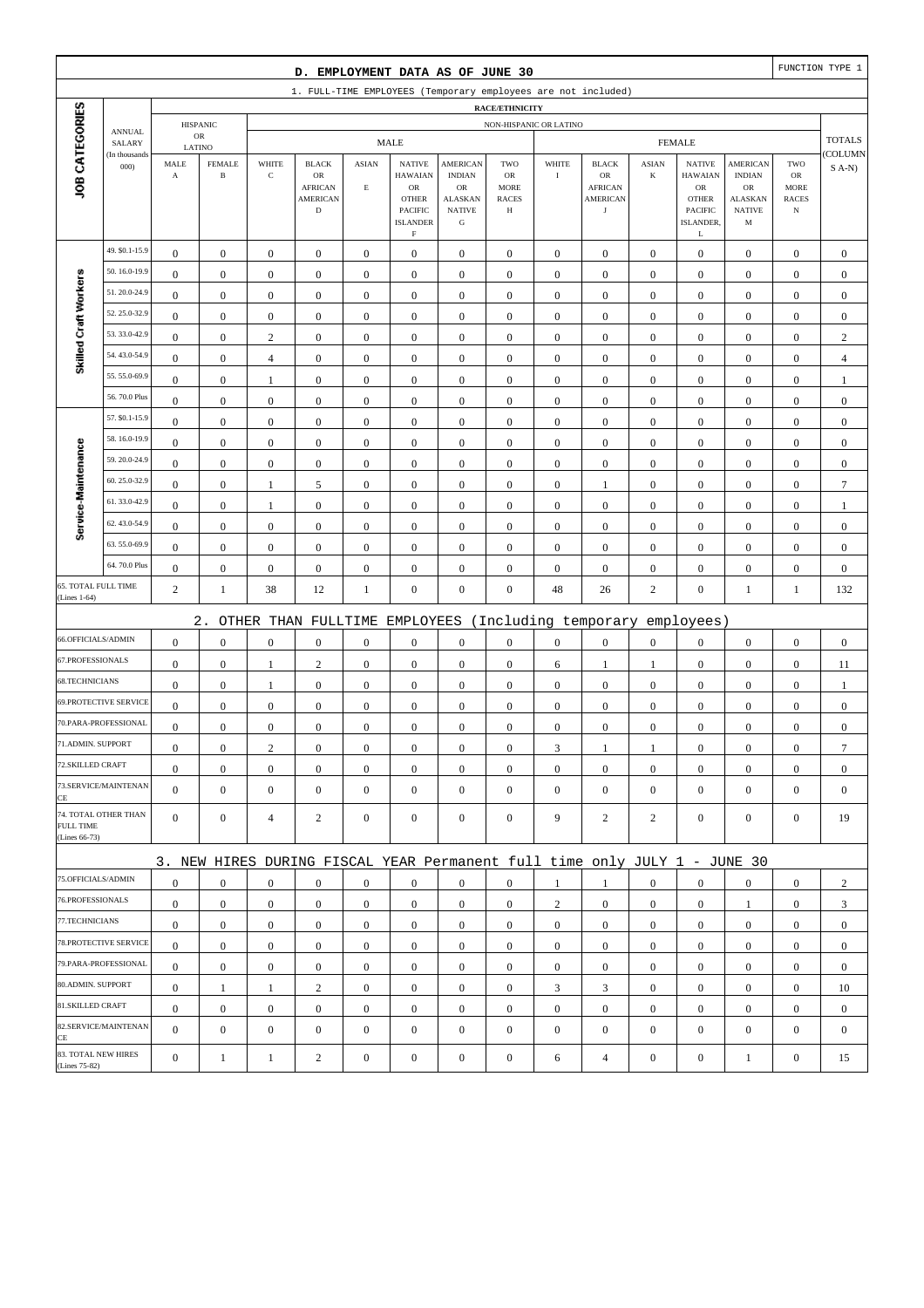## D. EMPLOYMENT DATA AS OF JUNE 30

FUNCTION TYPE 1

### 1. FULL-TIME EMPLOYEES (Temporary employees are not included)

| JOB CATEGORIES | ANNUAL SALARY (In thousands 000) | HISPANIC OR LATINO MALE A | HISPANIC OR LATINO FEMALE B | NON-HISPANIC OR LATINO MALE WHITE C | MALE BLACK OR AFRICAN AMERICAN D | MALE ASIAN E | MALE NATIVE HAWAIIAN OR OTHER PACIFIC ISLANDER F | MALE AMERICAN INDIAN OR ALASKAN NATIVE G | MALE TWO OR MORE RACES H | FEMALE WHITE I | FEMALE BLACK OR AFRICAN AMERICAN J | FEMALE ASIAN K | FEMALE NATIVE HAWAIIAN OR OTHER PACIFIC ISLANDER, L | FEMALE AMERICAN INDIAN OR ALASKAN NATIVE M | FEMALE TWO OR MORE RACES N | TOTALS (COLUMNS A-N) |
|---|---|---|---|---|---|---|---|---|---|---|---|---|---|---|---|---|
| Skilled Craft Workers | 49. $0.1-15.9 | 0 | 0 | 0 | 0 | 0 | 0 | 0 | 0 | 0 | 0 | 0 | 0 | 0 | 0 | 0 |
| | 50. 16.0-19.9 | 0 | 0 | 0 | 0 | 0 | 0 | 0 | 0 | 0 | 0 | 0 | 0 | 0 | 0 | 0 |
| | 51. 20.0-24.9 | 0 | 0 | 0 | 0 | 0 | 0 | 0 | 0 | 0 | 0 | 0 | 0 | 0 | 0 | 0 |
| | 52. 25.0-32.9 | 0 | 0 | 0 | 0 | 0 | 0 | 0 | 0 | 0 | 0 | 0 | 0 | 0 | 0 | 0 |
| | 53. 33.0-42.9 | 0 | 0 | 2 | 0 | 0 | 0 | 0 | 0 | 0 | 0 | 0 | 0 | 0 | 0 | 2 |
| | 54. 43.0-54.9 | 0 | 0 | 4 | 0 | 0 | 0 | 0 | 0 | 0 | 0 | 0 | 0 | 0 | 0 | 4 |
| | 55. 55.0-69.9 | 0 | 0 | 1 | 0 | 0 | 0 | 0 | 0 | 0 | 0 | 0 | 0 | 0 | 0 | 1 |
| | 56. 70.0 Plus | 0 | 0 | 0 | 0 | 0 | 0 | 0 | 0 | 0 | 0 | 0 | 0 | 0 | 0 | 0 |
| Service-Maintenance | 57. $0.1-15.9 | 0 | 0 | 0 | 0 | 0 | 0 | 0 | 0 | 0 | 0 | 0 | 0 | 0 | 0 | 0 |
| | 58. 16.0-19.9 | 0 | 0 | 0 | 0 | 0 | 0 | 0 | 0 | 0 | 0 | 0 | 0 | 0 | 0 | 0 |
| | 59. 20.0-24.9 | 0 | 0 | 0 | 0 | 0 | 0 | 0 | 0 | 0 | 0 | 0 | 0 | 0 | 0 | 0 |
| | 60. 25.0-32.9 | 0 | 0 | 1 | 5 | 0 | 0 | 0 | 0 | 0 | 1 | 0 | 0 | 0 | 0 | 7 |
| | 61. 33.0-42.9 | 0 | 0 | 1 | 0 | 0 | 0 | 0 | 0 | 0 | 0 | 0 | 0 | 0 | 0 | 1 |
| | 62. 43.0-54.9 | 0 | 0 | 0 | 0 | 0 | 0 | 0 | 0 | 0 | 0 | 0 | 0 | 0 | 0 | 0 |
| | 63. 55.0-69.9 | 0 | 0 | 0 | 0 | 0 | 0 | 0 | 0 | 0 | 0 | 0 | 0 | 0 | 0 | 0 |
| | 64. 70.0 Plus | 0 | 0 | 0 | 0 | 0 | 0 | 0 | 0 | 0 | 0 | 0 | 0 | 0 | 0 | 0 |
| 65. TOTAL FULL TIME (Lines 1-64) | | 2 | 1 | 38 | 12 | 1 | 0 | 0 | 0 | 48 | 26 | 2 | 0 | 1 | 1 | 132 |

### 2. OTHER THAN FULLTIME EMPLOYEES (Including temporary employees)

| JOB CATEGORIES | A | B | C | D | E | F | G | H | I | J | K | L | M | N | TOTALS |
|---|---|---|---|---|---|---|---|---|---|---|---|---|---|---|---|
| 66.OFFICIALS/ADMIN | 0 | 0 | 0 | 0 | 0 | 0 | 0 | 0 | 0 | 0 | 0 | 0 | 0 | 0 | 0 |
| 67.PROFESSIONALS | 0 | 0 | 1 | 2 | 0 | 0 | 0 | 0 | 6 | 1 | 1 | 0 | 0 | 0 | 11 |
| 68.TECHNICIANS | 0 | 0 | 1 | 0 | 0 | 0 | 0 | 0 | 0 | 0 | 0 | 0 | 0 | 0 | 1 |
| 69.PROTECTIVE SERVICE | 0 | 0 | 0 | 0 | 0 | 0 | 0 | 0 | 0 | 0 | 0 | 0 | 0 | 0 | 0 |
| 70.PARA-PROFESSIONAL | 0 | 0 | 0 | 0 | 0 | 0 | 0 | 0 | 0 | 0 | 0 | 0 | 0 | 0 | 0 |
| 71.ADMIN. SUPPORT | 0 | 0 | 2 | 0 | 0 | 0 | 0 | 0 | 3 | 1 | 1 | 0 | 0 | 0 | 7 |
| 72.SKILLED CRAFT | 0 | 0 | 0 | 0 | 0 | 0 | 0 | 0 | 0 | 0 | 0 | 0 | 0 | 0 | 0 |
| 73.SERVICE/MAINTENANCE | 0 | 0 | 0 | 0 | 0 | 0 | 0 | 0 | 0 | 0 | 0 | 0 | 0 | 0 | 0 |
| 74. TOTAL OTHER THAN FULL TIME (Lines 66-73) | 0 | 0 | 4 | 2 | 0 | 0 | 0 | 0 | 9 | 2 | 2 | 0 | 0 | 0 | 19 |

### 3. NEW HIRES DURING FISCAL YEAR Permanent full time only JULY 1 - JUNE 30

| JOB CATEGORIES | A | B | C | D | E | F | G | H | I | J | K | L | M | N | TOTALS |
|---|---|---|---|---|---|---|---|---|---|---|---|---|---|---|---|
| 75.OFFICIALS/ADMIN | 0 | 0 | 0 | 0 | 0 | 0 | 0 | 0 | 1 | 1 | 0 | 0 | 0 | 0 | 2 |
| 76.PROFESSIONALS | 0 | 0 | 0 | 0 | 0 | 0 | 0 | 0 | 2 | 0 | 0 | 0 | 1 | 0 | 3 |
| 77.TECHNICIANS | 0 | 0 | 0 | 0 | 0 | 0 | 0 | 0 | 0 | 0 | 0 | 0 | 0 | 0 | 0 |
| 78.PROTECTIVE SERVICE | 0 | 0 | 0 | 0 | 0 | 0 | 0 | 0 | 0 | 0 | 0 | 0 | 0 | 0 | 0 |
| 79.PARA-PROFESSIONAL | 0 | 0 | 0 | 0 | 0 | 0 | 0 | 0 | 0 | 0 | 0 | 0 | 0 | 0 | 0 |
| 80.ADMIN. SUPPORT | 0 | 1 | 1 | 2 | 0 | 0 | 0 | 0 | 3 | 3 | 0 | 0 | 0 | 0 | 10 |
| 81.SKILLED CRAFT | 0 | 0 | 0 | 0 | 0 | 0 | 0 | 0 | 0 | 0 | 0 | 0 | 0 | 0 | 0 |
| 82.SERVICE/MAINTENANCE | 0 | 0 | 0 | 0 | 0 | 0 | 0 | 0 | 0 | 0 | 0 | 0 | 0 | 0 | 0 |
| 83. TOTAL NEW HIRES (Lines 75-82) | 0 | 1 | 1 | 2 | 0 | 0 | 0 | 0 | 6 | 4 | 0 | 0 | 1 | 0 | 15 |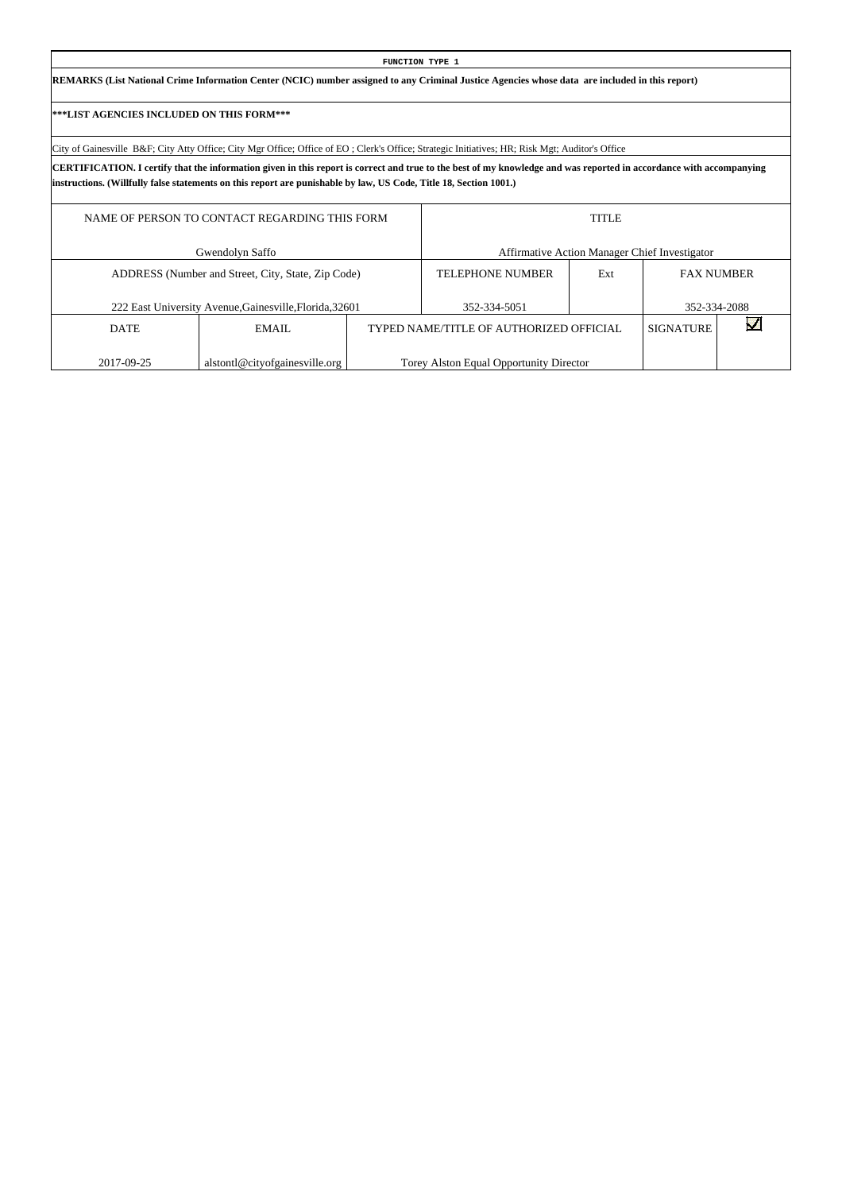**FUNCTION TYPE 1**

**REMARKS (List National Crime Information Center (NCIC) number assigned to any Criminal Justice Agencies whose data are included in this report)**

**\*\*\*LIST AGENCIES INCLUDED ON THIS FORM\*\*\***

City of Gainesville B&F; City Atty Office; City Mgr Office; Office of EO ; Clerk's Office; Strategic Initiatives; HR; Risk Mgt; Auditor's Office

**CERTIFICATION. I certify that the information given in this report is correct and true to the best of my knowledge and was reported in accordance with accompanying instructions. (Willfully false statements on this report are punishable by law, US Code, Title 18, Section 1001.)**

| NAME OF PERSON TO CONTACT REGARDING THIS FORM | TITLE |
|---|---|
| Gwendolyn Saffo | Affirmative Action Manager Chief Investigator |

| ADDRESS (Number and Street, City, State, Zip Code) | TELEPHONE NUMBER | Ext | FAX NUMBER |
|---|---|---|---|
| 222 East University Avenue,Gainesville,Florida,32601 | 352-334-5051 | | 352-334-2088 |

| DATE | EMAIL | TYPED NAME/TITLE OF AUTHORIZED OFFICIAL | SIGNATURE | ☑ |
|---|---|---|---|---|
| 2017-09-25 | alstontl@cityofgainesville.org | Torey Alston Equal Opportunity Director | | |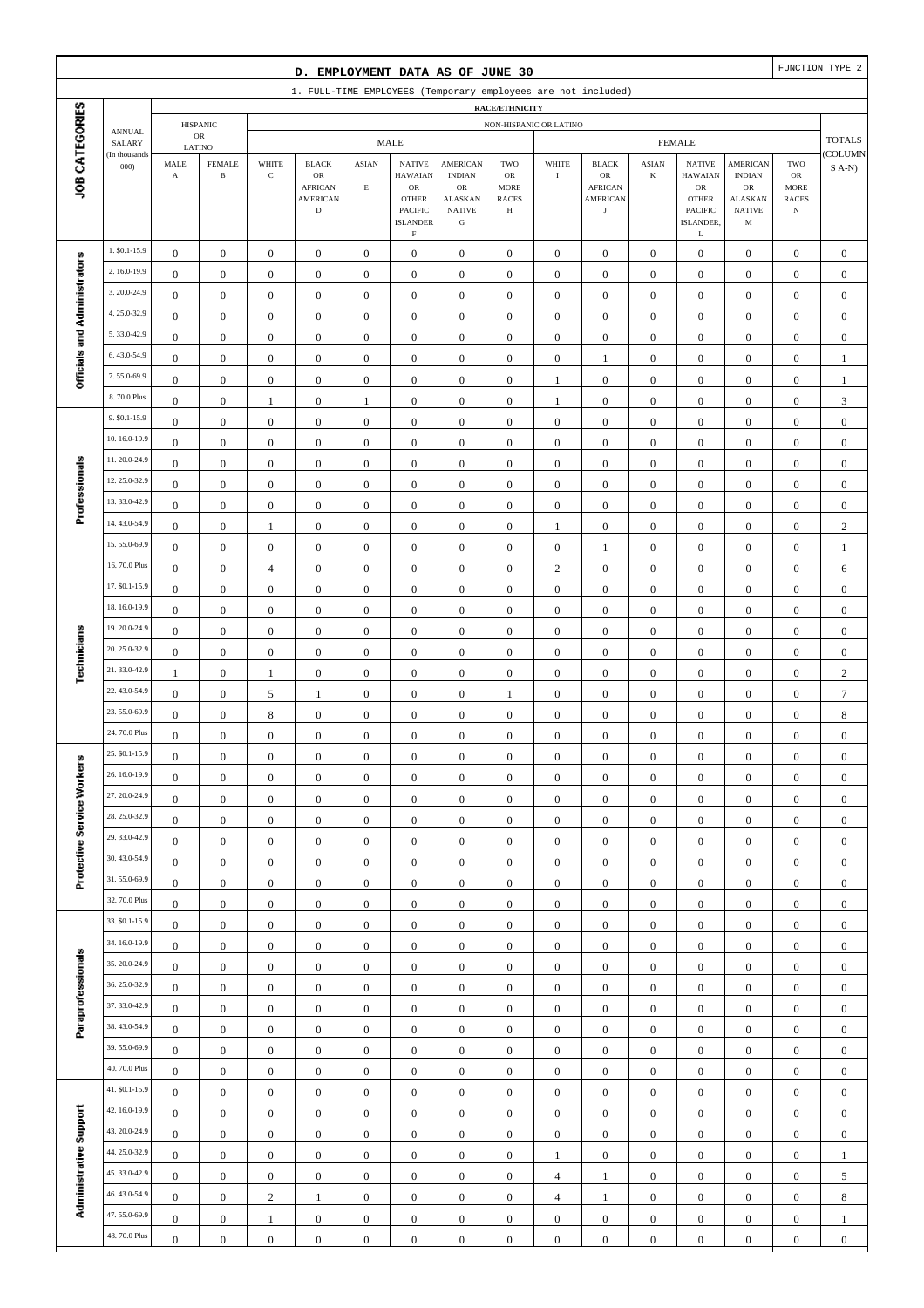## D. EMPLOYMENT DATA AS OF JUNE 30

FUNCTION TYPE 2

1. FULL-TIME EMPLOYEES (Temporary employees are not included)

| JOB CATEGORIES | ANNUAL SALARY (In thousands 000) | HISPANIC OR LATINO | | NON-HISPANIC OR LATINO | | | | | | | | | | | | | | TOTALS (COLUMNS A-N) |
|---|---|---|---|---|---|---|---|---|---|---|---|---|---|---|---|---|---|---|
| | | | | MALE | | | | | | FEMALE | | | | | | | | |
| | | MALE A | FEMALE B | WHITE C | BLACK OR AFRICAN AMERICAN D | ASIAN E | NATIVE HAWAIAN OR OTHER PACIFIC ISLANDER F | AMERICAN INDIAN OR ALASKAN NATIVE G | TWO OR MORE RACES H | WHITE I | BLACK OR AFRICAN AMERICAN J | ASIAN K | NATIVE HAWAIAN OR OTHER PACIFIC ISLANDER, L | AMERICAN INDIAN OR ALASKAN NATIVE M | TWO OR MORE RACES N | |
| Officials and Administrators | 1. $0.1-15.9 | 0 | 0 | 0 | 0 | 0 | 0 | 0 | 0 | 0 | 0 | 0 | 0 | 0 | 0 | 0 |
| | 2. 16.0-19.9 | 0 | 0 | 0 | 0 | 0 | 0 | 0 | 0 | 0 | 0 | 0 | 0 | 0 | 0 | 0 |
| | 3. 20.0-24.9 | 0 | 0 | 0 | 0 | 0 | 0 | 0 | 0 | 0 | 0 | 0 | 0 | 0 | 0 | 0 |
| | 4. 25.0-32.9 | 0 | 0 | 0 | 0 | 0 | 0 | 0 | 0 | 0 | 0 | 0 | 0 | 0 | 0 | 0 |
| | 5. 33.0-42.9 | 0 | 0 | 0 | 0 | 0 | 0 | 0 | 0 | 0 | 0 | 0 | 0 | 0 | 0 | 0 |
| | 6. 43.0-54.9 | 0 | 0 | 0 | 0 | 0 | 0 | 0 | 0 | 0 | 1 | 0 | 0 | 0 | 0 | 1 |
| | 7. 55.0-69.9 | 0 | 0 | 0 | 0 | 0 | 0 | 0 | 0 | 1 | 0 | 0 | 0 | 0 | 0 | 1 |
| | 8. 70.0 Plus | 0 | 0 | 1 | 0 | 1 | 0 | 0 | 0 | 1 | 0 | 0 | 0 | 0 | 0 | 3 |
| Professionals | 9. $0.1-15.9 | 0 | 0 | 0 | 0 | 0 | 0 | 0 | 0 | 0 | 0 | 0 | 0 | 0 | 0 | 0 |
| | 10. 16.0-19.9 | 0 | 0 | 0 | 0 | 0 | 0 | 0 | 0 | 0 | 0 | 0 | 0 | 0 | 0 | 0 |
| | 11. 20.0-24.9 | 0 | 0 | 0 | 0 | 0 | 0 | 0 | 0 | 0 | 0 | 0 | 0 | 0 | 0 | 0 |
| | 12. 25.0-32.9 | 0 | 0 | 0 | 0 | 0 | 0 | 0 | 0 | 0 | 0 | 0 | 0 | 0 | 0 | 0 |
| | 13. 33.0-42.9 | 0 | 0 | 0 | 0 | 0 | 0 | 0 | 0 | 0 | 0 | 0 | 0 | 0 | 0 | 0 |
| | 14. 43.0-54.9 | 0 | 0 | 1 | 0 | 0 | 0 | 0 | 0 | 1 | 0 | 0 | 0 | 0 | 0 | 2 |
| | 15. 55.0-69.9 | 0 | 0 | 0 | 0 | 0 | 0 | 0 | 0 | 0 | 1 | 0 | 0 | 0 | 0 | 1 |
| | 16. 70.0 Plus | 0 | 0 | 4 | 0 | 0 | 0 | 0 | 0 | 2 | 0 | 0 | 0 | 0 | 0 | 6 |
| Technicians | 17. $0.1-15.9 | 0 | 0 | 0 | 0 | 0 | 0 | 0 | 0 | 0 | 0 | 0 | 0 | 0 | 0 | 0 |
| | 18. 16.0-19.9 | 0 | 0 | 0 | 0 | 0 | 0 | 0 | 0 | 0 | 0 | 0 | 0 | 0 | 0 | 0 |
| | 19. 20.0-24.9 | 0 | 0 | 0 | 0 | 0 | 0 | 0 | 0 | 0 | 0 | 0 | 0 | 0 | 0 | 0 |
| | 20. 25.0-32.9 | 0 | 0 | 0 | 0 | 0 | 0 | 0 | 0 | 0 | 0 | 0 | 0 | 0 | 0 | 0 |
| | 21. 33.0-42.9 | 1 | 0 | 1 | 0 | 0 | 0 | 0 | 0 | 0 | 0 | 0 | 0 | 0 | 0 | 2 |
| | 22. 43.0-54.9 | 0 | 0 | 5 | 1 | 0 | 0 | 0 | 1 | 0 | 0 | 0 | 0 | 0 | 0 | 7 |
| | 23. 55.0-69.9 | 0 | 0 | 8 | 0 | 0 | 0 | 0 | 0 | 0 | 0 | 0 | 0 | 0 | 0 | 8 |
| | 24. 70.0 Plus | 0 | 0 | 0 | 0 | 0 | 0 | 0 | 0 | 0 | 0 | 0 | 0 | 0 | 0 | 0 |
| Protective Service Workers | 25. $0.1-15.9 | 0 | 0 | 0 | 0 | 0 | 0 | 0 | 0 | 0 | 0 | 0 | 0 | 0 | 0 | 0 |
| | 26. 16.0-19.9 | 0 | 0 | 0 | 0 | 0 | 0 | 0 | 0 | 0 | 0 | 0 | 0 | 0 | 0 | 0 |
| | 27. 20.0-24.9 | 0 | 0 | 0 | 0 | 0 | 0 | 0 | 0 | 0 | 0 | 0 | 0 | 0 | 0 | 0 |
| | 28. 25.0-32.9 | 0 | 0 | 0 | 0 | 0 | 0 | 0 | 0 | 0 | 0 | 0 | 0 | 0 | 0 | 0 |
| | 29. 33.0-42.9 | 0 | 0 | 0 | 0 | 0 | 0 | 0 | 0 | 0 | 0 | 0 | 0 | 0 | 0 | 0 |
| | 30. 43.0-54.9 | 0 | 0 | 0 | 0 | 0 | 0 | 0 | 0 | 0 | 0 | 0 | 0 | 0 | 0 | 0 |
| | 31. 55.0-69.9 | 0 | 0 | 0 | 0 | 0 | 0 | 0 | 0 | 0 | 0 | 0 | 0 | 0 | 0 | 0 |
| | 32. 70.0 Plus | 0 | 0 | 0 | 0 | 0 | 0 | 0 | 0 | 0 | 0 | 0 | 0 | 0 | 0 | 0 |
| Paraprofessionals | 33. $0.1-15.9 | 0 | 0 | 0 | 0 | 0 | 0 | 0 | 0 | 0 | 0 | 0 | 0 | 0 | 0 | 0 |
| | 34. 16.0-19.9 | 0 | 0 | 0 | 0 | 0 | 0 | 0 | 0 | 0 | 0 | 0 | 0 | 0 | 0 | 0 |
| | 35. 20.0-24.9 | 0 | 0 | 0 | 0 | 0 | 0 | 0 | 0 | 0 | 0 | 0 | 0 | 0 | 0 | 0 |
| | 36. 25.0-32.9 | 0 | 0 | 0 | 0 | 0 | 0 | 0 | 0 | 0 | 0 | 0 | 0 | 0 | 0 | 0 |
| | 37. 33.0-42.9 | 0 | 0 | 0 | 0 | 0 | 0 | 0 | 0 | 0 | 0 | 0 | 0 | 0 | 0 | 0 |
| | 38. 43.0-54.9 | 0 | 0 | 0 | 0 | 0 | 0 | 0 | 0 | 0 | 0 | 0 | 0 | 0 | 0 | 0 |
| | 39. 55.0-69.9 | 0 | 0 | 0 | 0 | 0 | 0 | 0 | 0 | 0 | 0 | 0 | 0 | 0 | 0 | 0 |
| | 40. 70.0 Plus | 0 | 0 | 0 | 0 | 0 | 0 | 0 | 0 | 0 | 0 | 0 | 0 | 0 | 0 | 0 |
| Administrative Support | 41. $0.1-15.9 | 0 | 0 | 0 | 0 | 0 | 0 | 0 | 0 | 0 | 0 | 0 | 0 | 0 | 0 | 0 |
| | 42. 16.0-19.9 | 0 | 0 | 0 | 0 | 0 | 0 | 0 | 0 | 0 | 0 | 0 | 0 | 0 | 0 | 0 |
| | 43. 20.0-24.9 | 0 | 0 | 0 | 0 | 0 | 0 | 0 | 0 | 0 | 0 | 0 | 0 | 0 | 0 | 0 |
| | 44. 25.0-32.9 | 0 | 0 | 0 | 0 | 0 | 0 | 0 | 0 | 1 | 0 | 0 | 0 | 0 | 0 | 1 |
| | 45. 33.0-42.9 | 0 | 0 | 0 | 0 | 0 | 0 | 0 | 0 | 4 | 1 | 0 | 0 | 0 | 0 | 5 |
| | 46. 43.0-54.9 | 0 | 0 | 2 | 1 | 0 | 0 | 0 | 0 | 4 | 1 | 0 | 0 | 0 | 0 | 8 |
| | 47. 55.0-69.9 | 0 | 0 | 1 | 0 | 0 | 0 | 0 | 0 | 0 | 0 | 0 | 0 | 0 | 0 | 1 |
| | 48. 70.0 Plus | 0 | 0 | 0 | 0 | 0 | 0 | 0 | 0 | 0 | 0 | 0 | 0 | 0 | 0 | 0 |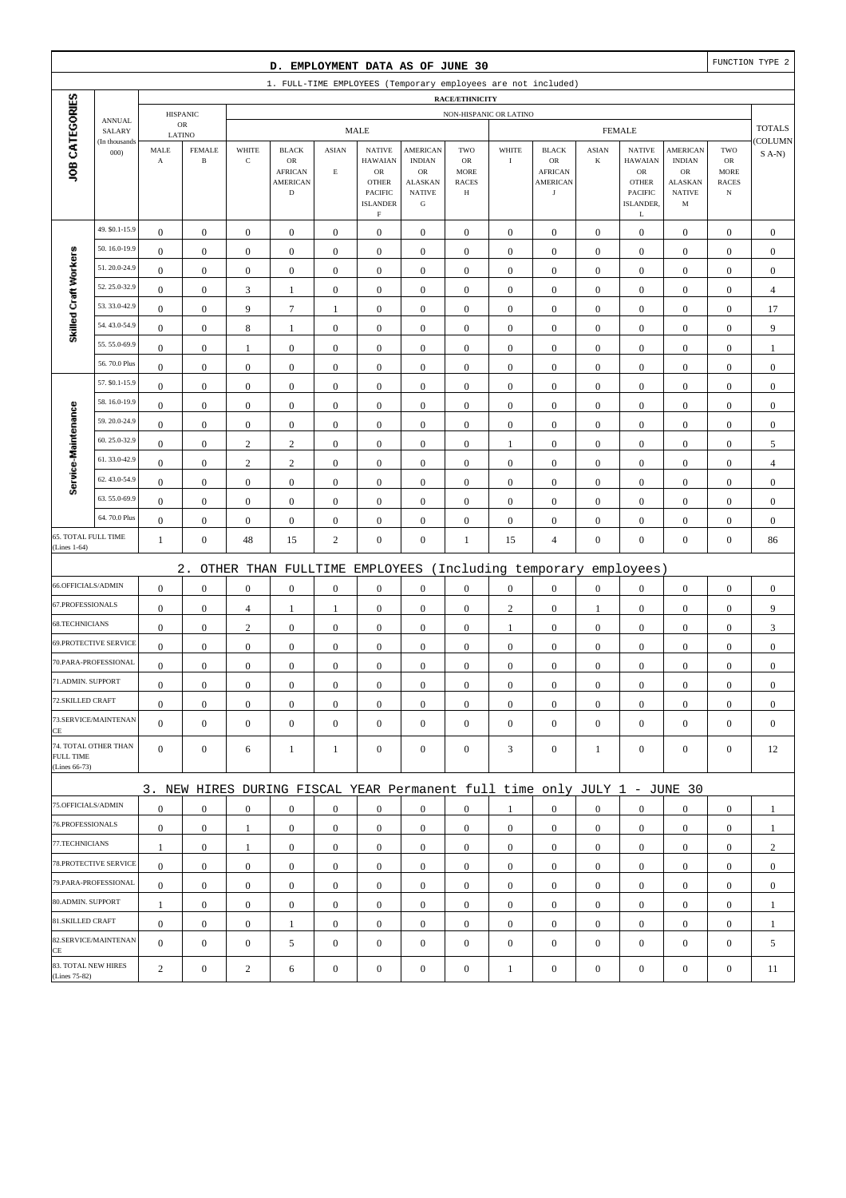## D. EMPLOYMENT DATA AS OF JUNE 30

FUNCTION TYPE 2

### 1. FULL-TIME EMPLOYEES (Temporary employees are not included)

| JOB CATEGORIES | ANNUAL SALARY (In thousands 000) | HISPANIC OR LATINO | | NON-HISPANIC OR LATINO | | | | | | | | | | | | | | TOTALS (COLUMNS A-N) |
|---|---|---|---|---|---|---|---|---|---|---|---|---|---|---|---|---|---|---|
| | | | | MALE | | | | | | FEMALE | | | | | | | | |
| | | MALE A | FEMALE B | WHITE C | BLACK OR AFRICAN AMERICAN D | ASIAN E | NATIVE HAWAIIAN OR OTHER PACIFIC ISLANDER F | AMERICAN INDIAN OR ALASKAN NATIVE G | TWO OR MORE RACES H | WHITE I | BLACK OR AFRICAN AMERICAN J | ASIAN K | NATIVE HAWAIIAN OR OTHER PACIFIC ISLANDER, L | AMERICAN INDIAN OR ALASKAN NATIVE M | TWO OR MORE RACES N | |
| Skilled Craft Workers | 49. $0.1-15.9 | 0 | 0 | 0 | 0 | 0 | 0 | 0 | 0 | 0 | 0 | 0 | 0 | 0 | 0 | 0 |
| | 50. 16.0-19.9 | 0 | 0 | 0 | 0 | 0 | 0 | 0 | 0 | 0 | 0 | 0 | 0 | 0 | 0 | 0 |
| | 51. 20.0-24.9 | 0 | 0 | 0 | 0 | 0 | 0 | 0 | 0 | 0 | 0 | 0 | 0 | 0 | 0 | 0 |
| | 52. 25.0-32.9 | 0 | 0 | 3 | 1 | 0 | 0 | 0 | 0 | 0 | 0 | 0 | 0 | 0 | 0 | 4 |
| | 53. 33.0-42.9 | 0 | 0 | 9 | 7 | 1 | 0 | 0 | 0 | 0 | 0 | 0 | 0 | 0 | 0 | 17 |
| | 54. 43.0-54.9 | 0 | 0 | 8 | 1 | 0 | 0 | 0 | 0 | 0 | 0 | 0 | 0 | 0 | 0 | 9 |
| | 55. 55.0-69.9 | 0 | 0 | 1 | 0 | 0 | 0 | 0 | 0 | 0 | 0 | 0 | 0 | 0 | 0 | 1 |
| | 56. 70.0 Plus | 0 | 0 | 0 | 0 | 0 | 0 | 0 | 0 | 0 | 0 | 0 | 0 | 0 | 0 | 0 |
| Service-Maintenance | 57. $0.1-15.9 | 0 | 0 | 0 | 0 | 0 | 0 | 0 | 0 | 0 | 0 | 0 | 0 | 0 | 0 | 0 |
| | 58. 16.0-19.9 | 0 | 0 | 0 | 0 | 0 | 0 | 0 | 0 | 0 | 0 | 0 | 0 | 0 | 0 | 0 |
| | 59. 20.0-24.9 | 0 | 0 | 0 | 0 | 0 | 0 | 0 | 0 | 0 | 0 | 0 | 0 | 0 | 0 | 0 |
| | 60. 25.0-32.9 | 0 | 0 | 2 | 2 | 0 | 0 | 0 | 0 | 1 | 0 | 0 | 0 | 0 | 0 | 5 |
| | 61. 33.0-42.9 | 0 | 0 | 2 | 2 | 0 | 0 | 0 | 0 | 0 | 0 | 0 | 0 | 0 | 0 | 4 |
| | 62. 43.0-54.9 | 0 | 0 | 0 | 0 | 0 | 0 | 0 | 0 | 0 | 0 | 0 | 0 | 0 | 0 | 0 |
| | 63. 55.0-69.9 | 0 | 0 | 0 | 0 | 0 | 0 | 0 | 0 | 0 | 0 | 0 | 0 | 0 | 0 | 0 |
| | 64. 70.0 Plus | 0 | 0 | 0 | 0 | 0 | 0 | 0 | 0 | 0 | 0 | 0 | 0 | 0 | 0 | 0 |
| 65. TOTAL FULL TIME (Lines 1-64) | | 1 | 0 | 48 | 15 | 2 | 0 | 0 | 1 | 15 | 4 | 0 | 0 | 0 | 0 | 86 |

### 2. OTHER THAN FULLTIME EMPLOYEES (Including temporary employees)

| Category | A | B | C | D | E | F | G | H | I | J | K | L | M | N | TOTALS |
|---|---|---|---|---|---|---|---|---|---|---|---|---|---|---|---|
| 66.OFFICIALS/ADMIN | 0 | 0 | 0 | 0 | 0 | 0 | 0 | 0 | 0 | 0 | 0 | 0 | 0 | 0 | 0 |
| 67.PROFESSIONALS | 0 | 0 | 4 | 1 | 1 | 0 | 0 | 0 | 2 | 0 | 1 | 0 | 0 | 0 | 9 |
| 68.TECHNICIANS | 0 | 0 | 2 | 0 | 0 | 0 | 0 | 0 | 1 | 0 | 0 | 0 | 0 | 0 | 3 |
| 69.PROTECTIVE SERVICE | 0 | 0 | 0 | 0 | 0 | 0 | 0 | 0 | 0 | 0 | 0 | 0 | 0 | 0 | 0 |
| 70.PARA-PROFESSIONAL | 0 | 0 | 0 | 0 | 0 | 0 | 0 | 0 | 0 | 0 | 0 | 0 | 0 | 0 | 0 |
| 71.ADMIN. SUPPORT | 0 | 0 | 0 | 0 | 0 | 0 | 0 | 0 | 0 | 0 | 0 | 0 | 0 | 0 | 0 |
| 72.SKILLED CRAFT | 0 | 0 | 0 | 0 | 0 | 0 | 0 | 0 | 0 | 0 | 0 | 0 | 0 | 0 | 0 |
| 73.SERVICE/MAINTENANCE | 0 | 0 | 0 | 0 | 0 | 0 | 0 | 0 | 0 | 0 | 0 | 0 | 0 | 0 | 0 |
| 74. TOTAL OTHER THAN FULL TIME (Lines 66-73) | 0 | 0 | 6 | 1 | 1 | 0 | 0 | 0 | 3 | 0 | 1 | 0 | 0 | 0 | 12 |

### 3. NEW HIRES DURING FISCAL YEAR Permanent full time only JULY 1 - JUNE 30

| Category | A | B | C | D | E | F | G | H | I | J | K | L | M | N | TOTALS |
|---|---|---|---|---|---|---|---|---|---|---|---|---|---|---|---|
| 75.OFFICIALS/ADMIN | 0 | 0 | 0 | 0 | 0 | 0 | 0 | 0 | 1 | 0 | 0 | 0 | 0 | 0 | 1 |
| 76.PROFESSIONALS | 0 | 0 | 1 | 0 | 0 | 0 | 0 | 0 | 0 | 0 | 0 | 0 | 0 | 0 | 1 |
| 77.TECHNICIANS | 1 | 0 | 1 | 0 | 0 | 0 | 0 | 0 | 0 | 0 | 0 | 0 | 0 | 0 | 2 |
| 78.PROTECTIVE SERVICE | 0 | 0 | 0 | 0 | 0 | 0 | 0 | 0 | 0 | 0 | 0 | 0 | 0 | 0 | 0 |
| 79.PARA-PROFESSIONAL | 0 | 0 | 0 | 0 | 0 | 0 | 0 | 0 | 0 | 0 | 0 | 0 | 0 | 0 | 0 |
| 80.ADMIN. SUPPORT | 1 | 0 | 0 | 0 | 0 | 0 | 0 | 0 | 0 | 0 | 0 | 0 | 0 | 0 | 1 |
| 81.SKILLED CRAFT | 0 | 0 | 0 | 1 | 0 | 0 | 0 | 0 | 0 | 0 | 0 | 0 | 0 | 0 | 1 |
| 82.SERVICE/MAINTENANCE | 0 | 0 | 0 | 5 | 0 | 0 | 0 | 0 | 0 | 0 | 0 | 0 | 0 | 0 | 5 |
| 83. TOTAL NEW HIRES (Lines 75-82) | 2 | 0 | 2 | 6 | 0 | 0 | 0 | 0 | 1 | 0 | 0 | 0 | 0 | 0 | 11 |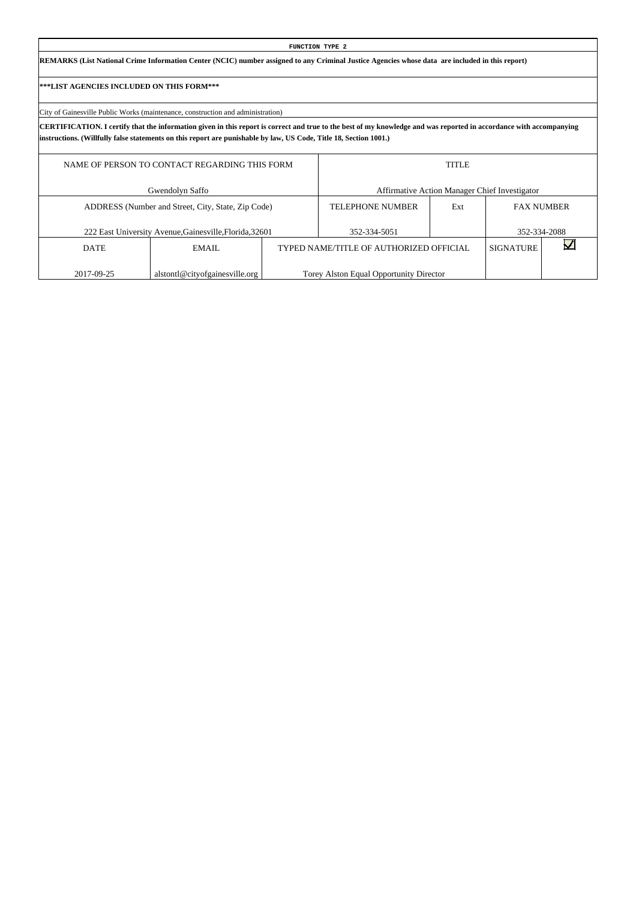**FUNCTION TYPE 2**

**REMARKS (List National Crime Information Center (NCIC) number assigned to any Criminal Justice Agencies whose data are included in this report)**

**\*\*\*LIST AGENCIES INCLUDED ON THIS FORM\*\*\***

City of Gainesville Public Works (maintenance, construction and administration)

**CERTIFICATION. I certify that the information given in this report is correct and true to the best of my knowledge and was reported in accordance with accompanying instructions. (Willfully false statements on this report are punishable by law, US Code, Title 18, Section 1001.)**

| NAME OF PERSON TO CONTACT REGARDING THIS FORM | | TITLE | | |
|---|---|---|---|---|
| Gwendolyn Saffo | | Affirmative Action Manager Chief Investigator | | |
| ADDRESS (Number and Street, City, State, Zip Code) | | TELEPHONE NUMBER | Ext | FAX NUMBER |
| 222 East University Avenue,Gainesville,Florida,32601 | | 352-334-5051 | | 352-334-2088 |

| DATE | EMAIL | TYPED NAME/TITLE OF AUTHORIZED OFFICIAL | SIGNATURE | ☑ |
|---|---|---|---|---|
| 2017-09-25 | alstontl@cityofgainesville.org | Torey Alston Equal Opportunity Director | | |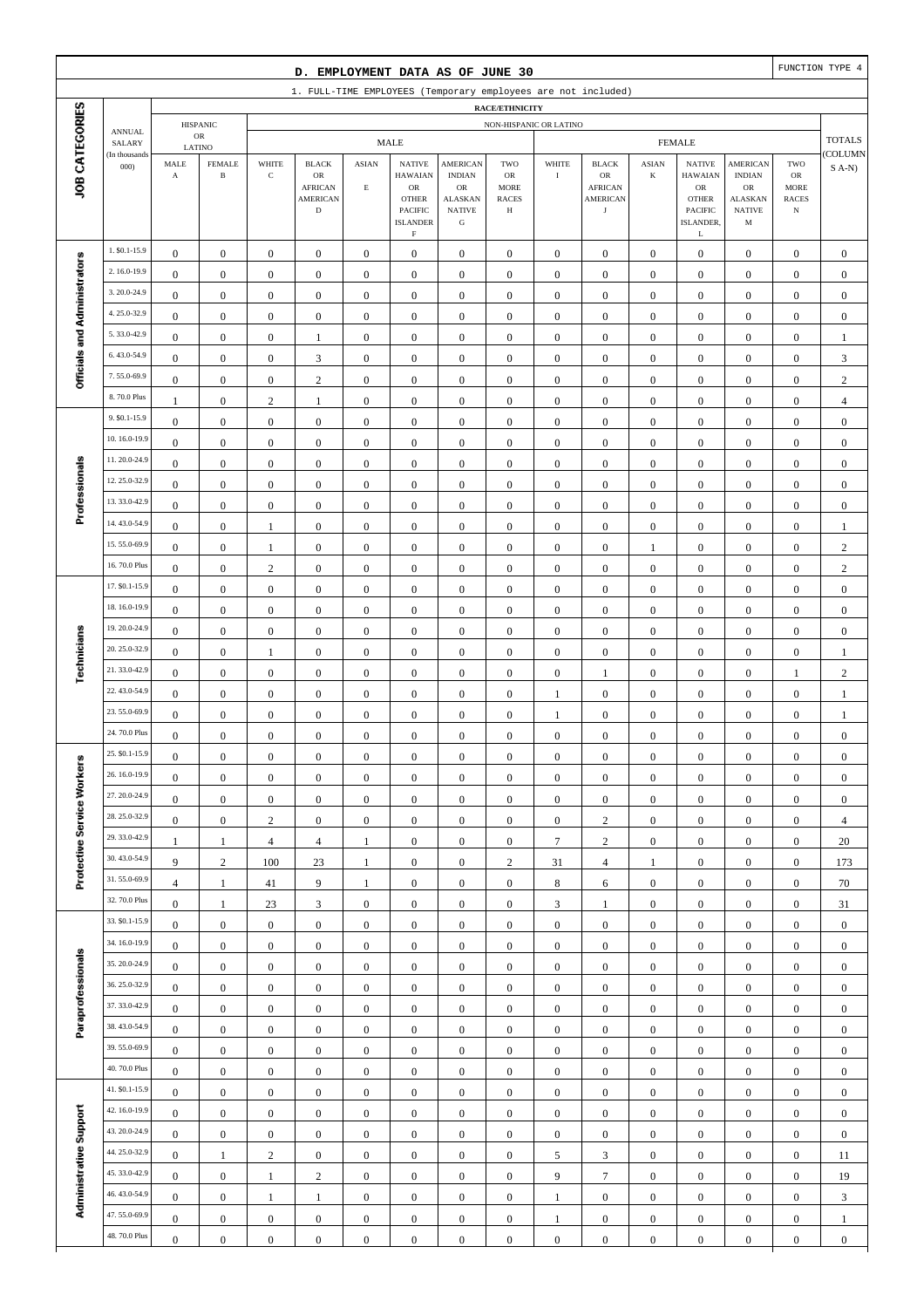## D. EMPLOYMENT DATA AS OF JUNE 30

FUNCTION TYPE 4

1. FULL-TIME EMPLOYEES (Temporary employees are not included)

| JOB CATEGORIES | ANNUAL SALARY (In thousands 000) | HISPANIC OR LATINO MALE A | HISPANIC OR LATINO FEMALE B | MALE WHITE C | MALE BLACK OR AFRICAN AMERICAN D | MALE ASIAN E | MALE NATIVE HAWAIAN OR OTHER PACIFIC ISLANDER F | MALE AMERICAN INDIAN OR ALASKAN NATIVE G | MALE TWO OR MORE RACES H | FEMALE WHITE I | FEMALE BLACK OR AFRICAN AMERICAN J | FEMALE ASIAN K | FEMALE NATIVE HAWAIAN OR OTHER PACIFIC ISLANDER, L | FEMALE AMERICAN INDIAN OR ALASKAN NATIVE M | FEMALE TWO OR MORE RACES N | TOTALS (COLUMNS A-N) |
|---|---|---|---|---|---|---|---|---|---|---|---|---|---|---|---|---|
| Officials and Administrators | 1. $0.1-15.9 | 0 | 0 | 0 | 0 | 0 | 0 | 0 | 0 | 0 | 0 | 0 | 0 | 0 | 0 | 0 |
| | 2. 16.0-19.9 | 0 | 0 | 0 | 0 | 0 | 0 | 0 | 0 | 0 | 0 | 0 | 0 | 0 | 0 | 0 |
| | 3. 20.0-24.9 | 0 | 0 | 0 | 0 | 0 | 0 | 0 | 0 | 0 | 0 | 0 | 0 | 0 | 0 | 0 |
| | 4. 25.0-32.9 | 0 | 0 | 0 | 0 | 0 | 0 | 0 | 0 | 0 | 0 | 0 | 0 | 0 | 0 | 0 |
| | 5. 33.0-42.9 | 0 | 0 | 0 | 1 | 0 | 0 | 0 | 0 | 0 | 0 | 0 | 0 | 0 | 0 | 1 |
| | 6. 43.0-54.9 | 0 | 0 | 0 | 3 | 0 | 0 | 0 | 0 | 0 | 0 | 0 | 0 | 0 | 0 | 3 |
| | 7. 55.0-69.9 | 0 | 0 | 0 | 2 | 0 | 0 | 0 | 0 | 0 | 0 | 0 | 0 | 0 | 0 | 2 |
| | 8. 70.0 Plus | 1 | 0 | 2 | 1 | 0 | 0 | 0 | 0 | 0 | 0 | 0 | 0 | 0 | 0 | 4 |
| Professionals | 9. $0.1-15.9 | 0 | 0 | 0 | 0 | 0 | 0 | 0 | 0 | 0 | 0 | 0 | 0 | 0 | 0 | 0 |
| | 10. 16.0-19.9 | 0 | 0 | 0 | 0 | 0 | 0 | 0 | 0 | 0 | 0 | 0 | 0 | 0 | 0 | 0 |
| | 11. 20.0-24.9 | 0 | 0 | 0 | 0 | 0 | 0 | 0 | 0 | 0 | 0 | 0 | 0 | 0 | 0 | 0 |
| | 12. 25.0-32.9 | 0 | 0 | 0 | 0 | 0 | 0 | 0 | 0 | 0 | 0 | 0 | 0 | 0 | 0 | 0 |
| | 13. 33.0-42.9 | 0 | 0 | 0 | 0 | 0 | 0 | 0 | 0 | 0 | 0 | 0 | 0 | 0 | 0 | 0 |
| | 14. 43.0-54.9 | 0 | 0 | 1 | 0 | 0 | 0 | 0 | 0 | 0 | 0 | 0 | 0 | 0 | 0 | 1 |
| | 15. 55.0-69.9 | 0 | 0 | 1 | 0 | 0 | 0 | 0 | 0 | 0 | 0 | 1 | 0 | 0 | 0 | 2 |
| | 16. 70.0 Plus | 0 | 0 | 2 | 0 | 0 | 0 | 0 | 0 | 0 | 0 | 0 | 0 | 0 | 0 | 2 |
| Technicians | 17. $0.1-15.9 | 0 | 0 | 0 | 0 | 0 | 0 | 0 | 0 | 0 | 0 | 0 | 0 | 0 | 0 | 0 |
| | 18. 16.0-19.9 | 0 | 0 | 0 | 0 | 0 | 0 | 0 | 0 | 0 | 0 | 0 | 0 | 0 | 0 | 0 |
| | 19. 20.0-24.9 | 0 | 0 | 0 | 0 | 0 | 0 | 0 | 0 | 0 | 0 | 0 | 0 | 0 | 0 | 0 |
| | 20. 25.0-32.9 | 0 | 0 | 1 | 0 | 0 | 0 | 0 | 0 | 0 | 0 | 0 | 0 | 0 | 0 | 1 |
| | 21. 33.0-42.9 | 0 | 0 | 0 | 0 | 0 | 0 | 0 | 0 | 0 | 1 | 0 | 0 | 0 | 1 | 2 |
| | 22. 43.0-54.9 | 0 | 0 | 0 | 0 | 0 | 0 | 0 | 0 | 1 | 0 | 0 | 0 | 0 | 0 | 1 |
| | 23. 55.0-69.9 | 0 | 0 | 0 | 0 | 0 | 0 | 0 | 0 | 1 | 0 | 0 | 0 | 0 | 0 | 1 |
| | 24. 70.0 Plus | 0 | 0 | 0 | 0 | 0 | 0 | 0 | 0 | 0 | 0 | 0 | 0 | 0 | 0 | 0 |
| Protective Service Workers | 25. $0.1-15.9 | 0 | 0 | 0 | 0 | 0 | 0 | 0 | 0 | 0 | 0 | 0 | 0 | 0 | 0 | 0 |
| | 26. 16.0-19.9 | 0 | 0 | 0 | 0 | 0 | 0 | 0 | 0 | 0 | 0 | 0 | 0 | 0 | 0 | 0 |
| | 27. 20.0-24.9 | 0 | 0 | 0 | 0 | 0 | 0 | 0 | 0 | 0 | 0 | 0 | 0 | 0 | 0 | 0 |
| | 28. 25.0-32.9 | 0 | 0 | 2 | 0 | 0 | 0 | 0 | 0 | 0 | 2 | 0 | 0 | 0 | 0 | 4 |
| | 29. 33.0-42.9 | 1 | 1 | 4 | 4 | 1 | 0 | 0 | 0 | 7 | 2 | 0 | 0 | 0 | 0 | 20 |
| | 30. 43.0-54.9 | 9 | 2 | 100 | 23 | 1 | 0 | 0 | 2 | 31 | 4 | 1 | 0 | 0 | 0 | 173 |
| | 31. 55.0-69.9 | 4 | 1 | 41 | 9 | 1 | 0 | 0 | 0 | 8 | 6 | 0 | 0 | 0 | 0 | 70 |
| | 32. 70.0 Plus | 0 | 1 | 23 | 3 | 0 | 0 | 0 | 0 | 3 | 1 | 0 | 0 | 0 | 0 | 31 |
| Paraprofessionals | 33. $0.1-15.9 | 0 | 0 | 0 | 0 | 0 | 0 | 0 | 0 | 0 | 0 | 0 | 0 | 0 | 0 | 0 |
| | 34. 16.0-19.9 | 0 | 0 | 0 | 0 | 0 | 0 | 0 | 0 | 0 | 0 | 0 | 0 | 0 | 0 | 0 |
| | 35. 20.0-24.9 | 0 | 0 | 0 | 0 | 0 | 0 | 0 | 0 | 0 | 0 | 0 | 0 | 0 | 0 | 0 |
| | 36. 25.0-32.9 | 0 | 0 | 0 | 0 | 0 | 0 | 0 | 0 | 0 | 0 | 0 | 0 | 0 | 0 | 0 |
| | 37. 33.0-42.9 | 0 | 0 | 0 | 0 | 0 | 0 | 0 | 0 | 0 | 0 | 0 | 0 | 0 | 0 | 0 |
| | 38. 43.0-54.9 | 0 | 0 | 0 | 0 | 0 | 0 | 0 | 0 | 0 | 0 | 0 | 0 | 0 | 0 | 0 |
| | 39. 55.0-69.9 | 0 | 0 | 0 | 0 | 0 | 0 | 0 | 0 | 0 | 0 | 0 | 0 | 0 | 0 | 0 |
| | 40. 70.0 Plus | 0 | 0 | 0 | 0 | 0 | 0 | 0 | 0 | 0 | 0 | 0 | 0 | 0 | 0 | 0 |
| Administrative Support | 41. $0.1-15.9 | 0 | 0 | 0 | 0 | 0 | 0 | 0 | 0 | 0 | 0 | 0 | 0 | 0 | 0 | 0 |
| | 42. 16.0-19.9 | 0 | 0 | 0 | 0 | 0 | 0 | 0 | 0 | 0 | 0 | 0 | 0 | 0 | 0 | 0 |
| | 43. 20.0-24.9 | 0 | 0 | 0 | 0 | 0 | 0 | 0 | 0 | 0 | 0 | 0 | 0 | 0 | 0 | 0 |
| | 44. 25.0-32.9 | 0 | 1 | 2 | 0 | 0 | 0 | 0 | 0 | 5 | 3 | 0 | 0 | 0 | 0 | 11 |
| | 45. 33.0-42.9 | 0 | 0 | 1 | 2 | 0 | 0 | 0 | 0 | 9 | 7 | 0 | 0 | 0 | 0 | 19 |
| | 46. 43.0-54.9 | 0 | 0 | 1 | 1 | 0 | 0 | 0 | 0 | 1 | 0 | 0 | 0 | 0 | 0 | 3 |
| | 47. 55.0-69.9 | 0 | 0 | 0 | 0 | 0 | 0 | 0 | 0 | 1 | 0 | 0 | 0 | 0 | 0 | 1 |
| | 48. 70.0 Plus | 0 | 0 | 0 | 0 | 0 | 0 | 0 | 0 | 0 | 0 | 0 | 0 | 0 | 0 | 0 |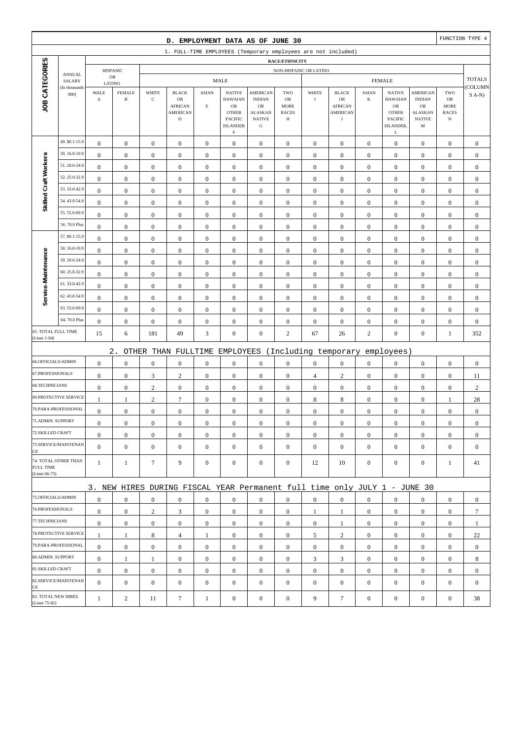## D. EMPLOYMENT DATA AS OF JUNE 30

FUNCTION TYPE 4

### 1. FULL-TIME EMPLOYEES (Temporary employees are not included)

| JOB CATEGORIES | ANNUAL SALARY (In thousands 000) | HISPANIC OR LATINO | | NON-HISPANIC OR LATINO | | | | | | | | | | | | | TOTALS (COLUMNS A-N) |
|---|---|---|---|---|---|---|---|---|---|---|---|---|---|---|---|---|---|
| | | | | MALE | | | | | | FEMALE | | | | | | | |
| | | MALE A | FEMALE B | WHITE C | BLACK OR AFRICAN AMERICAN D | ASIAN E | NATIVE HAWAIIAN OR OTHER PACIFIC ISLANDER F | AMERICAN INDIAN OR ALASKAN NATIVE G | TWO OR MORE RACES H | WHITE I | BLACK OR AFRICAN AMERICAN J | ASIAN K | NATIVE HAWAIIAN OR OTHER PACIFIC ISLANDER, L | AMERICAN INDIAN OR ALASKAN NATIVE M | TWO OR MORE RACES N | |
| Skilled Craft Workers | 49. $0.1-15.9 | 0 | 0 | 0 | 0 | 0 | 0 | 0 | 0 | 0 | 0 | 0 | 0 | 0 | 0 | 0 |
| | 50. 16.0-19.9 | 0 | 0 | 0 | 0 | 0 | 0 | 0 | 0 | 0 | 0 | 0 | 0 | 0 | 0 | 0 |
| | 51. 20.0-24.9 | 0 | 0 | 0 | 0 | 0 | 0 | 0 | 0 | 0 | 0 | 0 | 0 | 0 | 0 | 0 |
| | 52. 25.0-32.9 | 0 | 0 | 0 | 0 | 0 | 0 | 0 | 0 | 0 | 0 | 0 | 0 | 0 | 0 | 0 |
| | 53. 33.0-42.9 | 0 | 0 | 0 | 0 | 0 | 0 | 0 | 0 | 0 | 0 | 0 | 0 | 0 | 0 | 0 |
| | 54. 43.0-54.9 | 0 | 0 | 0 | 0 | 0 | 0 | 0 | 0 | 0 | 0 | 0 | 0 | 0 | 0 | 0 |
| | 55. 55.0-69.9 | 0 | 0 | 0 | 0 | 0 | 0 | 0 | 0 | 0 | 0 | 0 | 0 | 0 | 0 | 0 |
| | 56. 70.0 Plus | 0 | 0 | 0 | 0 | 0 | 0 | 0 | 0 | 0 | 0 | 0 | 0 | 0 | 0 | 0 |
| Service-Maintenance | 57. $0.1-15.9 | 0 | 0 | 0 | 0 | 0 | 0 | 0 | 0 | 0 | 0 | 0 | 0 | 0 | 0 | 0 |
| | 58. 16.0-19.9 | 0 | 0 | 0 | 0 | 0 | 0 | 0 | 0 | 0 | 0 | 0 | 0 | 0 | 0 | 0 |
| | 59. 20.0-24.9 | 0 | 0 | 0 | 0 | 0 | 0 | 0 | 0 | 0 | 0 | 0 | 0 | 0 | 0 | 0 |
| | 60. 25.0-32.9 | 0 | 0 | 0 | 0 | 0 | 0 | 0 | 0 | 0 | 0 | 0 | 0 | 0 | 0 | 0 |
| | 61. 33.0-42.9 | 0 | 0 | 0 | 0 | 0 | 0 | 0 | 0 | 0 | 0 | 0 | 0 | 0 | 0 | 0 |
| | 62. 43.0-54.9 | 0 | 0 | 0 | 0 | 0 | 0 | 0 | 0 | 0 | 0 | 0 | 0 | 0 | 0 | 0 |
| | 63. 55.0-69.9 | 0 | 0 | 0 | 0 | 0 | 0 | 0 | 0 | 0 | 0 | 0 | 0 | 0 | 0 | 0 |
| | 64. 70.0 Plus | 0 | 0 | 0 | 0 | 0 | 0 | 0 | 0 | 0 | 0 | 0 | 0 | 0 | 0 | 0 |
| 65. TOTAL FULL TIME (Lines 1-64) | | 15 | 6 | 181 | 49 | 3 | 0 | 0 | 2 | 67 | 26 | 2 | 0 | 0 | 1 | 352 |

### 2. OTHER THAN FULLTIME EMPLOYEES (Including temporary employees)

| JOB CATEGORIES | A | B | C | D | E | F | G | H | I | J | K | L | M | N | TOTALS |
|---|---|---|---|---|---|---|---|---|---|---|---|---|---|---|---|
| 66.OFFICIALS/ADMIN | 0 | 0 | 0 | 0 | 0 | 0 | 0 | 0 | 0 | 0 | 0 | 0 | 0 | 0 | 0 |
| 67.PROFESSIONALS | 0 | 0 | 3 | 2 | 0 | 0 | 0 | 0 | 4 | 2 | 0 | 0 | 0 | 0 | 11 |
| 68.TECHNICIANS | 0 | 0 | 2 | 0 | 0 | 0 | 0 | 0 | 0 | 0 | 0 | 0 | 0 | 0 | 2 |
| 69.PROTECTIVE SERVICE | 1 | 1 | 2 | 7 | 0 | 0 | 0 | 0 | 8 | 8 | 0 | 0 | 0 | 1 | 28 |
| 70.PARA-PROFESSIONAL | 0 | 0 | 0 | 0 | 0 | 0 | 0 | 0 | 0 | 0 | 0 | 0 | 0 | 0 | 0 |
| 71.ADMIN. SUPPORT | 0 | 0 | 0 | 0 | 0 | 0 | 0 | 0 | 0 | 0 | 0 | 0 | 0 | 0 | 0 |
| 72.SKILLED CRAFT | 0 | 0 | 0 | 0 | 0 | 0 | 0 | 0 | 0 | 0 | 0 | 0 | 0 | 0 | 0 |
| 73.SERVICE/MAINTENANCE | 0 | 0 | 0 | 0 | 0 | 0 | 0 | 0 | 0 | 0 | 0 | 0 | 0 | 0 | 0 |
| 74. TOTAL OTHER THAN FULL TIME (Lines 66-73) | 1 | 1 | 7 | 9 | 0 | 0 | 0 | 0 | 12 | 10 | 0 | 0 | 0 | 1 | 41 |

### 3. NEW HIRES DURING FISCAL YEAR Permanent full time only JULY 1 - JUNE 30

| JOB CATEGORIES | A | B | C | D | E | F | G | H | I | J | K | L | M | N | TOTALS |
|---|---|---|---|---|---|---|---|---|---|---|---|---|---|---|---|
| 75.OFFICIALS/ADMIN | 0 | 0 | 0 | 0 | 0 | 0 | 0 | 0 | 0 | 0 | 0 | 0 | 0 | 0 | 0 |
| 76.PROFESSIONALS | 0 | 0 | 2 | 3 | 0 | 0 | 0 | 0 | 1 | 1 | 0 | 0 | 0 | 0 | 7 |
| 77.TECHNICIANS | 0 | 0 | 0 | 0 | 0 | 0 | 0 | 0 | 0 | 1 | 0 | 0 | 0 | 0 | 1 |
| 78.PROTECTIVE SERVICE | 1 | 1 | 8 | 4 | 1 | 0 | 0 | 0 | 5 | 2 | 0 | 0 | 0 | 0 | 22 |
| 79.PARA-PROFESSIONAL | 0 | 0 | 0 | 0 | 0 | 0 | 0 | 0 | 0 | 0 | 0 | 0 | 0 | 0 | 0 |
| 80.ADMIN. SUPPORT | 0 | 1 | 1 | 0 | 0 | 0 | 0 | 0 | 3 | 3 | 0 | 0 | 0 | 0 | 8 |
| 81.SKILLED CRAFT | 0 | 0 | 0 | 0 | 0 | 0 | 0 | 0 | 0 | 0 | 0 | 0 | 0 | 0 | 0 |
| 82.SERVICE/MAINTENANCE | 0 | 0 | 0 | 0 | 0 | 0 | 0 | 0 | 0 | 0 | 0 | 0 | 0 | 0 | 0 |
| 83. TOTAL NEW HIRES (Lines 75-82) | 1 | 2 | 11 | 7 | 1 | 0 | 0 | 0 | 9 | 7 | 0 | 0 | 0 | 0 | 38 |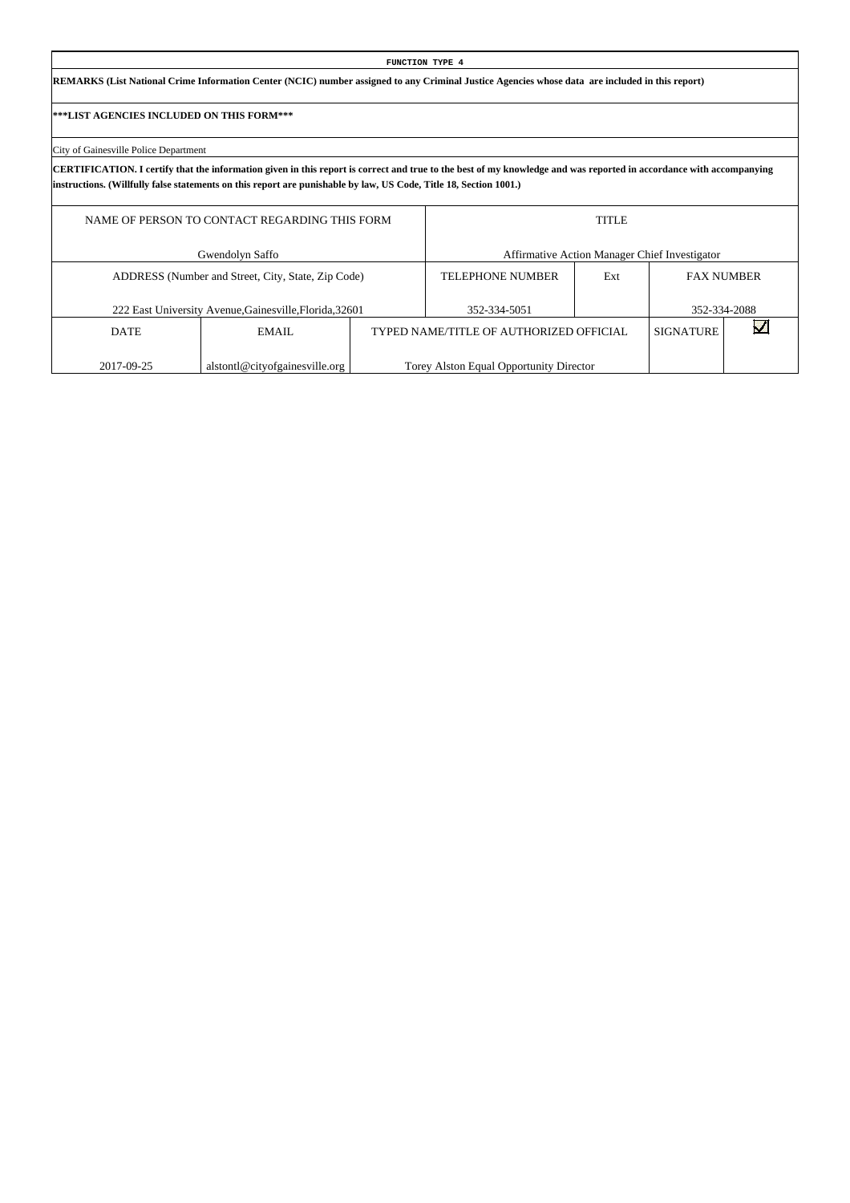**FUNCTION TYPE 4**

**REMARKS (List National Crime Information Center (NCIC) number assigned to any Criminal Justice Agencies whose data are included in this report)**

**\*\*\*LIST AGENCIES INCLUDED ON THIS FORM\*\*\***

City of Gainesville Police Department

**CERTIFICATION. I certify that the information given in this report is correct and true to the best of my knowledge and was reported in accordance with accompanying instructions. (Willfully false statements on this report are punishable by law, US Code, Title 18, Section 1001.)**

| NAME OF PERSON TO CONTACT REGARDING THIS FORM | | | TITLE | | | |
|---|---|---|---|---|---|---|
| Gwendolyn Saffo | | | Affirmative Action Manager Chief Investigator | | | |
| ADDRESS (Number and Street, City, State, Zip Code) | | | TELEPHONE NUMBER | Ext | FAX NUMBER | |
| 222 East University Avenue,Gainesville,Florida,32601 | | | 352-334-5051 | | 352-334-2088 | |
| DATE | EMAIL | TYPED NAME/TITLE OF AUTHORIZED OFFICIAL | | | SIGNATURE | ☑ |
| 2017-09-25 | alstontl@cityofgainesville.org | Torey Alston Equal Opportunity Director | | | | |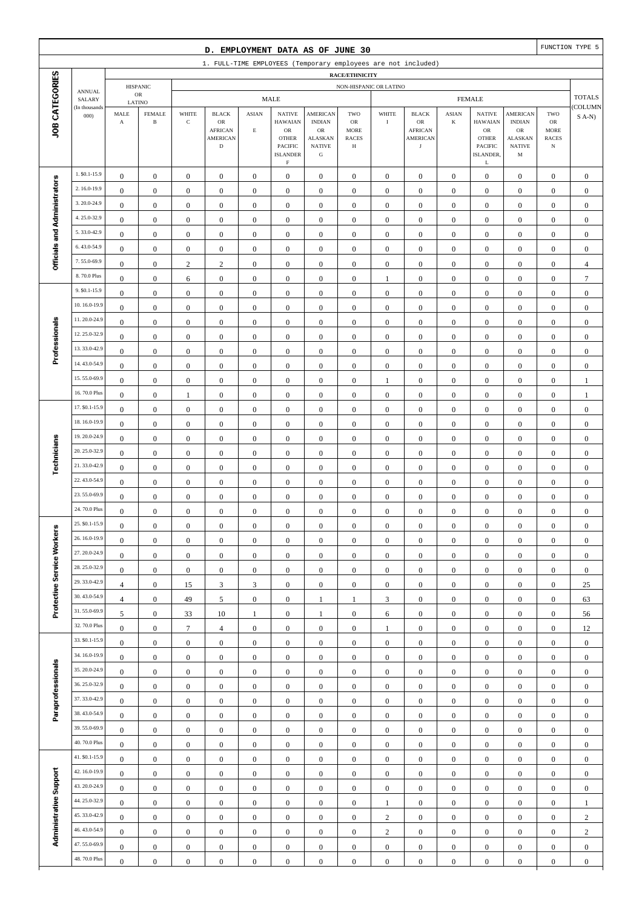# D. EMPLOYMENT DATA AS OF JUNE 30

FUNCTION TYPE 5

## 1. FULL-TIME EMPLOYEES (Temporary employees are not included)

| JOB CATEGORIES | ANNUAL SALARY (In thousands 000) | HISPANIC OR LATINO MALE A | HISPANIC OR LATINO FEMALE B | NON-HISPANIC OR LATINO MALE WHITE C | MALE BLACK OR AFRICAN AMERICAN D | MALE ASIAN E | MALE NATIVE HAWAIAN OR OTHER PACIFIC ISLANDER F | MALE AMERICAN INDIAN OR ALASKAN NATIVE G | MALE TWO OR MORE RACES H | FEMALE WHITE I | FEMALE BLACK OR AFRICAN AMERICAN J | FEMALE ASIAN K | FEMALE NATIVE HAWAIAN OR OTHER PACIFIC ISLANDER, L | FEMALE AMERICAN INDIAN OR ALASKAN NATIVE M | FEMALE TWO OR MORE RACES N | TOTALS (COLUMNS A-N) |
|---|---|---|---|---|---|---|---|---|---|---|---|---|---|---|---|---|
| Officials and Administrators | 1. $0.1-15.9 | 0 | 0 | 0 | 0 | 0 | 0 | 0 | 0 | 0 | 0 | 0 | 0 | 0 | 0 | 0 |
| | 2. 16.0-19.9 | 0 | 0 | 0 | 0 | 0 | 0 | 0 | 0 | 0 | 0 | 0 | 0 | 0 | 0 | 0 |
| | 3. 20.0-24.9 | 0 | 0 | 0 | 0 | 0 | 0 | 0 | 0 | 0 | 0 | 0 | 0 | 0 | 0 | 0 |
| | 4. 25.0-32.9 | 0 | 0 | 0 | 0 | 0 | 0 | 0 | 0 | 0 | 0 | 0 | 0 | 0 | 0 | 0 |
| | 5. 33.0-42.9 | 0 | 0 | 0 | 0 | 0 | 0 | 0 | 0 | 0 | 0 | 0 | 0 | 0 | 0 | 0 |
| | 6. 43.0-54.9 | 0 | 0 | 0 | 0 | 0 | 0 | 0 | 0 | 0 | 0 | 0 | 0 | 0 | 0 | 0 |
| | 7. 55.0-69.9 | 0 | 0 | 2 | 2 | 0 | 0 | 0 | 0 | 0 | 0 | 0 | 0 | 0 | 0 | 4 |
| | 8. 70.0 Plus | 0 | 0 | 6 | 0 | 0 | 0 | 0 | 0 | 1 | 0 | 0 | 0 | 0 | 0 | 7 |
| Professionals | 9. $0.1-15.9 | 0 | 0 | 0 | 0 | 0 | 0 | 0 | 0 | 0 | 0 | 0 | 0 | 0 | 0 | 0 |
| | 10. 16.0-19.9 | 0 | 0 | 0 | 0 | 0 | 0 | 0 | 0 | 0 | 0 | 0 | 0 | 0 | 0 | 0 |
| | 11. 20.0-24.9 | 0 | 0 | 0 | 0 | 0 | 0 | 0 | 0 | 0 | 0 | 0 | 0 | 0 | 0 | 0 |
| | 12. 25.0-32.9 | 0 | 0 | 0 | 0 | 0 | 0 | 0 | 0 | 0 | 0 | 0 | 0 | 0 | 0 | 0 |
| | 13. 33.0-42.9 | 0 | 0 | 0 | 0 | 0 | 0 | 0 | 0 | 0 | 0 | 0 | 0 | 0 | 0 | 0 |
| | 14. 43.0-54.9 | 0 | 0 | 0 | 0 | 0 | 0 | 0 | 0 | 0 | 0 | 0 | 0 | 0 | 0 | 0 |
| | 15. 55.0-69.9 | 0 | 0 | 0 | 0 | 0 | 0 | 0 | 0 | 1 | 0 | 0 | 0 | 0 | 0 | 1 |
| | 16. 70.0 Plus | 0 | 0 | 1 | 0 | 0 | 0 | 0 | 0 | 0 | 0 | 0 | 0 | 0 | 0 | 1 |
| Technicians | 17. $0.1-15.9 | 0 | 0 | 0 | 0 | 0 | 0 | 0 | 0 | 0 | 0 | 0 | 0 | 0 | 0 | 0 |
| | 18. 16.0-19.9 | 0 | 0 | 0 | 0 | 0 | 0 | 0 | 0 | 0 | 0 | 0 | 0 | 0 | 0 | 0 |
| | 19. 20.0-24.9 | 0 | 0 | 0 | 0 | 0 | 0 | 0 | 0 | 0 | 0 | 0 | 0 | 0 | 0 | 0 |
| | 20. 25.0-32.9 | 0 | 0 | 0 | 0 | 0 | 0 | 0 | 0 | 0 | 0 | 0 | 0 | 0 | 0 | 0 |
| | 21. 33.0-42.9 | 0 | 0 | 0 | 0 | 0 | 0 | 0 | 0 | 0 | 0 | 0 | 0 | 0 | 0 | 0 |
| | 22. 43.0-54.9 | 0 | 0 | 0 | 0 | 0 | 0 | 0 | 0 | 0 | 0 | 0 | 0 | 0 | 0 | 0 |
| | 23. 55.0-69.9 | 0 | 0 | 0 | 0 | 0 | 0 | 0 | 0 | 0 | 0 | 0 | 0 | 0 | 0 | 0 |
| | 24. 70.0 Plus | 0 | 0 | 0 | 0 | 0 | 0 | 0 | 0 | 0 | 0 | 0 | 0 | 0 | 0 | 0 |
| Protective Service Workers | 25. $0.1-15.9 | 0 | 0 | 0 | 0 | 0 | 0 | 0 | 0 | 0 | 0 | 0 | 0 | 0 | 0 | 0 |
| | 26. 16.0-19.9 | 0 | 0 | 0 | 0 | 0 | 0 | 0 | 0 | 0 | 0 | 0 | 0 | 0 | 0 | 0 |
| | 27. 20.0-24.9 | 0 | 0 | 0 | 0 | 0 | 0 | 0 | 0 | 0 | 0 | 0 | 0 | 0 | 0 | 0 |
| | 28. 25.0-32.9 | 0 | 0 | 0 | 0 | 0 | 0 | 0 | 0 | 0 | 0 | 0 | 0 | 0 | 0 | 0 |
| | 29. 33.0-42.9 | 4 | 0 | 15 | 3 | 3 | 0 | 0 | 0 | 0 | 0 | 0 | 0 | 0 | 0 | 25 |
| | 30. 43.0-54.9 | 4 | 0 | 49 | 5 | 0 | 0 | 1 | 1 | 3 | 0 | 0 | 0 | 0 | 0 | 63 |
| | 31. 55.0-69.9 | 5 | 0 | 33 | 10 | 1 | 0 | 1 | 0 | 6 | 0 | 0 | 0 | 0 | 0 | 56 |
| | 32. 70.0 Plus | 0 | 0 | 7 | 4 | 0 | 0 | 0 | 0 | 1 | 0 | 0 | 0 | 0 | 0 | 12 |
| Paraprofessionals | 33. $0.1-15.9 | 0 | 0 | 0 | 0 | 0 | 0 | 0 | 0 | 0 | 0 | 0 | 0 | 0 | 0 | 0 |
| | 34. 16.0-19.9 | 0 | 0 | 0 | 0 | 0 | 0 | 0 | 0 | 0 | 0 | 0 | 0 | 0 | 0 | 0 |
| | 35. 20.0-24.9 | 0 | 0 | 0 | 0 | 0 | 0 | 0 | 0 | 0 | 0 | 0 | 0 | 0 | 0 | 0 |
| | 36. 25.0-32.9 | 0 | 0 | 0 | 0 | 0 | 0 | 0 | 0 | 0 | 0 | 0 | 0 | 0 | 0 | 0 |
| | 37. 33.0-42.9 | 0 | 0 | 0 | 0 | 0 | 0 | 0 | 0 | 0 | 0 | 0 | 0 | 0 | 0 | 0 |
| | 38. 43.0-54.9 | 0 | 0 | 0 | 0 | 0 | 0 | 0 | 0 | 0 | 0 | 0 | 0 | 0 | 0 | 0 |
| | 39. 55.0-69.9 | 0 | 0 | 0 | 0 | 0 | 0 | 0 | 0 | 0 | 0 | 0 | 0 | 0 | 0 | 0 |
| | 40. 70.0 Plus | 0 | 0 | 0 | 0 | 0 | 0 | 0 | 0 | 0 | 0 | 0 | 0 | 0 | 0 | 0 |
| Administrative Support | 41. $0.1-15.9 | 0 | 0 | 0 | 0 | 0 | 0 | 0 | 0 | 0 | 0 | 0 | 0 | 0 | 0 | 0 |
| | 42. 16.0-19.9 | 0 | 0 | 0 | 0 | 0 | 0 | 0 | 0 | 0 | 0 | 0 | 0 | 0 | 0 | 0 |
| | 43. 20.0-24.9 | 0 | 0 | 0 | 0 | 0 | 0 | 0 | 0 | 0 | 0 | 0 | 0 | 0 | 0 | 0 |
| | 44. 25.0-32.9 | 0 | 0 | 0 | 0 | 0 | 0 | 0 | 0 | 1 | 0 | 0 | 0 | 0 | 0 | 1 |
| | 45. 33.0-42.9 | 0 | 0 | 0 | 0 | 0 | 0 | 0 | 0 | 2 | 0 | 0 | 0 | 0 | 0 | 2 |
| | 46. 43.0-54.9 | 0 | 0 | 0 | 0 | 0 | 0 | 0 | 0 | 2 | 0 | 0 | 0 | 0 | 0 | 2 |
| | 47. 55.0-69.9 | 0 | 0 | 0 | 0 | 0 | 0 | 0 | 0 | 0 | 0 | 0 | 0 | 0 | 0 | 0 |
| | 48. 70.0 Plus | 0 | 0 | 0 | 0 | 0 | 0 | 0 | 0 | 0 | 0 | 0 | 0 | 0 | 0 | 0 |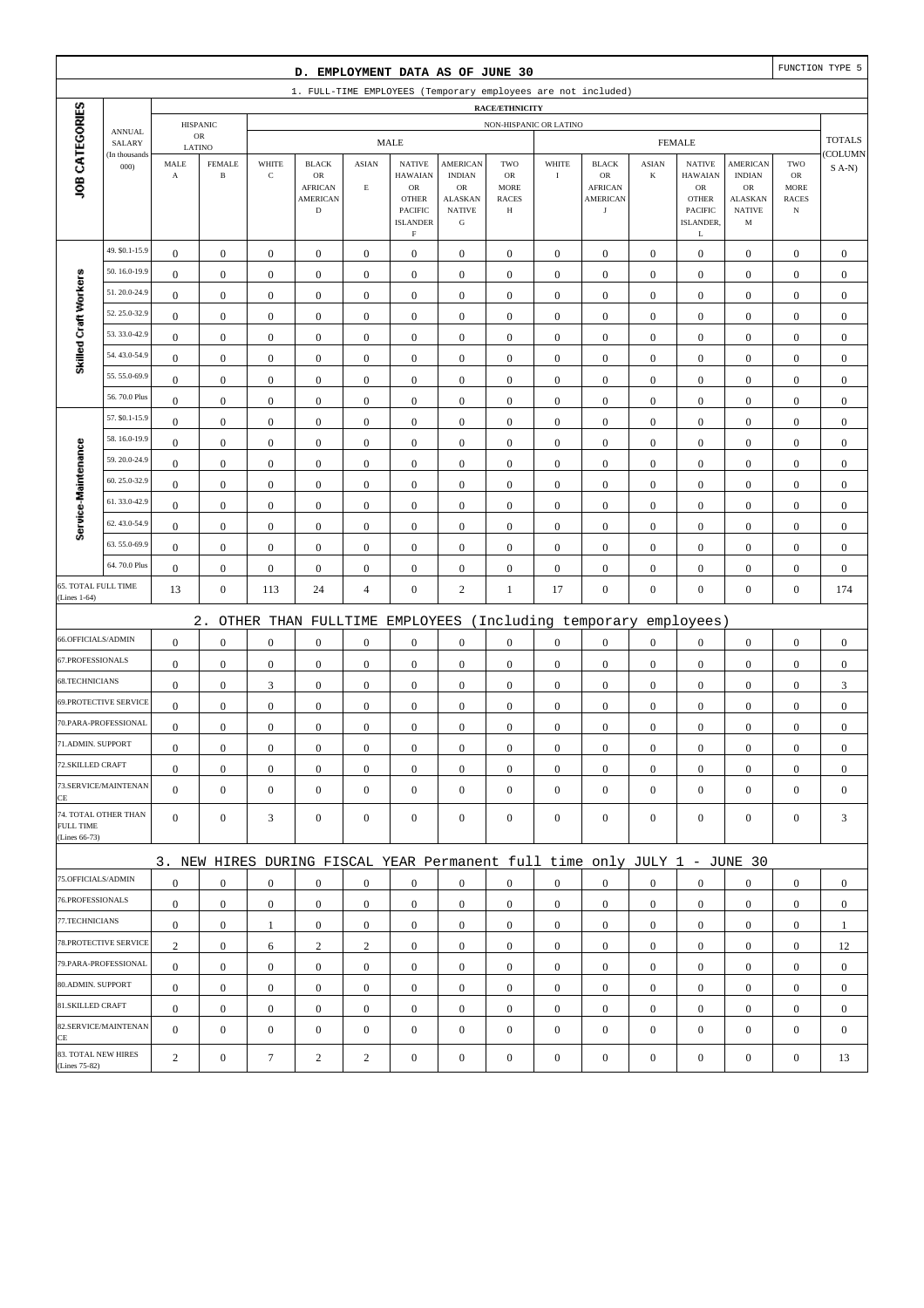# D. EMPLOYMENT DATA AS OF JUNE 30

FUNCTION TYPE 5

1. FULL-TIME EMPLOYEES (Temporary employees are not included)

| JOB CATEGORIES | ANNUAL SALARY (In thousands 000) | HISPANIC OR LATINO MALE A | HISPANIC OR LATINO FEMALE B | NON-HISPANIC OR LATINO MALE WHITE C | MALE BLACK OR AFRICAN AMERICAN D | MALE ASIAN E | MALE NATIVE HAWAIIAN OR OTHER PACIFIC ISLANDER F | MALE AMERICAN INDIAN OR ALASKAN NATIVE G | MALE TWO OR MORE RACES H | FEMALE WHITE I | FEMALE BLACK OR AFRICAN AMERICAN J | FEMALE ASIAN K | FEMALE NATIVE HAWAIIAN OR OTHER PACIFIC ISLANDER, L | FEMALE AMERICAN INDIAN OR ALASKAN NATIVE M | FEMALE TWO OR MORE RACES N | TOTALS (COLUMNS A-N) |
|---|---|---|---|---|---|---|---|---|---|---|---|---|---|---|---|---|
| Skilled Craft Workers | 49. $0.1-15.9 | 0 | 0 | 0 | 0 | 0 | 0 | 0 | 0 | 0 | 0 | 0 | 0 | 0 | 0 | 0 |
| | 50. 16.0-19.9 | 0 | 0 | 0 | 0 | 0 | 0 | 0 | 0 | 0 | 0 | 0 | 0 | 0 | 0 | 0 |
| | 51. 20.0-24.9 | 0 | 0 | 0 | 0 | 0 | 0 | 0 | 0 | 0 | 0 | 0 | 0 | 0 | 0 | 0 |
| | 52. 25.0-32.9 | 0 | 0 | 0 | 0 | 0 | 0 | 0 | 0 | 0 | 0 | 0 | 0 | 0 | 0 | 0 |
| | 53. 33.0-42.9 | 0 | 0 | 0 | 0 | 0 | 0 | 0 | 0 | 0 | 0 | 0 | 0 | 0 | 0 | 0 |
| | 54. 43.0-54.9 | 0 | 0 | 0 | 0 | 0 | 0 | 0 | 0 | 0 | 0 | 0 | 0 | 0 | 0 | 0 |
| | 55. 55.0-69.9 | 0 | 0 | 0 | 0 | 0 | 0 | 0 | 0 | 0 | 0 | 0 | 0 | 0 | 0 | 0 |
| | 56. 70.0 Plus | 0 | 0 | 0 | 0 | 0 | 0 | 0 | 0 | 0 | 0 | 0 | 0 | 0 | 0 | 0 |
| Service-Maintenance | 57. $0.1-15.9 | 0 | 0 | 0 | 0 | 0 | 0 | 0 | 0 | 0 | 0 | 0 | 0 | 0 | 0 | 0 |
| | 58. 16.0-19.9 | 0 | 0 | 0 | 0 | 0 | 0 | 0 | 0 | 0 | 0 | 0 | 0 | 0 | 0 | 0 |
| | 59. 20.0-24.9 | 0 | 0 | 0 | 0 | 0 | 0 | 0 | 0 | 0 | 0 | 0 | 0 | 0 | 0 | 0 |
| | 60. 25.0-32.9 | 0 | 0 | 0 | 0 | 0 | 0 | 0 | 0 | 0 | 0 | 0 | 0 | 0 | 0 | 0 |
| | 61. 33.0-42.9 | 0 | 0 | 0 | 0 | 0 | 0 | 0 | 0 | 0 | 0 | 0 | 0 | 0 | 0 | 0 |
| | 62. 43.0-54.9 | 0 | 0 | 0 | 0 | 0 | 0 | 0 | 0 | 0 | 0 | 0 | 0 | 0 | 0 | 0 |
| | 63. 55.0-69.9 | 0 | 0 | 0 | 0 | 0 | 0 | 0 | 0 | 0 | 0 | 0 | 0 | 0 | 0 | 0 |
| | 64. 70.0 Plus | 0 | 0 | 0 | 0 | 0 | 0 | 0 | 0 | 0 | 0 | 0 | 0 | 0 | 0 | 0 |
| 65. TOTAL FULL TIME (Lines 1-64) | | 13 | 0 | 113 | 24 | 4 | 0 | 2 | 1 | 17 | 0 | 0 | 0 | 0 | 0 | 174 |

2. OTHER THAN FULLTIME EMPLOYEES (Including temporary employees)

| JOB CATEGORIES | A | B | C | D | E | F | G | H | I | J | K | L | M | N | TOTALS |
|---|---|---|---|---|---|---|---|---|---|---|---|---|---|---|---|
| 66.OFFICIALS/ADMIN | 0 | 0 | 0 | 0 | 0 | 0 | 0 | 0 | 0 | 0 | 0 | 0 | 0 | 0 | 0 |
| 67.PROFESSIONALS | 0 | 0 | 0 | 0 | 0 | 0 | 0 | 0 | 0 | 0 | 0 | 0 | 0 | 0 | 0 |
| 68.TECHNICIANS | 0 | 0 | 3 | 0 | 0 | 0 | 0 | 0 | 0 | 0 | 0 | 0 | 0 | 0 | 3 |
| 69.PROTECTIVE SERVICE | 0 | 0 | 0 | 0 | 0 | 0 | 0 | 0 | 0 | 0 | 0 | 0 | 0 | 0 | 0 |
| 70.PARA-PROFESSIONAL | 0 | 0 | 0 | 0 | 0 | 0 | 0 | 0 | 0 | 0 | 0 | 0 | 0 | 0 | 0 |
| 71.ADMIN. SUPPORT | 0 | 0 | 0 | 0 | 0 | 0 | 0 | 0 | 0 | 0 | 0 | 0 | 0 | 0 | 0 |
| 72.SKILLED CRAFT | 0 | 0 | 0 | 0 | 0 | 0 | 0 | 0 | 0 | 0 | 0 | 0 | 0 | 0 | 0 |
| 73.SERVICE/MAINTENANCE | 0 | 0 | 0 | 0 | 0 | 0 | 0 | 0 | 0 | 0 | 0 | 0 | 0 | 0 | 0 |
| 74. TOTAL OTHER THAN FULL TIME (Lines 66-73) | 0 | 0 | 3 | 0 | 0 | 0 | 0 | 0 | 0 | 0 | 0 | 0 | 0 | 0 | 3 |

3. NEW HIRES DURING FISCAL YEAR Permanent full time only JULY 1 - JUNE 30

| JOB CATEGORIES | A | B | C | D | E | F | G | H | I | J | K | L | M | N | TOTALS |
|---|---|---|---|---|---|---|---|---|---|---|---|---|---|---|---|
| 75.OFFICIALS/ADMIN | 0 | 0 | 0 | 0 | 0 | 0 | 0 | 0 | 0 | 0 | 0 | 0 | 0 | 0 | 0 |
| 76.PROFESSIONALS | 0 | 0 | 0 | 0 | 0 | 0 | 0 | 0 | 0 | 0 | 0 | 0 | 0 | 0 | 0 |
| 77.TECHNICIANS | 0 | 0 | 1 | 0 | 0 | 0 | 0 | 0 | 0 | 0 | 0 | 0 | 0 | 0 | 1 |
| 78.PROTECTIVE SERVICE | 2 | 0 | 6 | 2 | 2 | 0 | 0 | 0 | 0 | 0 | 0 | 0 | 0 | 0 | 12 |
| 79.PARA-PROFESSIONAL | 0 | 0 | 0 | 0 | 0 | 0 | 0 | 0 | 0 | 0 | 0 | 0 | 0 | 0 | 0 |
| 80.ADMIN. SUPPORT | 0 | 0 | 0 | 0 | 0 | 0 | 0 | 0 | 0 | 0 | 0 | 0 | 0 | 0 | 0 |
| 81.SKILLED CRAFT | 0 | 0 | 0 | 0 | 0 | 0 | 0 | 0 | 0 | 0 | 0 | 0 | 0 | 0 | 0 |
| 82.SERVICE/MAINTENANCE | 0 | 0 | 0 | 0 | 0 | 0 | 0 | 0 | 0 | 0 | 0 | 0 | 0 | 0 | 0 |
| 83. TOTAL NEW HIRES (Lines 75-82) | 2 | 0 | 7 | 2 | 2 | 0 | 0 | 0 | 0 | 0 | 0 | 0 | 0 | 0 | 13 |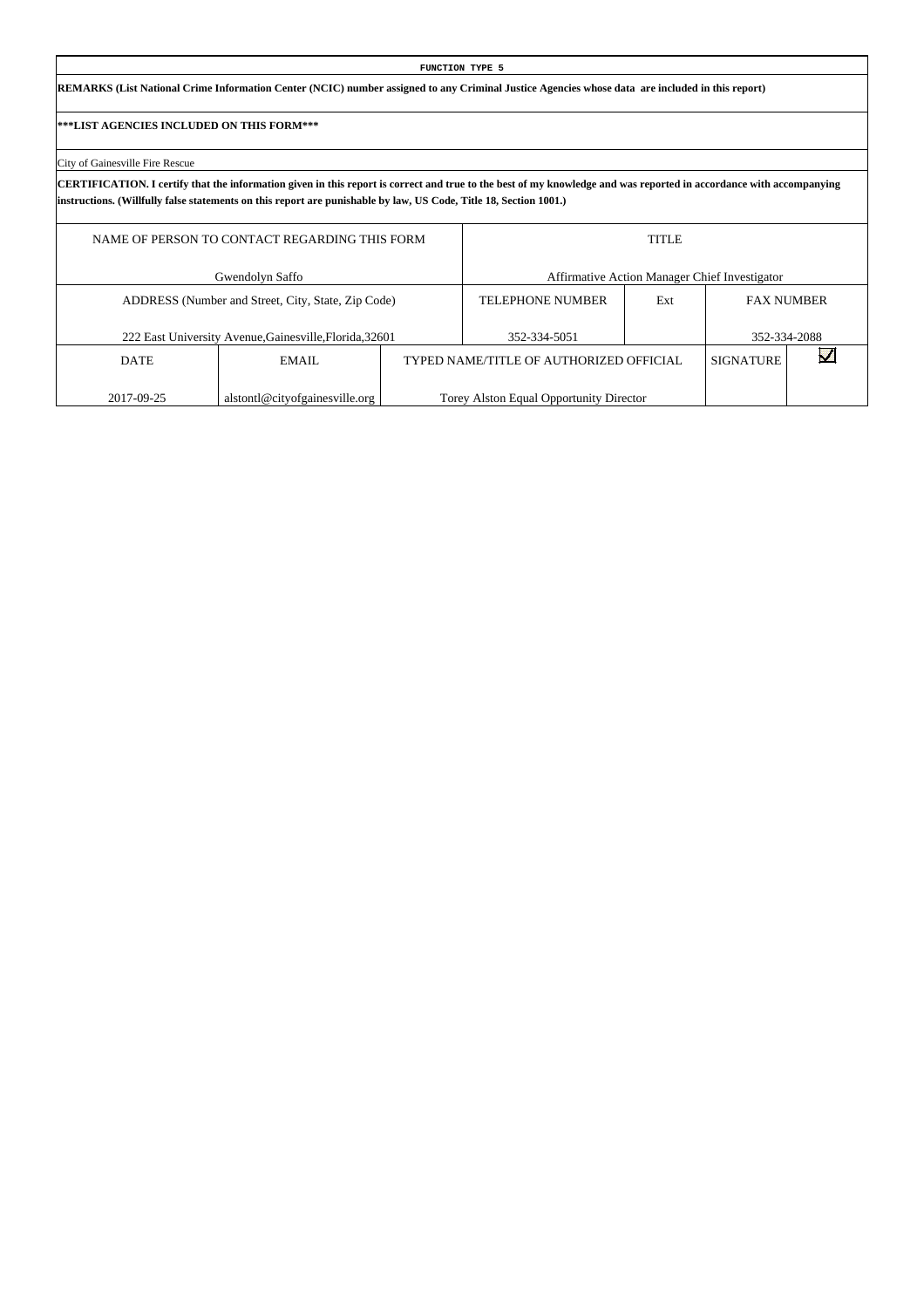**FUNCTION TYPE 5**

**REMARKS (List National Crime Information Center (NCIC) number assigned to any Criminal Justice Agencies whose data are included in this report)**

**\*\*\*LIST AGENCIES INCLUDED ON THIS FORM\*\*\***

City of Gainesville Fire Rescue

**CERTIFICATION. I certify that the information given in this report is correct and true to the best of my knowledge and was reported in accordance with accompanying instructions. (Willfully false statements on this report are punishable by law, US Code, Title 18, Section 1001.)**

| NAME OF PERSON TO CONTACT REGARDING THIS FORM | | TITLE | | | |
|---|---|---|---|---|---|
| Gwendolyn Saffo | | Affirmative Action Manager Chief Investigator | | | |
| ADDRESS (Number and Street, City, State, Zip Code) | | TELEPHONE NUMBER | Ext | FAX NUMBER | |
| 222 East University Avenue,Gainesville,Florida,32601 | | 352-334-5051 | | 352-334-2088 | |
| DATE | EMAIL | TYPED NAME/TITLE OF AUTHORIZED OFFICIAL | | SIGNATURE | ☑ |
| 2017-09-25 | alstontl@cityofgainesville.org | Torey Alston Equal Opportunity Director | | | |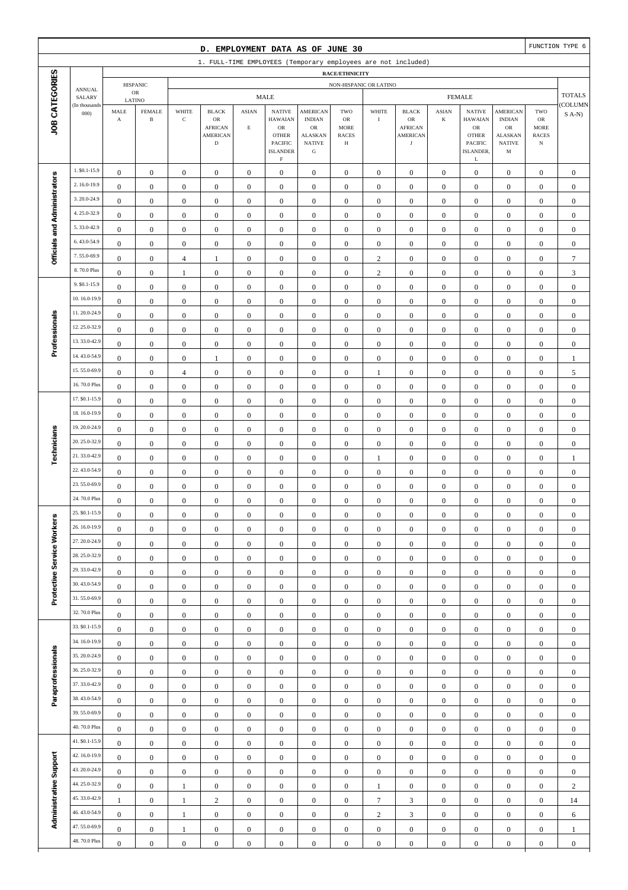## D. EMPLOYMENT DATA AS OF JUNE 30

FUNCTION TYPE 6

1. FULL-TIME EMPLOYEES (Temporary employees are not included)

| JOB CATEGORIES | ANNUAL SALARY (In thousands 000) | RACE/ETHNICITY | | | | | | | | | | | | | | | |
|---|---|---|---|---|---|---|---|---|---|---|---|---|---|---|---|---|---|
| | | HISPANIC OR LATINO | | NON-HISPANIC OR LATINO | | | | | | | | | | | | | TOTALS (COLUMNS A-N) |
| | | | | MALE | | | | | | FEMALE | | | | | | | |
| | | MALE A | FEMALE B | WHITE C | BLACK OR AFRICAN AMERICAN D | ASIAN E | NATIVE HAWAIAN OR OTHER PACIFIC ISLANDER F | AMERICAN INDIAN OR ALASKAN NATIVE G | TWO OR MORE RACES H | WHITE I | BLACK OR AFRICAN AMERICAN J | ASIAN K | NATIVE HAWAIAN OR OTHER PACIFIC ISLANDER, L | AMERICAN INDIAN OR ALASKAN NATIVE M | TWO OR MORE RACES N | |
| Officials and Administrators | 1. $0.1-15.9 | 0 | 0 | 0 | 0 | 0 | 0 | 0 | 0 | 0 | 0 | 0 | 0 | 0 | 0 | 0 |
| | 2. 16.0-19.9 | 0 | 0 | 0 | 0 | 0 | 0 | 0 | 0 | 0 | 0 | 0 | 0 | 0 | 0 | 0 |
| | 3. 20.0-24.9 | 0 | 0 | 0 | 0 | 0 | 0 | 0 | 0 | 0 | 0 | 0 | 0 | 0 | 0 | 0 |
| | 4. 25.0-32.9 | 0 | 0 | 0 | 0 | 0 | 0 | 0 | 0 | 0 | 0 | 0 | 0 | 0 | 0 | 0 |
| | 5. 33.0-42.9 | 0 | 0 | 0 | 0 | 0 | 0 | 0 | 0 | 0 | 0 | 0 | 0 | 0 | 0 | 0 |
| | 6. 43.0-54.9 | 0 | 0 | 0 | 0 | 0 | 0 | 0 | 0 | 0 | 0 | 0 | 0 | 0 | 0 | 0 |
| | 7. 55.0-69.9 | 0 | 0 | 4 | 1 | 0 | 0 | 0 | 0 | 2 | 0 | 0 | 0 | 0 | 0 | 7 |
| | 8. 70.0 Plus | 0 | 0 | 1 | 0 | 0 | 0 | 0 | 0 | 2 | 0 | 0 | 0 | 0 | 0 | 3 |
| Professionals | 9. $0.1-15.9 | 0 | 0 | 0 | 0 | 0 | 0 | 0 | 0 | 0 | 0 | 0 | 0 | 0 | 0 | 0 |
| | 10. 16.0-19.9 | 0 | 0 | 0 | 0 | 0 | 0 | 0 | 0 | 0 | 0 | 0 | 0 | 0 | 0 | 0 |
| | 11. 20.0-24.9 | 0 | 0 | 0 | 0 | 0 | 0 | 0 | 0 | 0 | 0 | 0 | 0 | 0 | 0 | 0 |
| | 12. 25.0-32.9 | 0 | 0 | 0 | 0 | 0 | 0 | 0 | 0 | 0 | 0 | 0 | 0 | 0 | 0 | 0 |
| | 13. 33.0-42.9 | 0 | 0 | 0 | 0 | 0 | 0 | 0 | 0 | 0 | 0 | 0 | 0 | 0 | 0 | 0 |
| | 14. 43.0-54.9 | 0 | 0 | 0 | 1 | 0 | 0 | 0 | 0 | 0 | 0 | 0 | 0 | 0 | 0 | 1 |
| | 15. 55.0-69.9 | 0 | 0 | 4 | 0 | 0 | 0 | 0 | 0 | 1 | 0 | 0 | 0 | 0 | 0 | 5 |
| | 16. 70.0 Plus | 0 | 0 | 0 | 0 | 0 | 0 | 0 | 0 | 0 | 0 | 0 | 0 | 0 | 0 | 0 |
| Technicians | 17. $0.1-15.9 | 0 | 0 | 0 | 0 | 0 | 0 | 0 | 0 | 0 | 0 | 0 | 0 | 0 | 0 | 0 |
| | 18. 16.0-19.9 | 0 | 0 | 0 | 0 | 0 | 0 | 0 | 0 | 0 | 0 | 0 | 0 | 0 | 0 | 0 |
| | 19. 20.0-24.9 | 0 | 0 | 0 | 0 | 0 | 0 | 0 | 0 | 0 | 0 | 0 | 0 | 0 | 0 | 0 |
| | 20. 25.0-32.9 | 0 | 0 | 0 | 0 | 0 | 0 | 0 | 0 | 0 | 0 | 0 | 0 | 0 | 0 | 0 |
| | 21. 33.0-42.9 | 0 | 0 | 0 | 0 | 0 | 0 | 0 | 0 | 1 | 0 | 0 | 0 | 0 | 0 | 1 |
| | 22. 43.0-54.9 | 0 | 0 | 0 | 0 | 0 | 0 | 0 | 0 | 0 | 0 | 0 | 0 | 0 | 0 | 0 |
| | 23. 55.0-69.9 | 0 | 0 | 0 | 0 | 0 | 0 | 0 | 0 | 0 | 0 | 0 | 0 | 0 | 0 | 0 |
| | 24. 70.0 Plus | 0 | 0 | 0 | 0 | 0 | 0 | 0 | 0 | 0 | 0 | 0 | 0 | 0 | 0 | 0 |
| Protective Service Workers | 25. $0.1-15.9 | 0 | 0 | 0 | 0 | 0 | 0 | 0 | 0 | 0 | 0 | 0 | 0 | 0 | 0 | 0 |
| | 26. 16.0-19.9 | 0 | 0 | 0 | 0 | 0 | 0 | 0 | 0 | 0 | 0 | 0 | 0 | 0 | 0 | 0 |
| | 27. 20.0-24.9 | 0 | 0 | 0 | 0 | 0 | 0 | 0 | 0 | 0 | 0 | 0 | 0 | 0 | 0 | 0 |
| | 28. 25.0-32.9 | 0 | 0 | 0 | 0 | 0 | 0 | 0 | 0 | 0 | 0 | 0 | 0 | 0 | 0 | 0 |
| | 29. 33.0-42.9 | 0 | 0 | 0 | 0 | 0 | 0 | 0 | 0 | 0 | 0 | 0 | 0 | 0 | 0 | 0 |
| | 30. 43.0-54.9 | 0 | 0 | 0 | 0 | 0 | 0 | 0 | 0 | 0 | 0 | 0 | 0 | 0 | 0 | 0 |
| | 31. 55.0-69.9 | 0 | 0 | 0 | 0 | 0 | 0 | 0 | 0 | 0 | 0 | 0 | 0 | 0 | 0 | 0 |
| | 32. 70.0 Plus | 0 | 0 | 0 | 0 | 0 | 0 | 0 | 0 | 0 | 0 | 0 | 0 | 0 | 0 | 0 |
| Paraprofessionals | 33. $0.1-15.9 | 0 | 0 | 0 | 0 | 0 | 0 | 0 | 0 | 0 | 0 | 0 | 0 | 0 | 0 | 0 |
| | 34. 16.0-19.9 | 0 | 0 | 0 | 0 | 0 | 0 | 0 | 0 | 0 | 0 | 0 | 0 | 0 | 0 | 0 |
| | 35. 20.0-24.9 | 0 | 0 | 0 | 0 | 0 | 0 | 0 | 0 | 0 | 0 | 0 | 0 | 0 | 0 | 0 |
| | 36. 25.0-32.9 | 0 | 0 | 0 | 0 | 0 | 0 | 0 | 0 | 0 | 0 | 0 | 0 | 0 | 0 | 0 |
| | 37. 33.0-42.9 | 0 | 0 | 0 | 0 | 0 | 0 | 0 | 0 | 0 | 0 | 0 | 0 | 0 | 0 | 0 |
| | 38. 43.0-54.9 | 0 | 0 | 0 | 0 | 0 | 0 | 0 | 0 | 0 | 0 | 0 | 0 | 0 | 0 | 0 |
| | 39. 55.0-69.9 | 0 | 0 | 0 | 0 | 0 | 0 | 0 | 0 | 0 | 0 | 0 | 0 | 0 | 0 | 0 |
| | 40. 70.0 Plus | 0 | 0 | 0 | 0 | 0 | 0 | 0 | 0 | 0 | 0 | 0 | 0 | 0 | 0 | 0 |
| Administrative Support | 41. $0.1-15.9 | 0 | 0 | 0 | 0 | 0 | 0 | 0 | 0 | 0 | 0 | 0 | 0 | 0 | 0 | 0 |
| | 42. 16.0-19.9 | 0 | 0 | 0 | 0 | 0 | 0 | 0 | 0 | 0 | 0 | 0 | 0 | 0 | 0 | 0 |
| | 43. 20.0-24.9 | 0 | 0 | 0 | 0 | 0 | 0 | 0 | 0 | 0 | 0 | 0 | 0 | 0 | 0 | 0 |
| | 44. 25.0-32.9 | 0 | 0 | 1 | 0 | 0 | 0 | 0 | 0 | 1 | 0 | 0 | 0 | 0 | 0 | 2 |
| | 45. 33.0-42.9 | 1 | 0 | 1 | 2 | 0 | 0 | 0 | 0 | 7 | 3 | 0 | 0 | 0 | 0 | 14 |
| | 46. 43.0-54.9 | 0 | 0 | 1 | 0 | 0 | 0 | 0 | 0 | 2 | 3 | 0 | 0 | 0 | 0 | 6 |
| | 47. 55.0-69.9 | 0 | 0 | 1 | 0 | 0 | 0 | 0 | 0 | 0 | 0 | 0 | 0 | 0 | 0 | 1 |
| | 48. 70.0 Plus | 0 | 0 | 0 | 0 | 0 | 0 | 0 | 0 | 0 | 0 | 0 | 0 | 0 | 0 | 0 |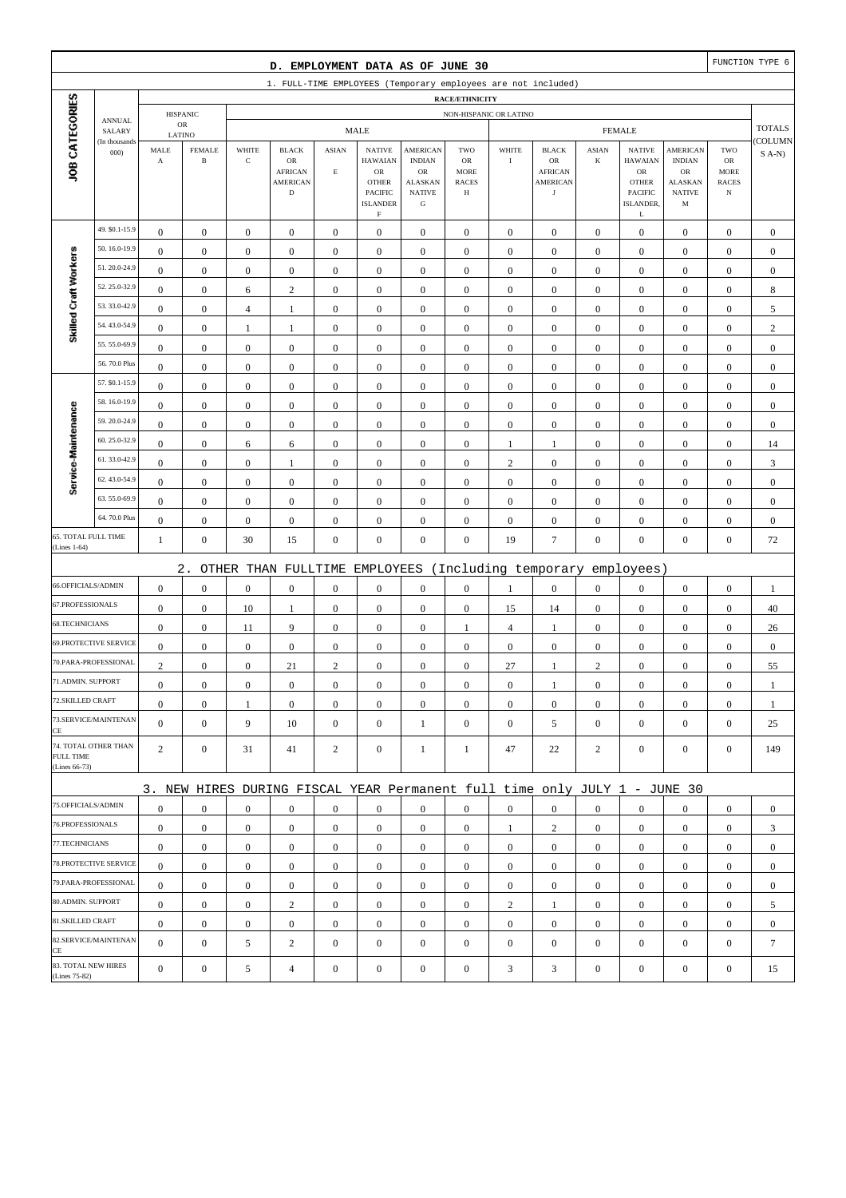## D. EMPLOYMENT DATA AS OF JUNE 30

FUNCTION TYPE 6

### 1. FULL-TIME EMPLOYEES (Temporary employees are not included)

| JOB CATEGORIES | ANNUAL SALARY (In thousands 000) | HISPANIC OR LATINO | | NON-HISPANIC OR LATINO | | | | | | | | | | | | | | TOTALS (COLUMNS A-N) |
|---|---|---|---|---|---|---|---|---|---|---|---|---|---|---|---|---|---|---|
| | | | | MALE | | | | | | FEMALE | | | | | | | | |
| | | MALE A | FEMALE B | WHITE C | BLACK OR AFRICAN AMERICAN D | ASIAN E | NATIVE HAWAIAN OR OTHER PACIFIC ISLANDER F | AMERICAN INDIAN OR ALASKAN NATIVE G | TWO OR MORE RACES H | WHITE I | BLACK OR AFRICAN AMERICAN J | ASIAN K | NATIVE HAWAIAN OR OTHER PACIFIC ISLANDER, L | AMERICAN INDIAN OR ALASKAN NATIVE M | TWO OR MORE RACES N | |
| Skilled Craft Workers | 49. $0.1-15.9 | 0 | 0 | 0 | 0 | 0 | 0 | 0 | 0 | 0 | 0 | 0 | 0 | 0 | 0 | 0 |
| | 50. 16.0-19.9 | 0 | 0 | 0 | 0 | 0 | 0 | 0 | 0 | 0 | 0 | 0 | 0 | 0 | 0 | 0 |
| | 51. 20.0-24.9 | 0 | 0 | 0 | 0 | 0 | 0 | 0 | 0 | 0 | 0 | 0 | 0 | 0 | 0 | 0 |
| | 52. 25.0-32.9 | 0 | 0 | 6 | 2 | 0 | 0 | 0 | 0 | 0 | 0 | 0 | 0 | 0 | 0 | 8 |
| | 53. 33.0-42.9 | 0 | 0 | 4 | 1 | 0 | 0 | 0 | 0 | 0 | 0 | 0 | 0 | 0 | 0 | 5 |
| | 54. 43.0-54.9 | 0 | 0 | 1 | 1 | 0 | 0 | 0 | 0 | 0 | 0 | 0 | 0 | 0 | 0 | 2 |
| | 55. 55.0-69.9 | 0 | 0 | 0 | 0 | 0 | 0 | 0 | 0 | 0 | 0 | 0 | 0 | 0 | 0 | 0 |
| | 56. 70.0 Plus | 0 | 0 | 0 | 0 | 0 | 0 | 0 | 0 | 0 | 0 | 0 | 0 | 0 | 0 | 0 |
| Service-Maintenance | 57. $0.1-15.9 | 0 | 0 | 0 | 0 | 0 | 0 | 0 | 0 | 0 | 0 | 0 | 0 | 0 | 0 | 0 |
| | 58. 16.0-19.9 | 0 | 0 | 0 | 0 | 0 | 0 | 0 | 0 | 0 | 0 | 0 | 0 | 0 | 0 | 0 |
| | 59. 20.0-24.9 | 0 | 0 | 0 | 0 | 0 | 0 | 0 | 0 | 0 | 0 | 0 | 0 | 0 | 0 | 0 |
| | 60. 25.0-32.9 | 0 | 0 | 6 | 6 | 0 | 0 | 0 | 0 | 1 | 1 | 0 | 0 | 0 | 0 | 14 |
| | 61. 33.0-42.9 | 0 | 0 | 0 | 1 | 0 | 0 | 0 | 0 | 2 | 0 | 0 | 0 | 0 | 0 | 3 |
| | 62. 43.0-54.9 | 0 | 0 | 0 | 0 | 0 | 0 | 0 | 0 | 0 | 0 | 0 | 0 | 0 | 0 | 0 |
| | 63. 55.0-69.9 | 0 | 0 | 0 | 0 | 0 | 0 | 0 | 0 | 0 | 0 | 0 | 0 | 0 | 0 | 0 |
| | 64. 70.0 Plus | 0 | 0 | 0 | 0 | 0 | 0 | 0 | 0 | 0 | 0 | 0 | 0 | 0 | 0 | 0 |
| 65. TOTAL FULL TIME (Lines 1-64) | | 1 | 0 | 30 | 15 | 0 | 0 | 0 | 0 | 19 | 7 | 0 | 0 | 0 | 0 | 72 |

### 2. OTHER THAN FULLTIME EMPLOYEES (Including temporary employees)

| JOB CATEGORIES | A | B | C | D | E | F | G | H | I | J | K | L | M | N | TOTALS |
|---|---|---|---|---|---|---|---|---|---|---|---|---|---|---|---|
| 66.OFFICIALS/ADMIN | 0 | 0 | 0 | 0 | 0 | 0 | 0 | 0 | 1 | 0 | 0 | 0 | 0 | 0 | 1 |
| 67.PROFESSIONALS | 0 | 0 | 10 | 1 | 0 | 0 | 0 | 0 | 15 | 14 | 0 | 0 | 0 | 0 | 40 |
| 68.TECHNICIANS | 0 | 0 | 11 | 9 | 0 | 0 | 0 | 1 | 4 | 1 | 0 | 0 | 0 | 0 | 26 |
| 69.PROTECTIVE SERVICE | 0 | 0 | 0 | 0 | 0 | 0 | 0 | 0 | 0 | 0 | 0 | 0 | 0 | 0 | 0 |
| 70.PARA-PROFESSIONAL | 2 | 0 | 0 | 21 | 2 | 0 | 0 | 0 | 27 | 1 | 2 | 0 | 0 | 0 | 55 |
| 71.ADMIN. SUPPORT | 0 | 0 | 0 | 0 | 0 | 0 | 0 | 0 | 0 | 1 | 0 | 0 | 0 | 0 | 1 |
| 72.SKILLED CRAFT | 0 | 0 | 1 | 0 | 0 | 0 | 0 | 0 | 0 | 0 | 0 | 0 | 0 | 0 | 1 |
| 73.SERVICE/MAINTENANCE | 0 | 0 | 9 | 10 | 0 | 0 | 1 | 0 | 0 | 5 | 0 | 0 | 0 | 0 | 25 |
| 74. TOTAL OTHER THAN FULL TIME (Lines 66-73) | 2 | 0 | 31 | 41 | 2 | 0 | 1 | 1 | 47 | 22 | 2 | 0 | 0 | 0 | 149 |

### 3. NEW HIRES DURING FISCAL YEAR Permanent full time only JULY 1 - JUNE 30

| JOB CATEGORIES | A | B | C | D | E | F | G | H | I | J | K | L | M | N | TOTALS |
|---|---|---|---|---|---|---|---|---|---|---|---|---|---|---|---|
| 75.OFFICIALS/ADMIN | 0 | 0 | 0 | 0 | 0 | 0 | 0 | 0 | 0 | 0 | 0 | 0 | 0 | 0 | 0 |
| 76.PROFESSIONALS | 0 | 0 | 0 | 0 | 0 | 0 | 0 | 0 | 1 | 2 | 0 | 0 | 0 | 0 | 3 |
| 77.TECHNICIANS | 0 | 0 | 0 | 0 | 0 | 0 | 0 | 0 | 0 | 0 | 0 | 0 | 0 | 0 | 0 |
| 78.PROTECTIVE SERVICE | 0 | 0 | 0 | 0 | 0 | 0 | 0 | 0 | 0 | 0 | 0 | 0 | 0 | 0 | 0 |
| 79.PARA-PROFESSIONAL | 0 | 0 | 0 | 0 | 0 | 0 | 0 | 0 | 0 | 0 | 0 | 0 | 0 | 0 | 0 |
| 80.ADMIN. SUPPORT | 0 | 0 | 0 | 2 | 0 | 0 | 0 | 0 | 2 | 1 | 0 | 0 | 0 | 0 | 5 |
| 81.SKILLED CRAFT | 0 | 0 | 0 | 0 | 0 | 0 | 0 | 0 | 0 | 0 | 0 | 0 | 0 | 0 | 0 |
| 82.SERVICE/MAINTENANCE | 0 | 0 | 5 | 2 | 0 | 0 | 0 | 0 | 0 | 0 | 0 | 0 | 0 | 0 | 7 |
| 83. TOTAL NEW HIRES (Lines 75-82) | 0 | 0 | 5 | 4 | 0 | 0 | 0 | 0 | 3 | 3 | 0 | 0 | 0 | 0 | 15 |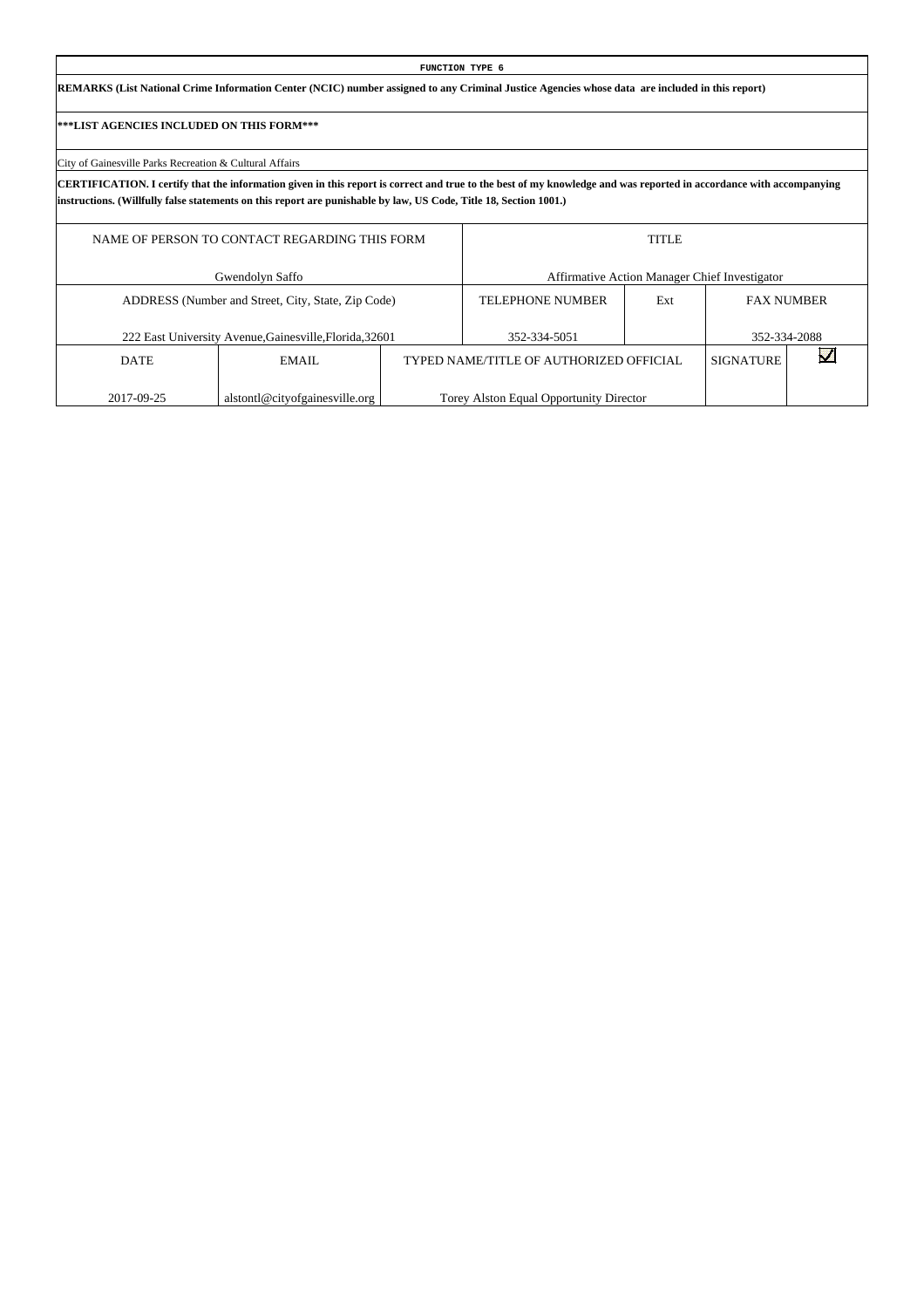**FUNCTION TYPE 6**

**REMARKS (List National Crime Information Center (NCIC) number assigned to any Criminal Justice Agencies whose data are included in this report)**

**\*\*\*LIST AGENCIES INCLUDED ON THIS FORM\*\*\***

City of Gainesville Parks Recreation & Cultural Affairs

**CERTIFICATION. I certify that the information given in this report is correct and true to the best of my knowledge and was reported in accordance with accompanying instructions. (Willfully false statements on this report are punishable by law, US Code, Title 18, Section 1001.)**

| NAME OF PERSON TO CONTACT REGARDING THIS FORM | | | TITLE | | | |
|---|---|---|---|---|---|---|
| Gwendolyn Saffo | | | Affirmative Action Manager Chief Investigator | | | |
| ADDRESS (Number and Street, City, State, Zip Code) | | | TELEPHONE NUMBER | Ext | FAX NUMBER | |
| 222 East University Avenue,Gainesville,Florida,32601 | | | 352-334-5051 | | 352-334-2088 | |
| DATE | EMAIL | TYPED NAME/TITLE OF AUTHORIZED OFFICIAL | | | SIGNATURE | ☑ |
| 2017-09-25 | alstontl@cityofgainesville.org | Torey Alston Equal Opportunity Director | | | | |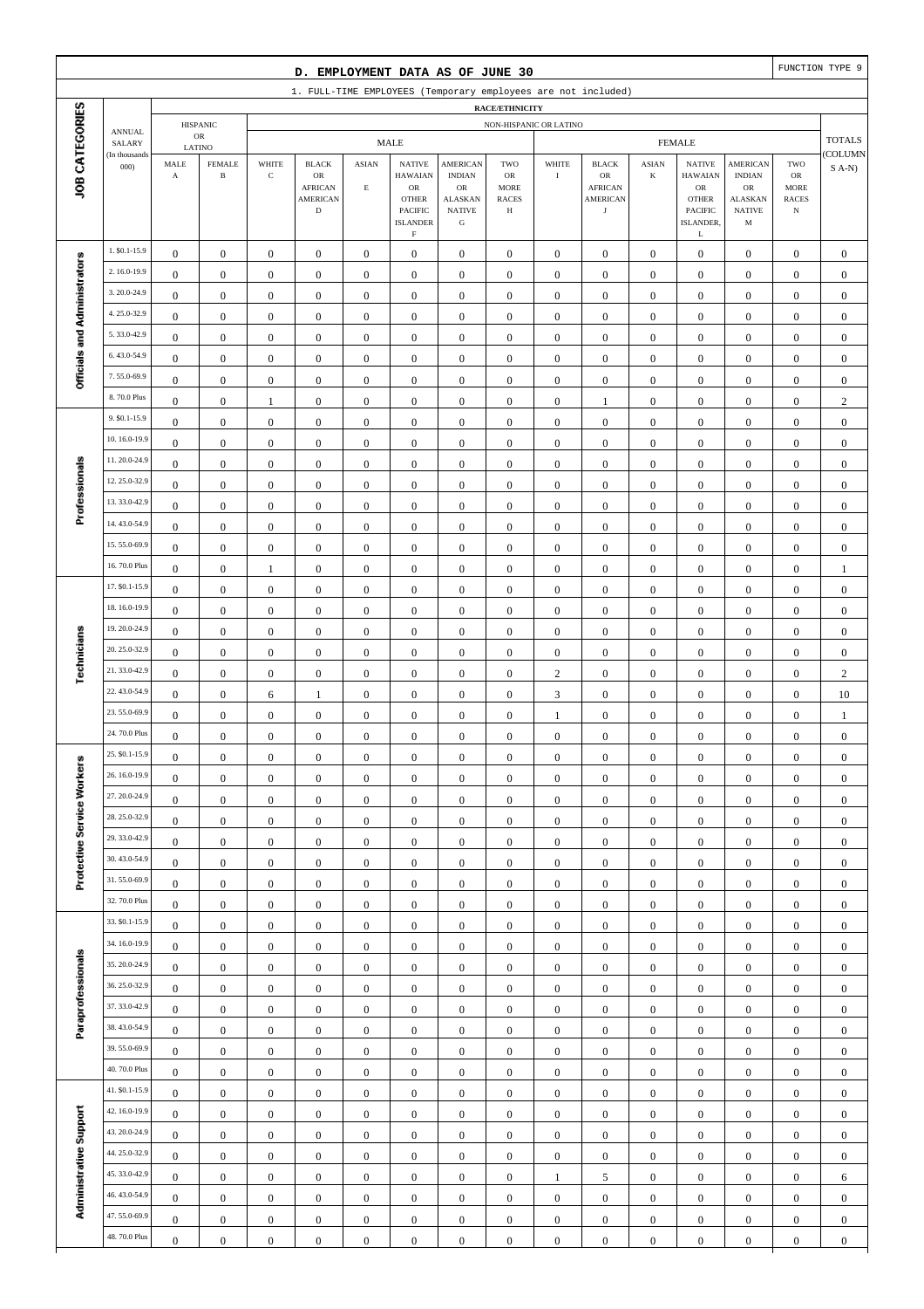## D. EMPLOYMENT DATA AS OF JUNE 30

FUNCTION TYPE 9

1. FULL-TIME EMPLOYEES (Temporary employees are not included)

| JOB CATEGORIES | ANNUAL SALARY (In thousands 000) | HISPANIC OR LATINO MALE A | HISPANIC OR LATINO FEMALE B | MALE WHITE C | MALE BLACK OR AFRICAN AMERICAN D | MALE ASIAN E | MALE NATIVE HAWAIAN OR OTHER PACIFIC ISLANDER F | MALE AMERICAN INDIAN OR ALASKAN NATIVE G | MALE TWO OR MORE RACES H | FEMALE WHITE I | FEMALE BLACK OR AFRICAN AMERICAN J | FEMALE ASIAN K | FEMALE NATIVE HAWAIAN OR OTHER PACIFIC ISLANDER, L | FEMALE AMERICAN INDIAN OR ALASKAN NATIVE M | FEMALE TWO OR MORE RACES N | TOTALS (COLUMNS A-N) |
|---|---|---|---|---|---|---|---|---|---|---|---|---|---|---|---|---|
| Officials and Administrators | 1. $0.1-15.9 | 0 | 0 | 0 | 0 | 0 | 0 | 0 | 0 | 0 | 0 | 0 | 0 | 0 | 0 | 0 |
| | 2. 16.0-19.9 | 0 | 0 | 0 | 0 | 0 | 0 | 0 | 0 | 0 | 0 | 0 | 0 | 0 | 0 | 0 |
| | 3. 20.0-24.9 | 0 | 0 | 0 | 0 | 0 | 0 | 0 | 0 | 0 | 0 | 0 | 0 | 0 | 0 | 0 |
| | 4. 25.0-32.9 | 0 | 0 | 0 | 0 | 0 | 0 | 0 | 0 | 0 | 0 | 0 | 0 | 0 | 0 | 0 |
| | 5. 33.0-42.9 | 0 | 0 | 0 | 0 | 0 | 0 | 0 | 0 | 0 | 0 | 0 | 0 | 0 | 0 | 0 |
| | 6. 43.0-54.9 | 0 | 0 | 0 | 0 | 0 | 0 | 0 | 0 | 0 | 0 | 0 | 0 | 0 | 0 | 0 |
| | 7. 55.0-69.9 | 0 | 0 | 0 | 0 | 0 | 0 | 0 | 0 | 0 | 0 | 0 | 0 | 0 | 0 | 0 |
| | 8. 70.0 Plus | 0 | 0 | 1 | 0 | 0 | 0 | 0 | 0 | 0 | 1 | 0 | 0 | 0 | 0 | 2 |
| Professionals | 9. $0.1-15.9 | 0 | 0 | 0 | 0 | 0 | 0 | 0 | 0 | 0 | 0 | 0 | 0 | 0 | 0 | 0 |
| | 10. 16.0-19.9 | 0 | 0 | 0 | 0 | 0 | 0 | 0 | 0 | 0 | 0 | 0 | 0 | 0 | 0 | 0 |
| | 11. 20.0-24.9 | 0 | 0 | 0 | 0 | 0 | 0 | 0 | 0 | 0 | 0 | 0 | 0 | 0 | 0 | 0 |
| | 12. 25.0-32.9 | 0 | 0 | 0 | 0 | 0 | 0 | 0 | 0 | 0 | 0 | 0 | 0 | 0 | 0 | 0 |
| | 13. 33.0-42.9 | 0 | 0 | 0 | 0 | 0 | 0 | 0 | 0 | 0 | 0 | 0 | 0 | 0 | 0 | 0 |
| | 14. 43.0-54.9 | 0 | 0 | 0 | 0 | 0 | 0 | 0 | 0 | 0 | 0 | 0 | 0 | 0 | 0 | 0 |
| | 15. 55.0-69.9 | 0 | 0 | 0 | 0 | 0 | 0 | 0 | 0 | 0 | 0 | 0 | 0 | 0 | 0 | 0 |
| | 16. 70.0 Plus | 0 | 0 | 1 | 0 | 0 | 0 | 0 | 0 | 0 | 0 | 0 | 0 | 0 | 0 | 1 |
| Technicians | 17. $0.1-15.9 | 0 | 0 | 0 | 0 | 0 | 0 | 0 | 0 | 0 | 0 | 0 | 0 | 0 | 0 | 0 |
| | 18. 16.0-19.9 | 0 | 0 | 0 | 0 | 0 | 0 | 0 | 0 | 0 | 0 | 0 | 0 | 0 | 0 | 0 |
| | 19. 20.0-24.9 | 0 | 0 | 0 | 0 | 0 | 0 | 0 | 0 | 0 | 0 | 0 | 0 | 0 | 0 | 0 |
| | 20. 25.0-32.9 | 0 | 0 | 0 | 0 | 0 | 0 | 0 | 0 | 0 | 0 | 0 | 0 | 0 | 0 | 0 |
| | 21. 33.0-42.9 | 0 | 0 | 0 | 0 | 0 | 0 | 0 | 0 | 2 | 0 | 0 | 0 | 0 | 0 | 2 |
| | 22. 43.0-54.9 | 0 | 0 | 6 | 1 | 0 | 0 | 0 | 0 | 3 | 0 | 0 | 0 | 0 | 0 | 10 |
| | 23. 55.0-69.9 | 0 | 0 | 0 | 0 | 0 | 0 | 0 | 0 | 1 | 0 | 0 | 0 | 0 | 0 | 1 |
| | 24. 70.0 Plus | 0 | 0 | 0 | 0 | 0 | 0 | 0 | 0 | 0 | 0 | 0 | 0 | 0 | 0 | 0 |
| Protective Service Workers | 25. $0.1-15.9 | 0 | 0 | 0 | 0 | 0 | 0 | 0 | 0 | 0 | 0 | 0 | 0 | 0 | 0 | 0 |
| | 26. 16.0-19.9 | 0 | 0 | 0 | 0 | 0 | 0 | 0 | 0 | 0 | 0 | 0 | 0 | 0 | 0 | 0 |
| | 27. 20.0-24.9 | 0 | 0 | 0 | 0 | 0 | 0 | 0 | 0 | 0 | 0 | 0 | 0 | 0 | 0 | 0 |
| | 28. 25.0-32.9 | 0 | 0 | 0 | 0 | 0 | 0 | 0 | 0 | 0 | 0 | 0 | 0 | 0 | 0 | 0 |
| | 29. 33.0-42.9 | 0 | 0 | 0 | 0 | 0 | 0 | 0 | 0 | 0 | 0 | 0 | 0 | 0 | 0 | 0 |
| | 30. 43.0-54.9 | 0 | 0 | 0 | 0 | 0 | 0 | 0 | 0 | 0 | 0 | 0 | 0 | 0 | 0 | 0 |
| | 31. 55.0-69.9 | 0 | 0 | 0 | 0 | 0 | 0 | 0 | 0 | 0 | 0 | 0 | 0 | 0 | 0 | 0 |
| | 32. 70.0 Plus | 0 | 0 | 0 | 0 | 0 | 0 | 0 | 0 | 0 | 0 | 0 | 0 | 0 | 0 | 0 |
| Paraprofessionals | 33. $0.1-15.9 | 0 | 0 | 0 | 0 | 0 | 0 | 0 | 0 | 0 | 0 | 0 | 0 | 0 | 0 | 0 |
| | 34. 16.0-19.9 | 0 | 0 | 0 | 0 | 0 | 0 | 0 | 0 | 0 | 0 | 0 | 0 | 0 | 0 | 0 |
| | 35. 20.0-24.9 | 0 | 0 | 0 | 0 | 0 | 0 | 0 | 0 | 0 | 0 | 0 | 0 | 0 | 0 | 0 |
| | 36. 25.0-32.9 | 0 | 0 | 0 | 0 | 0 | 0 | 0 | 0 | 0 | 0 | 0 | 0 | 0 | 0 | 0 |
| | 37. 33.0-42.9 | 0 | 0 | 0 | 0 | 0 | 0 | 0 | 0 | 0 | 0 | 0 | 0 | 0 | 0 | 0 |
| | 38. 43.0-54.9 | 0 | 0 | 0 | 0 | 0 | 0 | 0 | 0 | 0 | 0 | 0 | 0 | 0 | 0 | 0 |
| | 39. 55.0-69.9 | 0 | 0 | 0 | 0 | 0 | 0 | 0 | 0 | 0 | 0 | 0 | 0 | 0 | 0 | 0 |
| | 40. 70.0 Plus | 0 | 0 | 0 | 0 | 0 | 0 | 0 | 0 | 0 | 0 | 0 | 0 | 0 | 0 | 0 |
| Administrative Support | 41. $0.1-15.9 | 0 | 0 | 0 | 0 | 0 | 0 | 0 | 0 | 0 | 0 | 0 | 0 | 0 | 0 | 0 |
| | 42. 16.0-19.9 | 0 | 0 | 0 | 0 | 0 | 0 | 0 | 0 | 0 | 0 | 0 | 0 | 0 | 0 | 0 |
| | 43. 20.0-24.9 | 0 | 0 | 0 | 0 | 0 | 0 | 0 | 0 | 0 | 0 | 0 | 0 | 0 | 0 | 0 |
| | 44. 25.0-32.9 | 0 | 0 | 0 | 0 | 0 | 0 | 0 | 0 | 0 | 0 | 0 | 0 | 0 | 0 | 0 |
| | 45. 33.0-42.9 | 0 | 0 | 0 | 0 | 0 | 0 | 0 | 0 | 1 | 5 | 0 | 0 | 0 | 0 | 6 |
| | 46. 43.0-54.9 | 0 | 0 | 0 | 0 | 0 | 0 | 0 | 0 | 0 | 0 | 0 | 0 | 0 | 0 | 0 |
| | 47. 55.0-69.9 | 0 | 0 | 0 | 0 | 0 | 0 | 0 | 0 | 0 | 0 | 0 | 0 | 0 | 0 | 0 |
| | 48. 70.0 Plus | 0 | 0 | 0 | 0 | 0 | 0 | 0 | 0 | 0 | 0 | 0 | 0 | 0 | 0 | 0 |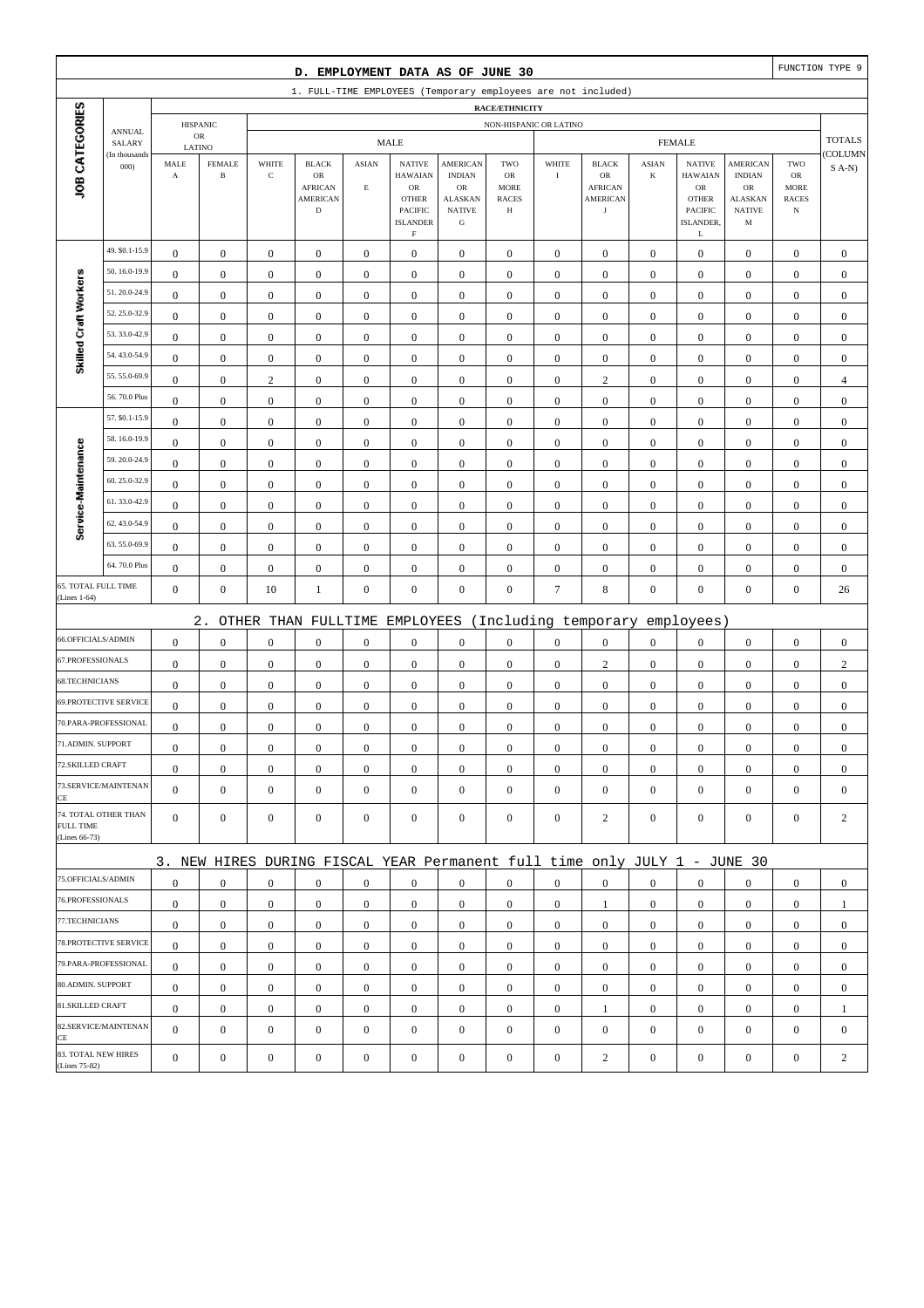## D. EMPLOYMENT DATA AS OF JUNE 30

FUNCTION TYPE 9

### 1. FULL-TIME EMPLOYEES (Temporary employees are not included)

| JOB CATEGORIES | ANNUAL SALARY (In thousands 000) | HISPANIC OR LATINO MALE A | HISPANIC OR LATINO FEMALE B | MALE WHITE C | MALE BLACK OR AFRICAN AMERICAN D | MALE ASIAN E | MALE NATIVE HAWAIAN OR OTHER PACIFIC ISLANDER F | MALE AMERICAN INDIAN OR ALASKAN NATIVE G | MALE TWO OR MORE RACES H | FEMALE WHITE I | FEMALE BLACK OR AFRICAN AMERICAN J | FEMALE ASIAN K | FEMALE NATIVE HAWAIAN OR OTHER PACIFIC ISLANDER, L | FEMALE AMERICAN INDIAN OR ALASKAN NATIVE M | FEMALE TWO OR MORE RACES N | TOTALS (COLUMNS A-N) |
|---|---|---|---|---|---|---|---|---|---|---|---|---|---|---|---|---|
| Skilled Craft Workers | 49. $0.1-15.9 | 0 | 0 | 0 | 0 | 0 | 0 | 0 | 0 | 0 | 0 | 0 | 0 | 0 | 0 | 0 |
| | 50. 16.0-19.9 | 0 | 0 | 0 | 0 | 0 | 0 | 0 | 0 | 0 | 0 | 0 | 0 | 0 | 0 | 0 |
| | 51. 20.0-24.9 | 0 | 0 | 0 | 0 | 0 | 0 | 0 | 0 | 0 | 0 | 0 | 0 | 0 | 0 | 0 |
| | 52. 25.0-32.9 | 0 | 0 | 0 | 0 | 0 | 0 | 0 | 0 | 0 | 0 | 0 | 0 | 0 | 0 | 0 |
| | 53. 33.0-42.9 | 0 | 0 | 0 | 0 | 0 | 0 | 0 | 0 | 0 | 0 | 0 | 0 | 0 | 0 | 0 |
| | 54. 43.0-54.9 | 0 | 0 | 0 | 0 | 0 | 0 | 0 | 0 | 0 | 0 | 0 | 0 | 0 | 0 | 0 |
| | 55. 55.0-69.9 | 0 | 0 | 2 | 0 | 0 | 0 | 0 | 0 | 0 | 2 | 0 | 0 | 0 | 0 | 4 |
| | 56. 70.0 Plus | 0 | 0 | 0 | 0 | 0 | 0 | 0 | 0 | 0 | 0 | 0 | 0 | 0 | 0 | 0 |
| Service-Maintenance | 57. $0.1-15.9 | 0 | 0 | 0 | 0 | 0 | 0 | 0 | 0 | 0 | 0 | 0 | 0 | 0 | 0 | 0 |
| | 58. 16.0-19.9 | 0 | 0 | 0 | 0 | 0 | 0 | 0 | 0 | 0 | 0 | 0 | 0 | 0 | 0 | 0 |
| | 59. 20.0-24.9 | 0 | 0 | 0 | 0 | 0 | 0 | 0 | 0 | 0 | 0 | 0 | 0 | 0 | 0 | 0 |
| | 60. 25.0-32.9 | 0 | 0 | 0 | 0 | 0 | 0 | 0 | 0 | 0 | 0 | 0 | 0 | 0 | 0 | 0 |
| | 61. 33.0-42.9 | 0 | 0 | 0 | 0 | 0 | 0 | 0 | 0 | 0 | 0 | 0 | 0 | 0 | 0 | 0 |
| | 62. 43.0-54.9 | 0 | 0 | 0 | 0 | 0 | 0 | 0 | 0 | 0 | 0 | 0 | 0 | 0 | 0 | 0 |
| | 63. 55.0-69.9 | 0 | 0 | 0 | 0 | 0 | 0 | 0 | 0 | 0 | 0 | 0 | 0 | 0 | 0 | 0 |
| | 64. 70.0 Plus | 0 | 0 | 0 | 0 | 0 | 0 | 0 | 0 | 0 | 0 | 0 | 0 | 0 | 0 | 0 |
| 65. TOTAL FULL TIME (Lines 1-64) | | 0 | 0 | 10 | 1 | 0 | 0 | 0 | 0 | 7 | 8 | 0 | 0 | 0 | 0 | 26 |

### 2. OTHER THAN FULLTIME EMPLOYEES (Including temporary employees)

| JOB CATEGORIES | A | B | C | D | E | F | G | H | I | J | K | L | M | N | TOTALS |
|---|---|---|---|---|---|---|---|---|---|---|---|---|---|---|---|
| 66.OFFICIALS/ADMIN | 0 | 0 | 0 | 0 | 0 | 0 | 0 | 0 | 0 | 0 | 0 | 0 | 0 | 0 | 0 |
| 67.PROFESSIONALS | 0 | 0 | 0 | 0 | 0 | 0 | 0 | 0 | 0 | 2 | 0 | 0 | 0 | 0 | 2 |
| 68.TECHNICIANS | 0 | 0 | 0 | 0 | 0 | 0 | 0 | 0 | 0 | 0 | 0 | 0 | 0 | 0 | 0 |
| 69.PROTECTIVE SERVICE | 0 | 0 | 0 | 0 | 0 | 0 | 0 | 0 | 0 | 0 | 0 | 0 | 0 | 0 | 0 |
| 70.PARA-PROFESSIONAL | 0 | 0 | 0 | 0 | 0 | 0 | 0 | 0 | 0 | 0 | 0 | 0 | 0 | 0 | 0 |
| 71.ADMIN. SUPPORT | 0 | 0 | 0 | 0 | 0 | 0 | 0 | 0 | 0 | 0 | 0 | 0 | 0 | 0 | 0 |
| 72.SKILLED CRAFT | 0 | 0 | 0 | 0 | 0 | 0 | 0 | 0 | 0 | 0 | 0 | 0 | 0 | 0 | 0 |
| 73.SERVICE/MAINTENANCE | 0 | 0 | 0 | 0 | 0 | 0 | 0 | 0 | 0 | 0 | 0 | 0 | 0 | 0 | 0 |
| 74. TOTAL OTHER THAN FULL TIME (Lines 66-73) | 0 | 0 | 0 | 0 | 0 | 0 | 0 | 0 | 0 | 2 | 0 | 0 | 0 | 0 | 2 |

### 3. NEW HIRES DURING FISCAL YEAR Permanent full time only JULY 1 - JUNE 30

| JOB CATEGORIES | A | B | C | D | E | F | G | H | I | J | K | L | M | N | TOTALS |
|---|---|---|---|---|---|---|---|---|---|---|---|---|---|---|---|
| 75.OFFICIALS/ADMIN | 0 | 0 | 0 | 0 | 0 | 0 | 0 | 0 | 0 | 0 | 0 | 0 | 0 | 0 | 0 |
| 76.PROFESSIONALS | 0 | 0 | 0 | 0 | 0 | 0 | 0 | 0 | 0 | 1 | 0 | 0 | 0 | 0 | 1 |
| 77.TECHNICIANS | 0 | 0 | 0 | 0 | 0 | 0 | 0 | 0 | 0 | 0 | 0 | 0 | 0 | 0 | 0 |
| 78.PROTECTIVE SERVICE | 0 | 0 | 0 | 0 | 0 | 0 | 0 | 0 | 0 | 0 | 0 | 0 | 0 | 0 | 0 |
| 79.PARA-PROFESSIONAL | 0 | 0 | 0 | 0 | 0 | 0 | 0 | 0 | 0 | 0 | 0 | 0 | 0 | 0 | 0 |
| 80.ADMIN. SUPPORT | 0 | 0 | 0 | 0 | 0 | 0 | 0 | 0 | 0 | 0 | 0 | 0 | 0 | 0 | 0 |
| 81.SKILLED CRAFT | 0 | 0 | 0 | 0 | 0 | 0 | 0 | 0 | 0 | 1 | 0 | 0 | 0 | 0 | 1 |
| 82.SERVICE/MAINTENANCE | 0 | 0 | 0 | 0 | 0 | 0 | 0 | 0 | 0 | 0 | 0 | 0 | 0 | 0 | 0 |
| 83. TOTAL NEW HIRES (Lines 75-82) | 0 | 0 | 0 | 0 | 0 | 0 | 0 | 0 | 0 | 2 | 0 | 0 | 0 | 0 | 2 |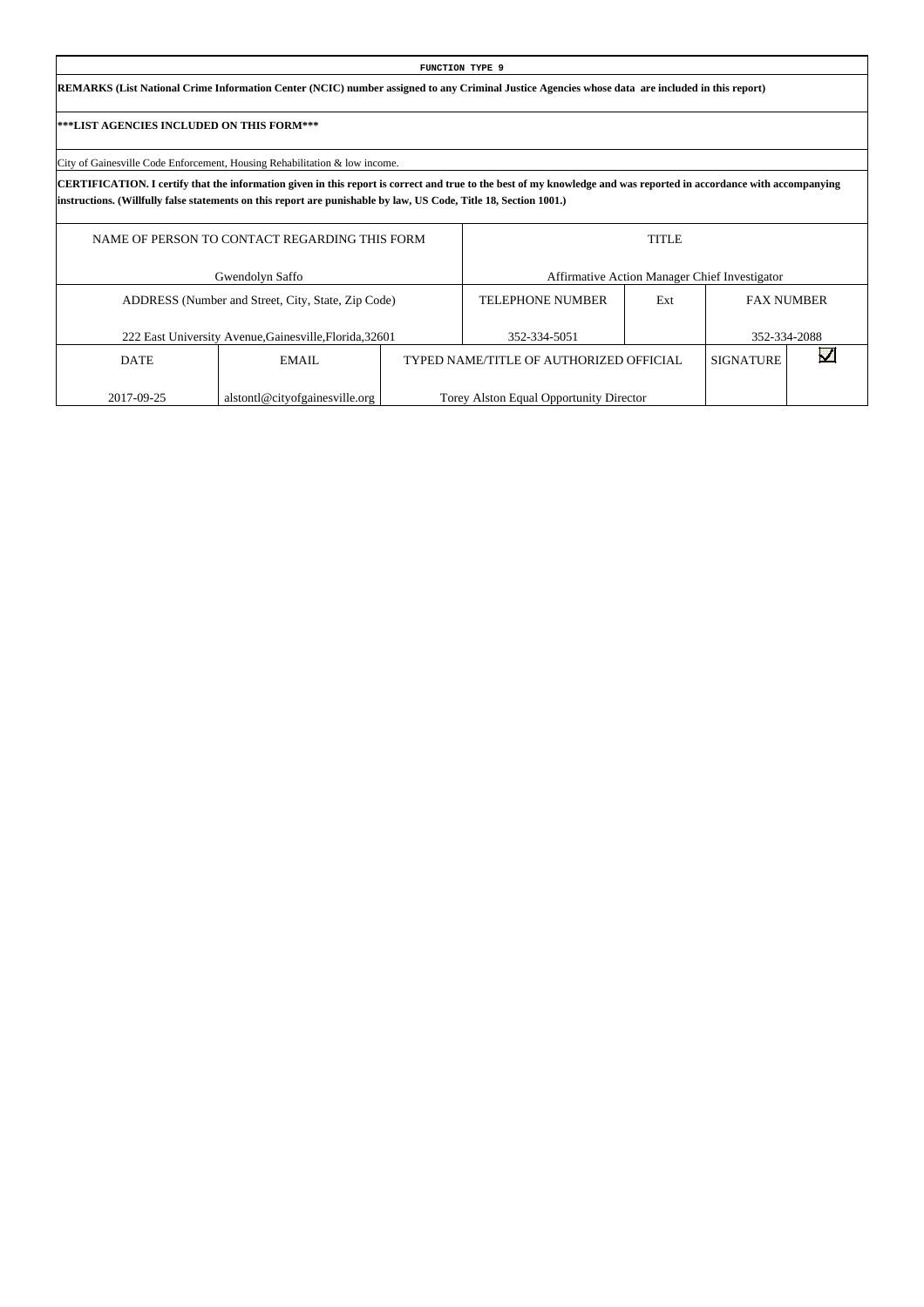**FUNCTION TYPE 9**

**REMARKS (List National Crime Information Center (NCIC) number assigned to any Criminal Justice Agencies whose data are included in this report)**

**\*\*\*LIST AGENCIES INCLUDED ON THIS FORM\*\*\***

City of Gainesville Code Enforcement, Housing Rehabilitation & low income.

**CERTIFICATION. I certify that the information given in this report is correct and true to the best of my knowledge and was reported in accordance with accompanying instructions. (Willfully false statements on this report are punishable by law, US Code, Title 18, Section 1001.)**

| NAME OF PERSON TO CONTACT REGARDING THIS FORM | | | TITLE | | | |
|---|---|---|---|---|---|---|
| Gwendolyn Saffo | | | Affirmative Action Manager Chief Investigator | | | |
| ADDRESS (Number and Street, City, State, Zip Code) | | | TELEPHONE NUMBER | Ext | FAX NUMBER | |
| 222 East University Avenue,Gainesville,Florida,32601 | | | 352-334-5051 | | 352-334-2088 | |
| DATE | EMAIL | TYPED NAME/TITLE OF AUTHORIZED OFFICIAL | | | SIGNATURE | ☑ |
| 2017-09-25 | alstontl@cityofgainesville.org | Torey Alston Equal Opportunity Director | | | | |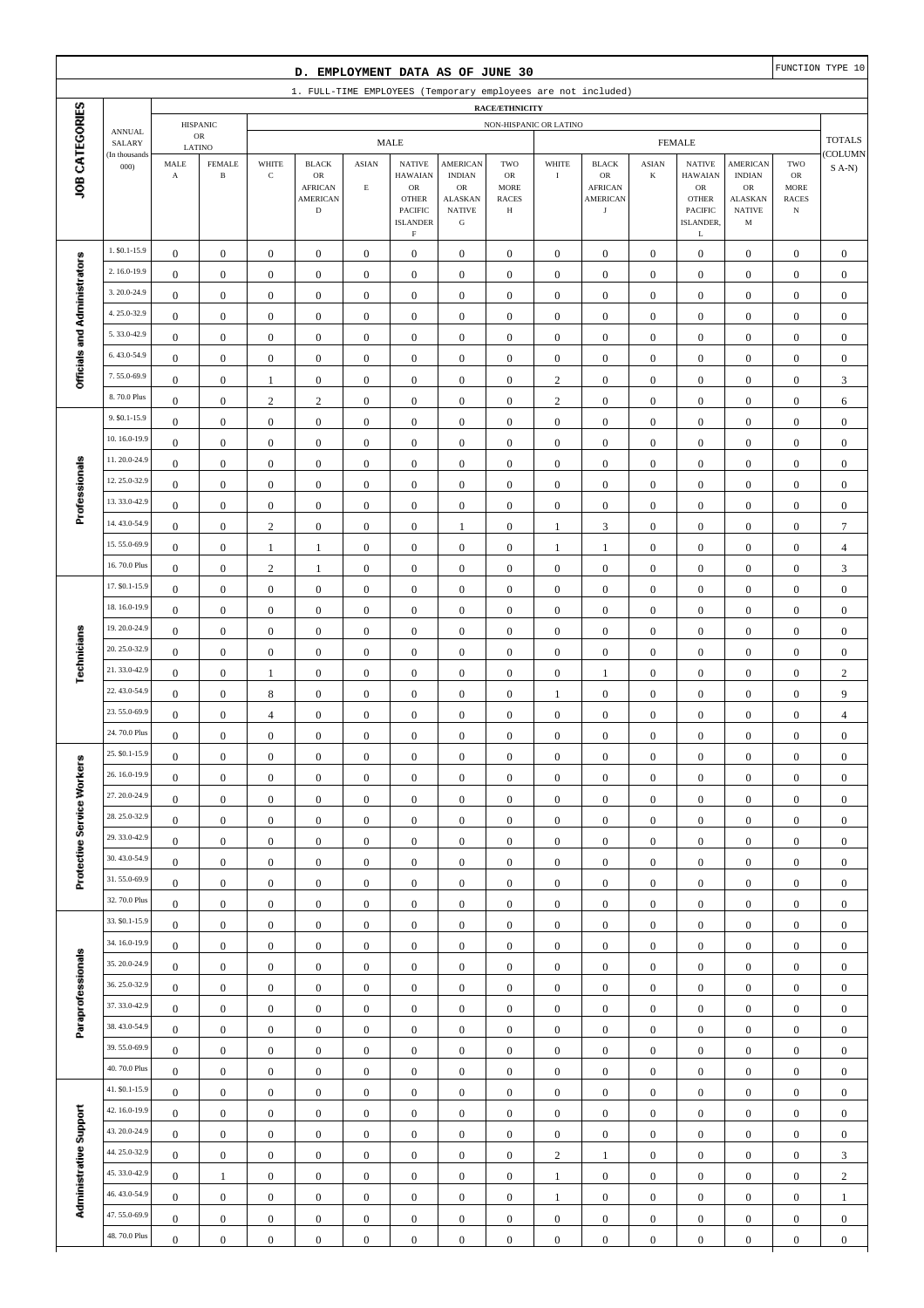# D. EMPLOYMENT DATA AS OF JUNE 30

FUNCTION TYPE 10

1. FULL-TIME EMPLOYEES (Temporary employees are not included)

| JOB CATEGORIES | ANNUAL SALARY (In thousands 000) | HISPANIC OR LATINO | | NON-HISPANIC OR LATINO | | | | | | | | | | | | | | TOTALS (COLUMNS A-N) |
|---|---|---|---|---|---|---|---|---|---|---|---|---|---|---|---|---|---|---|
| | | | | MALE | | | | | | FEMALE | | | | | | | | |
| | | MALE A | FEMALE B | WHITE C | BLACK OR AFRICAN AMERICAN D | ASIAN E | NATIVE HAWAIAN OR OTHER PACIFIC ISLANDER F | AMERICAN INDIAN OR ALASKAN NATIVE G | TWO OR MORE RACES H | WHITE I | BLACK OR AFRICAN AMERICAN J | ASIAN K | NATIVE HAWAIAN OR OTHER PACIFIC ISLANDER, L | AMERICAN INDIAN OR ALASKAN NATIVE M | TWO OR MORE RACES N | |
| Officials and Administrators | 1. $0.1-15.9 | 0 | 0 | 0 | 0 | 0 | 0 | 0 | 0 | 0 | 0 | 0 | 0 | 0 | 0 | 0 |
| | 2. 16.0-19.9 | 0 | 0 | 0 | 0 | 0 | 0 | 0 | 0 | 0 | 0 | 0 | 0 | 0 | 0 | 0 |
| | 3. 20.0-24.9 | 0 | 0 | 0 | 0 | 0 | 0 | 0 | 0 | 0 | 0 | 0 | 0 | 0 | 0 | 0 |
| | 4. 25.0-32.9 | 0 | 0 | 0 | 0 | 0 | 0 | 0 | 0 | 0 | 0 | 0 | 0 | 0 | 0 | 0 |
| | 5. 33.0-42.9 | 0 | 0 | 0 | 0 | 0 | 0 | 0 | 0 | 0 | 0 | 0 | 0 | 0 | 0 | 0 |
| | 6. 43.0-54.9 | 0 | 0 | 0 | 0 | 0 | 0 | 0 | 0 | 0 | 0 | 0 | 0 | 0 | 0 | 0 |
| | 7. 55.0-69.9 | 0 | 0 | 1 | 0 | 0 | 0 | 0 | 0 | 2 | 0 | 0 | 0 | 0 | 0 | 3 |
| | 8. 70.0 Plus | 0 | 0 | 2 | 2 | 0 | 0 | 0 | 0 | 2 | 0 | 0 | 0 | 0 | 0 | 6 |
| Professionals | 9. $0.1-15.9 | 0 | 0 | 0 | 0 | 0 | 0 | 0 | 0 | 0 | 0 | 0 | 0 | 0 | 0 | 0 |
| | 10. 16.0-19.9 | 0 | 0 | 0 | 0 | 0 | 0 | 0 | 0 | 0 | 0 | 0 | 0 | 0 | 0 | 0 |
| | 11. 20.0-24.9 | 0 | 0 | 0 | 0 | 0 | 0 | 0 | 0 | 0 | 0 | 0 | 0 | 0 | 0 | 0 |
| | 12. 25.0-32.9 | 0 | 0 | 0 | 0 | 0 | 0 | 0 | 0 | 0 | 0 | 0 | 0 | 0 | 0 | 0 |
| | 13. 33.0-42.9 | 0 | 0 | 0 | 0 | 0 | 0 | 0 | 0 | 0 | 0 | 0 | 0 | 0 | 0 | 0 |
| | 14. 43.0-54.9 | 0 | 0 | 2 | 0 | 0 | 0 | 1 | 0 | 1 | 3 | 0 | 0 | 0 | 0 | 7 |
| | 15. 55.0-69.9 | 0 | 0 | 1 | 1 | 0 | 0 | 0 | 0 | 1 | 1 | 0 | 0 | 0 | 0 | 4 |
| | 16. 70.0 Plus | 0 | 0 | 2 | 1 | 0 | 0 | 0 | 0 | 0 | 0 | 0 | 0 | 0 | 0 | 3 |
| Technicians | 17. $0.1-15.9 | 0 | 0 | 0 | 0 | 0 | 0 | 0 | 0 | 0 | 0 | 0 | 0 | 0 | 0 | 0 |
| | 18. 16.0-19.9 | 0 | 0 | 0 | 0 | 0 | 0 | 0 | 0 | 0 | 0 | 0 | 0 | 0 | 0 | 0 |
| | 19. 20.0-24.9 | 0 | 0 | 0 | 0 | 0 | 0 | 0 | 0 | 0 | 0 | 0 | 0 | 0 | 0 | 0 |
| | 20. 25.0-32.9 | 0 | 0 | 0 | 0 | 0 | 0 | 0 | 0 | 0 | 0 | 0 | 0 | 0 | 0 | 0 |
| | 21. 33.0-42.9 | 0 | 0 | 1 | 0 | 0 | 0 | 0 | 0 | 0 | 1 | 0 | 0 | 0 | 0 | 2 |
| | 22. 43.0-54.9 | 0 | 0 | 8 | 0 | 0 | 0 | 0 | 0 | 1 | 0 | 0 | 0 | 0 | 0 | 9 |
| | 23. 55.0-69.9 | 0 | 0 | 4 | 0 | 0 | 0 | 0 | 0 | 0 | 0 | 0 | 0 | 0 | 0 | 4 |
| | 24. 70.0 Plus | 0 | 0 | 0 | 0 | 0 | 0 | 0 | 0 | 0 | 0 | 0 | 0 | 0 | 0 | 0 |
| Protective Service Workers | 25. $0.1-15.9 | 0 | 0 | 0 | 0 | 0 | 0 | 0 | 0 | 0 | 0 | 0 | 0 | 0 | 0 | 0 |
| | 26. 16.0-19.9 | 0 | 0 | 0 | 0 | 0 | 0 | 0 | 0 | 0 | 0 | 0 | 0 | 0 | 0 | 0 |
| | 27. 20.0-24.9 | 0 | 0 | 0 | 0 | 0 | 0 | 0 | 0 | 0 | 0 | 0 | 0 | 0 | 0 | 0 |
| | 28. 25.0-32.9 | 0 | 0 | 0 | 0 | 0 | 0 | 0 | 0 | 0 | 0 | 0 | 0 | 0 | 0 | 0 |
| | 29. 33.0-42.9 | 0 | 0 | 0 | 0 | 0 | 0 | 0 | 0 | 0 | 0 | 0 | 0 | 0 | 0 | 0 |
| | 30. 43.0-54.9 | 0 | 0 | 0 | 0 | 0 | 0 | 0 | 0 | 0 | 0 | 0 | 0 | 0 | 0 | 0 |
| | 31. 55.0-69.9 | 0 | 0 | 0 | 0 | 0 | 0 | 0 | 0 | 0 | 0 | 0 | 0 | 0 | 0 | 0 |
| | 32. 70.0 Plus | 0 | 0 | 0 | 0 | 0 | 0 | 0 | 0 | 0 | 0 | 0 | 0 | 0 | 0 | 0 |
| Paraprofessionals | 33. $0.1-15.9 | 0 | 0 | 0 | 0 | 0 | 0 | 0 | 0 | 0 | 0 | 0 | 0 | 0 | 0 | 0 |
| | 34. 16.0-19.9 | 0 | 0 | 0 | 0 | 0 | 0 | 0 | 0 | 0 | 0 | 0 | 0 | 0 | 0 | 0 |
| | 35. 20.0-24.9 | 0 | 0 | 0 | 0 | 0 | 0 | 0 | 0 | 0 | 0 | 0 | 0 | 0 | 0 | 0 |
| | 36. 25.0-32.9 | 0 | 0 | 0 | 0 | 0 | 0 | 0 | 0 | 0 | 0 | 0 | 0 | 0 | 0 | 0 |
| | 37. 33.0-42.9 | 0 | 0 | 0 | 0 | 0 | 0 | 0 | 0 | 0 | 0 | 0 | 0 | 0 | 0 | 0 |
| | 38. 43.0-54.9 | 0 | 0 | 0 | 0 | 0 | 0 | 0 | 0 | 0 | 0 | 0 | 0 | 0 | 0 | 0 |
| | 39. 55.0-69.9 | 0 | 0 | 0 | 0 | 0 | 0 | 0 | 0 | 0 | 0 | 0 | 0 | 0 | 0 | 0 |
| | 40. 70.0 Plus | 0 | 0 | 0 | 0 | 0 | 0 | 0 | 0 | 0 | 0 | 0 | 0 | 0 | 0 | 0 |
| Administrative Support | 41. $0.1-15.9 | 0 | 0 | 0 | 0 | 0 | 0 | 0 | 0 | 0 | 0 | 0 | 0 | 0 | 0 | 0 |
| | 42. 16.0-19.9 | 0 | 0 | 0 | 0 | 0 | 0 | 0 | 0 | 0 | 0 | 0 | 0 | 0 | 0 | 0 |
| | 43. 20.0-24.9 | 0 | 0 | 0 | 0 | 0 | 0 | 0 | 0 | 0 | 0 | 0 | 0 | 0 | 0 | 0 |
| | 44. 25.0-32.9 | 0 | 0 | 0 | 0 | 0 | 0 | 0 | 0 | 2 | 1 | 0 | 0 | 0 | 0 | 3 |
| | 45. 33.0-42.9 | 0 | 1 | 0 | 0 | 0 | 0 | 0 | 0 | 1 | 0 | 0 | 0 | 0 | 0 | 2 |
| | 46. 43.0-54.9 | 0 | 0 | 0 | 0 | 0 | 0 | 0 | 0 | 1 | 0 | 0 | 0 | 0 | 0 | 1 |
| | 47. 55.0-69.9 | 0 | 0 | 0 | 0 | 0 | 0 | 0 | 0 | 0 | 0 | 0 | 0 | 0 | 0 | 0 |
| | 48. 70.0 Plus | 0 | 0 | 0 | 0 | 0 | 0 | 0 | 0 | 0 | 0 | 0 | 0 | 0 | 0 | 0 |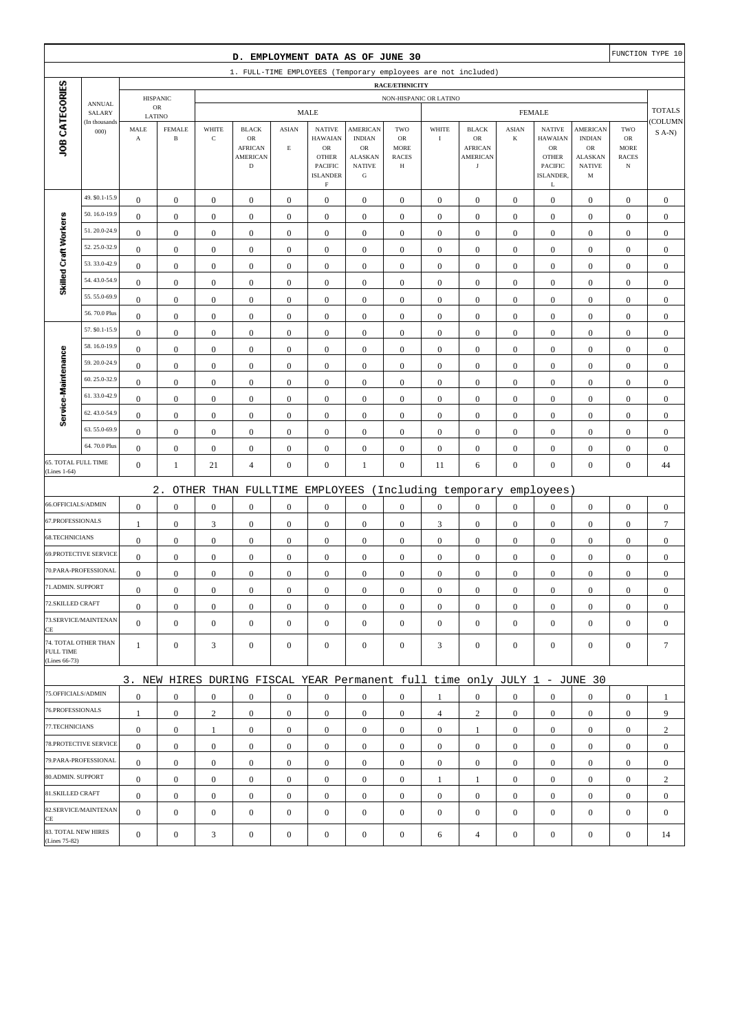## D. EMPLOYMENT DATA AS OF JUNE 30

FUNCTION TYPE 10

### 1. FULL-TIME EMPLOYEES (Temporary employees are not included)

| JOB CATEGORIES | ANNUAL SALARY (In thousands 000) | HISPANIC OR LATINO MALE A | HISPANIC OR LATINO FEMALE B | NON-HISPANIC OR LATINO MALE WHITE C | BLACK OR AFRICAN AMERICAN D | ASIAN E | NATIVE HAWAIAN OR OTHER PACIFIC ISLANDER F | AMERICAN INDIAN OR ALASKAN NATIVE G | TWO OR MORE RACES H | FEMALE WHITE I | BLACK OR AFRICAN AMERICAN J | ASIAN K | NATIVE HAWAIAN OR OTHER PACIFIC ISLANDER, L | AMERICAN INDIAN OR ALASKAN NATIVE M | TWO OR MORE RACES N | TOTALS (COLUMNS A-N) |
|---|---|---|---|---|---|---|---|---|---|---|---|---|---|---|---|---|
| Skilled Craft Workers | 49. $0.1-15.9 | 0 | 0 | 0 | 0 | 0 | 0 | 0 | 0 | 0 | 0 | 0 | 0 | 0 | 0 | 0 |
| | 50. 16.0-19.9 | 0 | 0 | 0 | 0 | 0 | 0 | 0 | 0 | 0 | 0 | 0 | 0 | 0 | 0 | 0 |
| | 51. 20.0-24.9 | 0 | 0 | 0 | 0 | 0 | 0 | 0 | 0 | 0 | 0 | 0 | 0 | 0 | 0 | 0 |
| | 52. 25.0-32.9 | 0 | 0 | 0 | 0 | 0 | 0 | 0 | 0 | 0 | 0 | 0 | 0 | 0 | 0 | 0 |
| | 53. 33.0-42.9 | 0 | 0 | 0 | 0 | 0 | 0 | 0 | 0 | 0 | 0 | 0 | 0 | 0 | 0 | 0 |
| | 54. 43.0-54.9 | 0 | 0 | 0 | 0 | 0 | 0 | 0 | 0 | 0 | 0 | 0 | 0 | 0 | 0 | 0 |
| | 55. 55.0-69.9 | 0 | 0 | 0 | 0 | 0 | 0 | 0 | 0 | 0 | 0 | 0 | 0 | 0 | 0 | 0 |
| | 56. 70.0 Plus | 0 | 0 | 0 | 0 | 0 | 0 | 0 | 0 | 0 | 0 | 0 | 0 | 0 | 0 | 0 |
| Service-Maintenance | 57. $0.1-15.9 | 0 | 0 | 0 | 0 | 0 | 0 | 0 | 0 | 0 | 0 | 0 | 0 | 0 | 0 | 0 |
| | 58. 16.0-19.9 | 0 | 0 | 0 | 0 | 0 | 0 | 0 | 0 | 0 | 0 | 0 | 0 | 0 | 0 | 0 |
| | 59. 20.0-24.9 | 0 | 0 | 0 | 0 | 0 | 0 | 0 | 0 | 0 | 0 | 0 | 0 | 0 | 0 | 0 |
| | 60. 25.0-32.9 | 0 | 0 | 0 | 0 | 0 | 0 | 0 | 0 | 0 | 0 | 0 | 0 | 0 | 0 | 0 |
| | 61. 33.0-42.9 | 0 | 0 | 0 | 0 | 0 | 0 | 0 | 0 | 0 | 0 | 0 | 0 | 0 | 0 | 0 |
| | 62. 43.0-54.9 | 0 | 0 | 0 | 0 | 0 | 0 | 0 | 0 | 0 | 0 | 0 | 0 | 0 | 0 | 0 |
| | 63. 55.0-69.9 | 0 | 0 | 0 | 0 | 0 | 0 | 0 | 0 | 0 | 0 | 0 | 0 | 0 | 0 | 0 |
| | 64. 70.0 Plus | 0 | 0 | 0 | 0 | 0 | 0 | 0 | 0 | 0 | 0 | 0 | 0 | 0 | 0 | 0 |
| 65. TOTAL FULL TIME (Lines 1-64) | | 0 | 1 | 21 | 4 | 0 | 0 | 1 | 0 | 11 | 6 | 0 | 0 | 0 | 0 | 44 |

### 2. OTHER THAN FULLTIME EMPLOYEES (Including temporary employees)

| JOB CATEGORIES | A | B | C | D | E | F | G | H | I | J | K | L | M | N | TOTALS |
|---|---|---|---|---|---|---|---|---|---|---|---|---|---|---|---|
| 66.OFFICIALS/ADMIN | 0 | 0 | 0 | 0 | 0 | 0 | 0 | 0 | 0 | 0 | 0 | 0 | 0 | 0 | 0 |
| 67.PROFESSIONALS | 1 | 0 | 3 | 0 | 0 | 0 | 0 | 0 | 3 | 0 | 0 | 0 | 0 | 0 | 7 |
| 68.TECHNICIANS | 0 | 0 | 0 | 0 | 0 | 0 | 0 | 0 | 0 | 0 | 0 | 0 | 0 | 0 | 0 |
| 69.PROTECTIVE SERVICE | 0 | 0 | 0 | 0 | 0 | 0 | 0 | 0 | 0 | 0 | 0 | 0 | 0 | 0 | 0 |
| 70.PARA-PROFESSIONAL | 0 | 0 | 0 | 0 | 0 | 0 | 0 | 0 | 0 | 0 | 0 | 0 | 0 | 0 | 0 |
| 71.ADMIN. SUPPORT | 0 | 0 | 0 | 0 | 0 | 0 | 0 | 0 | 0 | 0 | 0 | 0 | 0 | 0 | 0 |
| 72.SKILLED CRAFT | 0 | 0 | 0 | 0 | 0 | 0 | 0 | 0 | 0 | 0 | 0 | 0 | 0 | 0 | 0 |
| 73.SERVICE/MAINTENANCE | 0 | 0 | 0 | 0 | 0 | 0 | 0 | 0 | 0 | 0 | 0 | 0 | 0 | 0 | 0 |
| 74. TOTAL OTHER THAN FULL TIME (Lines 66-73) | 1 | 0 | 3 | 0 | 0 | 0 | 0 | 0 | 3 | 0 | 0 | 0 | 0 | 0 | 7 |

### 3. NEW HIRES DURING FISCAL YEAR Permanent full time only JULY 1 - JUNE 30

| JOB CATEGORIES | A | B | C | D | E | F | G | H | I | J | K | L | M | N | TOTALS |
|---|---|---|---|---|---|---|---|---|---|---|---|---|---|---|---|
| 75.OFFICIALS/ADMIN | 0 | 0 | 0 | 0 | 0 | 0 | 0 | 0 | 1 | 0 | 0 | 0 | 0 | 0 | 1 |
| 76.PROFESSIONALS | 1 | 0 | 2 | 0 | 0 | 0 | 0 | 0 | 4 | 2 | 0 | 0 | 0 | 0 | 9 |
| 77.TECHNICIANS | 0 | 0 | 1 | 0 | 0 | 0 | 0 | 0 | 0 | 1 | 0 | 0 | 0 | 0 | 2 |
| 78.PROTECTIVE SERVICE | 0 | 0 | 0 | 0 | 0 | 0 | 0 | 0 | 0 | 0 | 0 | 0 | 0 | 0 | 0 |
| 79.PARA-PROFESSIONAL | 0 | 0 | 0 | 0 | 0 | 0 | 0 | 0 | 0 | 0 | 0 | 0 | 0 | 0 | 0 |
| 80.ADMIN. SUPPORT | 0 | 0 | 0 | 0 | 0 | 0 | 0 | 0 | 1 | 1 | 0 | 0 | 0 | 0 | 2 |
| 81.SKILLED CRAFT | 0 | 0 | 0 | 0 | 0 | 0 | 0 | 0 | 0 | 0 | 0 | 0 | 0 | 0 | 0 |
| 82.SERVICE/MAINTENANCE | 0 | 0 | 0 | 0 | 0 | 0 | 0 | 0 | 0 | 0 | 0 | 0 | 0 | 0 | 0 |
| 83. TOTAL NEW HIRES (Lines 75-82) | 0 | 0 | 3 | 0 | 0 | 0 | 0 | 0 | 6 | 4 | 0 | 0 | 0 | 0 | 14 |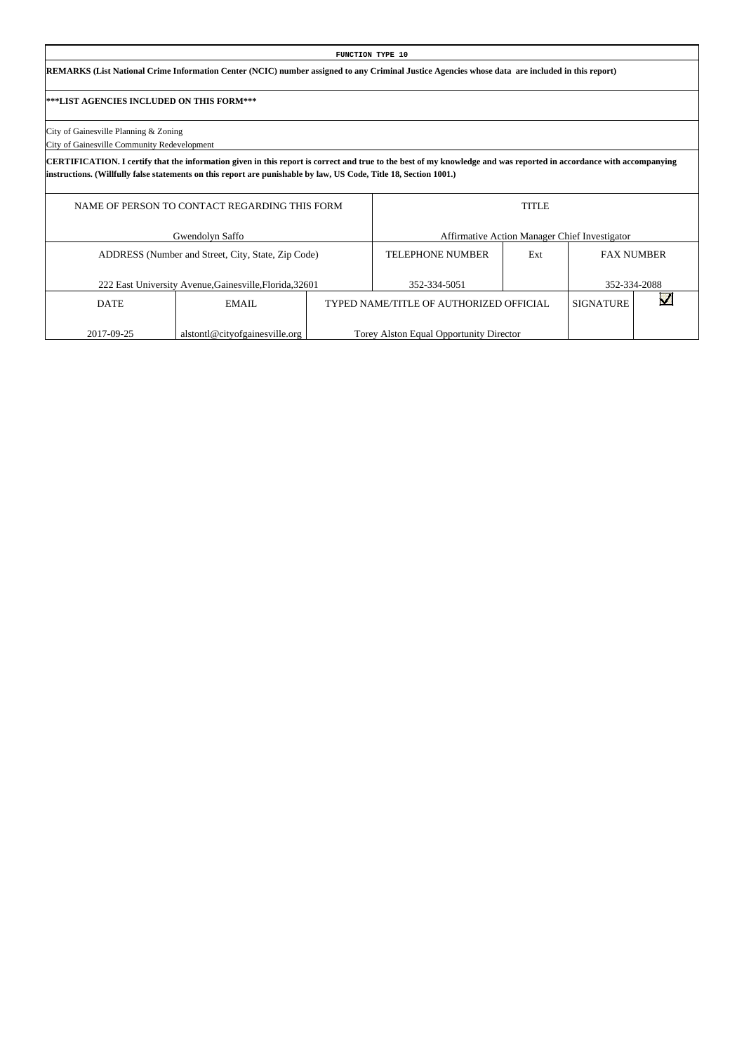**FUNCTION TYPE 10**

**REMARKS (List National Crime Information Center (NCIC) number assigned to any Criminal Justice Agencies whose data are included in this report)**

**\*\*\*LIST AGENCIES INCLUDED ON THIS FORM\*\*\***

City of Gainesville Planning & Zoning
City of Gainesville Community Redevelopment

**CERTIFICATION. I certify that the information given in this report is correct and true to the best of my knowledge and was reported in accordance with accompanying instructions. (Willfully false statements on this report are punishable by law, US Code, Title 18, Section 1001.)**

| NAME OF PERSON TO CONTACT REGARDING THIS FORM | | | TITLE | | | |
|---|---|---|---|---|---|---|
| Gwendolyn Saffo | | | Affirmative Action Manager Chief Investigator | | | |
| ADDRESS (Number and Street, City, State, Zip Code) | | | TELEPHONE NUMBER | Ext | FAX NUMBER | |
| 222 East University Avenue,Gainesville,Florida,32601 | | | 352-334-5051 | | 352-334-2088 | |
| DATE | EMAIL | TYPED NAME/TITLE OF AUTHORIZED OFFICIAL | | | SIGNATURE | ☑ |
| 2017-09-25 | alstontl@cityofgainesville.org | Torey Alston Equal Opportunity Director | | | | |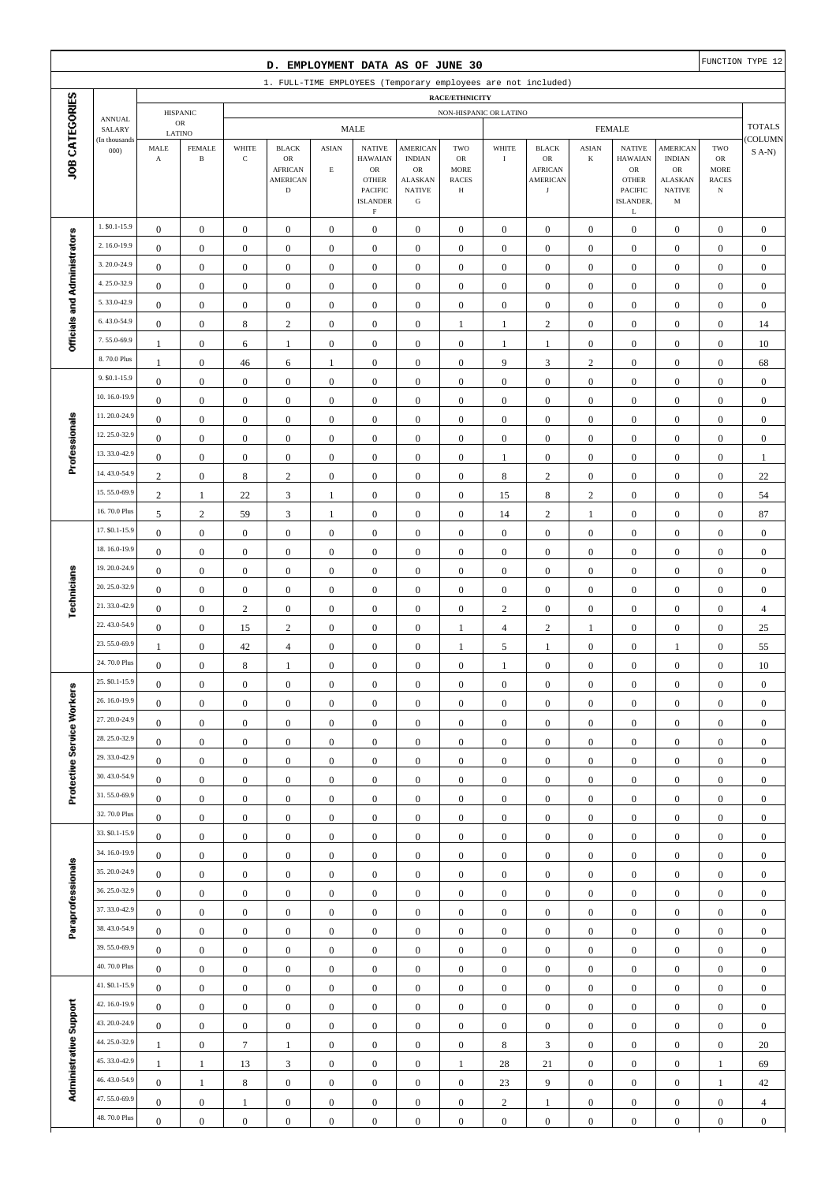## D. EMPLOYMENT DATA AS OF JUNE 30

FUNCTION TYPE 12

1. FULL-TIME EMPLOYEES (Temporary employees are not included)

| JOB CATEGORIES | ANNUAL SALARY (In thousands 000) | HISPANIC OR LATINO MALE A | HISPANIC OR LATINO FEMALE B | MALE WHITE C | MALE BLACK OR AFRICAN AMERICAN D | MALE ASIAN E | MALE NATIVE HAWAIAN OR OTHER PACIFIC ISLANDER F | MALE AMERICAN INDIAN OR ALASKAN NATIVE G | MALE TWO OR MORE RACES H | FEMALE WHITE I | FEMALE BLACK OR AFRICAN AMERICAN J | FEMALE ASIAN K | FEMALE NATIVE HAWAIAN OR OTHER PACIFIC ISLANDER, L | FEMALE AMERICAN INDIAN OR ALASKAN NATIVE M | FEMALE TWO OR MORE RACES N | TOTALS (COLUMNS A-N) |
|---|---|---|---|---|---|---|---|---|---|---|---|---|---|---|---|---|
| Officials and Administrators | 1. $0.1-15.9 | 0 | 0 | 0 | 0 | 0 | 0 | 0 | 0 | 0 | 0 | 0 | 0 | 0 | 0 | 0 |
| | 2. 16.0-19.9 | 0 | 0 | 0 | 0 | 0 | 0 | 0 | 0 | 0 | 0 | 0 | 0 | 0 | 0 | 0 |
| | 3. 20.0-24.9 | 0 | 0 | 0 | 0 | 0 | 0 | 0 | 0 | 0 | 0 | 0 | 0 | 0 | 0 | 0 |
| | 4. 25.0-32.9 | 0 | 0 | 0 | 0 | 0 | 0 | 0 | 0 | 0 | 0 | 0 | 0 | 0 | 0 | 0 |
| | 5. 33.0-42.9 | 0 | 0 | 0 | 0 | 0 | 0 | 0 | 0 | 0 | 0 | 0 | 0 | 0 | 0 | 0 |
| | 6. 43.0-54.9 | 0 | 0 | 8 | 2 | 0 | 0 | 0 | 1 | 1 | 2 | 0 | 0 | 0 | 0 | 14 |
| | 7. 55.0-69.9 | 1 | 0 | 6 | 1 | 0 | 0 | 0 | 0 | 1 | 1 | 0 | 0 | 0 | 0 | 10 |
| | 8. 70.0 Plus | 1 | 0 | 46 | 6 | 1 | 0 | 0 | 0 | 9 | 3 | 2 | 0 | 0 | 0 | 68 |
| Professionals | 9. $0.1-15.9 | 0 | 0 | 0 | 0 | 0 | 0 | 0 | 0 | 0 | 0 | 0 | 0 | 0 | 0 | 0 |
| | 10. 16.0-19.9 | 0 | 0 | 0 | 0 | 0 | 0 | 0 | 0 | 0 | 0 | 0 | 0 | 0 | 0 | 0 |
| | 11. 20.0-24.9 | 0 | 0 | 0 | 0 | 0 | 0 | 0 | 0 | 0 | 0 | 0 | 0 | 0 | 0 | 0 |
| | 12. 25.0-32.9 | 0 | 0 | 0 | 0 | 0 | 0 | 0 | 0 | 0 | 0 | 0 | 0 | 0 | 0 | 0 |
| | 13. 33.0-42.9 | 0 | 0 | 0 | 0 | 0 | 0 | 0 | 0 | 1 | 0 | 0 | 0 | 0 | 0 | 1 |
| | 14. 43.0-54.9 | 2 | 0 | 8 | 2 | 0 | 0 | 0 | 0 | 8 | 2 | 0 | 0 | 0 | 0 | 22 |
| | 15. 55.0-69.9 | 2 | 1 | 22 | 3 | 1 | 0 | 0 | 0 | 15 | 8 | 2 | 0 | 0 | 0 | 54 |
| | 16. 70.0 Plus | 5 | 2 | 59 | 3 | 1 | 0 | 0 | 0 | 14 | 2 | 1 | 0 | 0 | 0 | 87 |
| Technicians | 17. $0.1-15.9 | 0 | 0 | 0 | 0 | 0 | 0 | 0 | 0 | 0 | 0 | 0 | 0 | 0 | 0 | 0 |
| | 18. 16.0-19.9 | 0 | 0 | 0 | 0 | 0 | 0 | 0 | 0 | 0 | 0 | 0 | 0 | 0 | 0 | 0 |
| | 19. 20.0-24.9 | 0 | 0 | 0 | 0 | 0 | 0 | 0 | 0 | 0 | 0 | 0 | 0 | 0 | 0 | 0 |
| | 20. 25.0-32.9 | 0 | 0 | 0 | 0 | 0 | 0 | 0 | 0 | 0 | 0 | 0 | 0 | 0 | 0 | 0 |
| | 21. 33.0-42.9 | 0 | 0 | 2 | 0 | 0 | 0 | 0 | 0 | 2 | 0 | 0 | 0 | 0 | 0 | 4 |
| | 22. 43.0-54.9 | 0 | 0 | 15 | 2 | 0 | 0 | 0 | 1 | 4 | 2 | 1 | 0 | 0 | 0 | 25 |
| | 23. 55.0-69.9 | 1 | 0 | 42 | 4 | 0 | 0 | 0 | 1 | 5 | 1 | 0 | 0 | 1 | 0 | 55 |
| | 24. 70.0 Plus | 0 | 0 | 8 | 1 | 0 | 0 | 0 | 0 | 1 | 0 | 0 | 0 | 0 | 0 | 10 |
| Protective Service Workers | 25. $0.1-15.9 | 0 | 0 | 0 | 0 | 0 | 0 | 0 | 0 | 0 | 0 | 0 | 0 | 0 | 0 | 0 |
| | 26. 16.0-19.9 | 0 | 0 | 0 | 0 | 0 | 0 | 0 | 0 | 0 | 0 | 0 | 0 | 0 | 0 | 0 |
| | 27. 20.0-24.9 | 0 | 0 | 0 | 0 | 0 | 0 | 0 | 0 | 0 | 0 | 0 | 0 | 0 | 0 | 0 |
| | 28. 25.0-32.9 | 0 | 0 | 0 | 0 | 0 | 0 | 0 | 0 | 0 | 0 | 0 | 0 | 0 | 0 | 0 |
| | 29. 33.0-42.9 | 0 | 0 | 0 | 0 | 0 | 0 | 0 | 0 | 0 | 0 | 0 | 0 | 0 | 0 | 0 |
| | 30. 43.0-54.9 | 0 | 0 | 0 | 0 | 0 | 0 | 0 | 0 | 0 | 0 | 0 | 0 | 0 | 0 | 0 |
| | 31. 55.0-69.9 | 0 | 0 | 0 | 0 | 0 | 0 | 0 | 0 | 0 | 0 | 0 | 0 | 0 | 0 | 0 |
| | 32. 70.0 Plus | 0 | 0 | 0 | 0 | 0 | 0 | 0 | 0 | 0 | 0 | 0 | 0 | 0 | 0 | 0 |
| Paraprofessionals | 33. $0.1-15.9 | 0 | 0 | 0 | 0 | 0 | 0 | 0 | 0 | 0 | 0 | 0 | 0 | 0 | 0 | 0 |
| | 34. 16.0-19.9 | 0 | 0 | 0 | 0 | 0 | 0 | 0 | 0 | 0 | 0 | 0 | 0 | 0 | 0 | 0 |
| | 35. 20.0-24.9 | 0 | 0 | 0 | 0 | 0 | 0 | 0 | 0 | 0 | 0 | 0 | 0 | 0 | 0 | 0 |
| | 36. 25.0-32.9 | 0 | 0 | 0 | 0 | 0 | 0 | 0 | 0 | 0 | 0 | 0 | 0 | 0 | 0 | 0 |
| | 37. 33.0-42.9 | 0 | 0 | 0 | 0 | 0 | 0 | 0 | 0 | 0 | 0 | 0 | 0 | 0 | 0 | 0 |
| | 38. 43.0-54.9 | 0 | 0 | 0 | 0 | 0 | 0 | 0 | 0 | 0 | 0 | 0 | 0 | 0 | 0 | 0 |
| | 39. 55.0-69.9 | 0 | 0 | 0 | 0 | 0 | 0 | 0 | 0 | 0 | 0 | 0 | 0 | 0 | 0 | 0 |
| | 40. 70.0 Plus | 0 | 0 | 0 | 0 | 0 | 0 | 0 | 0 | 0 | 0 | 0 | 0 | 0 | 0 | 0 |
| Administrative Support | 41. $0.1-15.9 | 0 | 0 | 0 | 0 | 0 | 0 | 0 | 0 | 0 | 0 | 0 | 0 | 0 | 0 | 0 |
| | 42. 16.0-19.9 | 0 | 0 | 0 | 0 | 0 | 0 | 0 | 0 | 0 | 0 | 0 | 0 | 0 | 0 | 0 |
| | 43. 20.0-24.9 | 0 | 0 | 0 | 0 | 0 | 0 | 0 | 0 | 0 | 0 | 0 | 0 | 0 | 0 | 0 |
| | 44. 25.0-32.9 | 1 | 0 | 7 | 1 | 0 | 0 | 0 | 0 | 8 | 3 | 0 | 0 | 0 | 0 | 20 |
| | 45. 33.0-42.9 | 1 | 1 | 13 | 3 | 0 | 0 | 0 | 1 | 28 | 21 | 0 | 0 | 0 | 1 | 69 |
| | 46. 43.0-54.9 | 0 | 1 | 8 | 0 | 0 | 0 | 0 | 0 | 23 | 9 | 0 | 0 | 0 | 1 | 42 |
| | 47. 55.0-69.9 | 0 | 0 | 1 | 0 | 0 | 0 | 0 | 0 | 2 | 1 | 0 | 0 | 0 | 0 | 4 |
| | 48. 70.0 Plus | 0 | 0 | 0 | 0 | 0 | 0 | 0 | 0 | 0 | 0 | 0 | 0 | 0 | 0 | 0 |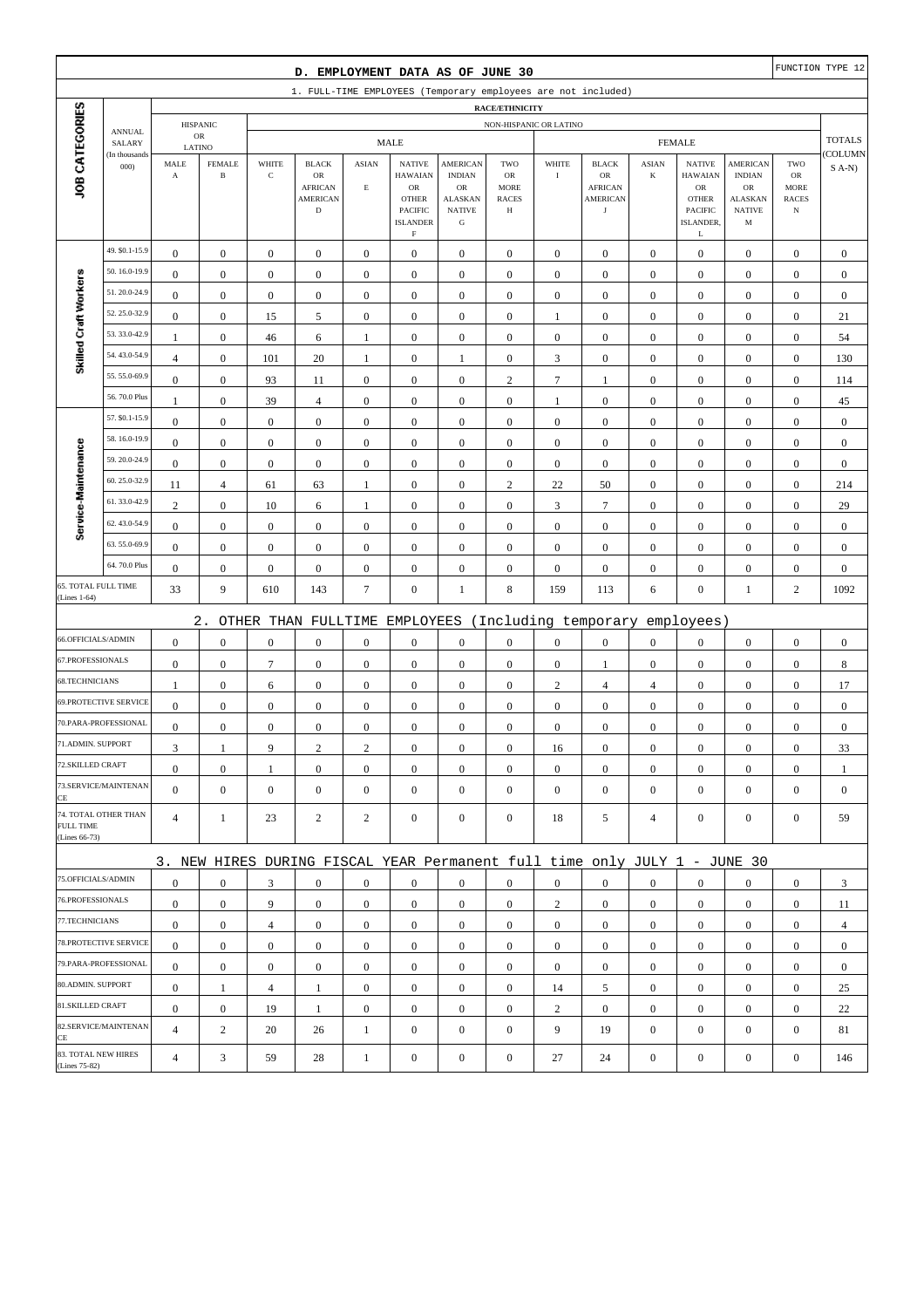## D. EMPLOYMENT DATA AS OF JUNE 30

FUNCTION TYPE 12

### 1. FULL-TIME EMPLOYEES (Temporary employees are not included)

| JOB CATEGORIES | ANNUAL SALARY (In thousands 000) | HISPANIC OR LATINO MALE A | HISPANIC OR LATINO FEMALE B | NON-HISPANIC OR LATINO MALE WHITE C | MALE BLACK OR AFRICAN AMERICAN D | MALE ASIAN E | MALE NATIVE HAWAIIAN OR OTHER PACIFIC ISLANDER F | MALE AMERICAN INDIAN OR ALASKAN NATIVE G | MALE TWO OR MORE RACES H | FEMALE WHITE I | FEMALE BLACK OR AFRICAN AMERICAN J | FEMALE ASIAN K | FEMALE NATIVE HAWAIIAN OR OTHER PACIFIC ISLANDER, L | FEMALE AMERICAN INDIAN OR ALASKAN NATIVE M | FEMALE TWO OR MORE RACES N | TOTALS (COLUMNS A-N) |
|---|---|---|---|---|---|---|---|---|---|---|---|---|---|---|---|---|
| Skilled Craft Workers | 49. $0.1-15.9 | 0 | 0 | 0 | 0 | 0 | 0 | 0 | 0 | 0 | 0 | 0 | 0 | 0 | 0 | 0 |
| | 50. 16.0-19.9 | 0 | 0 | 0 | 0 | 0 | 0 | 0 | 0 | 0 | 0 | 0 | 0 | 0 | 0 | 0 |
| | 51. 20.0-24.9 | 0 | 0 | 0 | 0 | 0 | 0 | 0 | 0 | 0 | 0 | 0 | 0 | 0 | 0 | 0 |
| | 52. 25.0-32.9 | 0 | 0 | 15 | 5 | 0 | 0 | 0 | 0 | 1 | 0 | 0 | 0 | 0 | 0 | 21 |
| | 53. 33.0-42.9 | 1 | 0 | 46 | 6 | 1 | 0 | 0 | 0 | 0 | 0 | 0 | 0 | 0 | 0 | 54 |
| | 54. 43.0-54.9 | 4 | 0 | 101 | 20 | 1 | 0 | 1 | 0 | 3 | 0 | 0 | 0 | 0 | 0 | 130 |
| | 55. 55.0-69.9 | 0 | 0 | 93 | 11 | 0 | 0 | 0 | 2 | 7 | 1 | 0 | 0 | 0 | 0 | 114 |
| | 56. 70.0 Plus | 1 | 0 | 39 | 4 | 0 | 0 | 0 | 0 | 1 | 0 | 0 | 0 | 0 | 0 | 45 |
| Service-Maintenance | 57. $0.1-15.9 | 0 | 0 | 0 | 0 | 0 | 0 | 0 | 0 | 0 | 0 | 0 | 0 | 0 | 0 | 0 |
| | 58. 16.0-19.9 | 0 | 0 | 0 | 0 | 0 | 0 | 0 | 0 | 0 | 0 | 0 | 0 | 0 | 0 | 0 |
| | 59. 20.0-24.9 | 0 | 0 | 0 | 0 | 0 | 0 | 0 | 0 | 0 | 0 | 0 | 0 | 0 | 0 | 0 |
| | 60. 25.0-32.9 | 11 | 4 | 61 | 63 | 1 | 0 | 0 | 2 | 22 | 50 | 0 | 0 | 0 | 0 | 214 |
| | 61. 33.0-42.9 | 2 | 0 | 10 | 6 | 1 | 0 | 0 | 0 | 3 | 7 | 0 | 0 | 0 | 0 | 29 |
| | 62. 43.0-54.9 | 0 | 0 | 0 | 0 | 0 | 0 | 0 | 0 | 0 | 0 | 0 | 0 | 0 | 0 | 0 |
| | 63. 55.0-69.9 | 0 | 0 | 0 | 0 | 0 | 0 | 0 | 0 | 0 | 0 | 0 | 0 | 0 | 0 | 0 |
| | 64. 70.0 Plus | 0 | 0 | 0 | 0 | 0 | 0 | 0 | 0 | 0 | 0 | 0 | 0 | 0 | 0 | 0 |
| 65. TOTAL FULL TIME (Lines 1-64) | | 33 | 9 | 610 | 143 | 7 | 0 | 1 | 8 | 159 | 113 | 6 | 0 | 1 | 2 | 1092 |

### 2. OTHER THAN FULLTIME EMPLOYEES (Including temporary employees)

| JOB CATEGORIES | A | B | C | D | E | F | G | H | I | J | K | L | M | N | TOTALS |
|---|---|---|---|---|---|---|---|---|---|---|---|---|---|---|---|
| 66.OFFICIALS/ADMIN | 0 | 0 | 0 | 0 | 0 | 0 | 0 | 0 | 0 | 0 | 0 | 0 | 0 | 0 | 0 |
| 67.PROFESSIONALS | 0 | 0 | 7 | 0 | 0 | 0 | 0 | 0 | 0 | 1 | 0 | 0 | 0 | 0 | 8 |
| 68.TECHNICIANS | 1 | 0 | 6 | 0 | 0 | 0 | 0 | 0 | 2 | 4 | 4 | 0 | 0 | 0 | 17 |
| 69.PROTECTIVE SERVICE | 0 | 0 | 0 | 0 | 0 | 0 | 0 | 0 | 0 | 0 | 0 | 0 | 0 | 0 | 0 |
| 70.PARA-PROFESSIONAL | 0 | 0 | 0 | 0 | 0 | 0 | 0 | 0 | 0 | 0 | 0 | 0 | 0 | 0 | 0 |
| 71.ADMIN. SUPPORT | 3 | 1 | 9 | 2 | 2 | 0 | 0 | 0 | 16 | 0 | 0 | 0 | 0 | 0 | 33 |
| 72.SKILLED CRAFT | 0 | 0 | 1 | 0 | 0 | 0 | 0 | 0 | 0 | 0 | 0 | 0 | 0 | 0 | 1 |
| 73.SERVICE/MAINTENANCE | 0 | 0 | 0 | 0 | 0 | 0 | 0 | 0 | 0 | 0 | 0 | 0 | 0 | 0 | 0 |
| 74. TOTAL OTHER THAN FULL TIME (Lines 66-73) | 4 | 1 | 23 | 2 | 2 | 0 | 0 | 0 | 18 | 5 | 4 | 0 | 0 | 0 | 59 |

### 3. NEW HIRES DURING FISCAL YEAR Permanent full time only JULY 1 - JUNE 30

| JOB CATEGORIES | A | B | C | D | E | F | G | H | I | J | K | L | M | N | TOTALS |
|---|---|---|---|---|---|---|---|---|---|---|---|---|---|---|---|
| 75.OFFICIALS/ADMIN | 0 | 0 | 3 | 0 | 0 | 0 | 0 | 0 | 0 | 0 | 0 | 0 | 0 | 0 | 3 |
| 76.PROFESSIONALS | 0 | 0 | 9 | 0 | 0 | 0 | 0 | 0 | 2 | 0 | 0 | 0 | 0 | 0 | 11 |
| 77.TECHNICIANS | 0 | 0 | 4 | 0 | 0 | 0 | 0 | 0 | 0 | 0 | 0 | 0 | 0 | 0 | 4 |
| 78.PROTECTIVE SERVICE | 0 | 0 | 0 | 0 | 0 | 0 | 0 | 0 | 0 | 0 | 0 | 0 | 0 | 0 | 0 |
| 79.PARA-PROFESSIONAL | 0 | 0 | 0 | 0 | 0 | 0 | 0 | 0 | 0 | 0 | 0 | 0 | 0 | 0 | 0 |
| 80.ADMIN. SUPPORT | 0 | 1 | 4 | 1 | 0 | 0 | 0 | 0 | 14 | 5 | 0 | 0 | 0 | 0 | 25 |
| 81.SKILLED CRAFT | 0 | 0 | 19 | 1 | 0 | 0 | 0 | 0 | 2 | 0 | 0 | 0 | 0 | 0 | 22 |
| 82.SERVICE/MAINTENANCE | 4 | 2 | 20 | 26 | 1 | 0 | 0 | 0 | 9 | 19 | 0 | 0 | 0 | 0 | 81 |
| 83. TOTAL NEW HIRES (Lines 75-82) | 4 | 3 | 59 | 28 | 1 | 0 | 0 | 0 | 27 | 24 | 0 | 0 | 0 | 0 | 146 |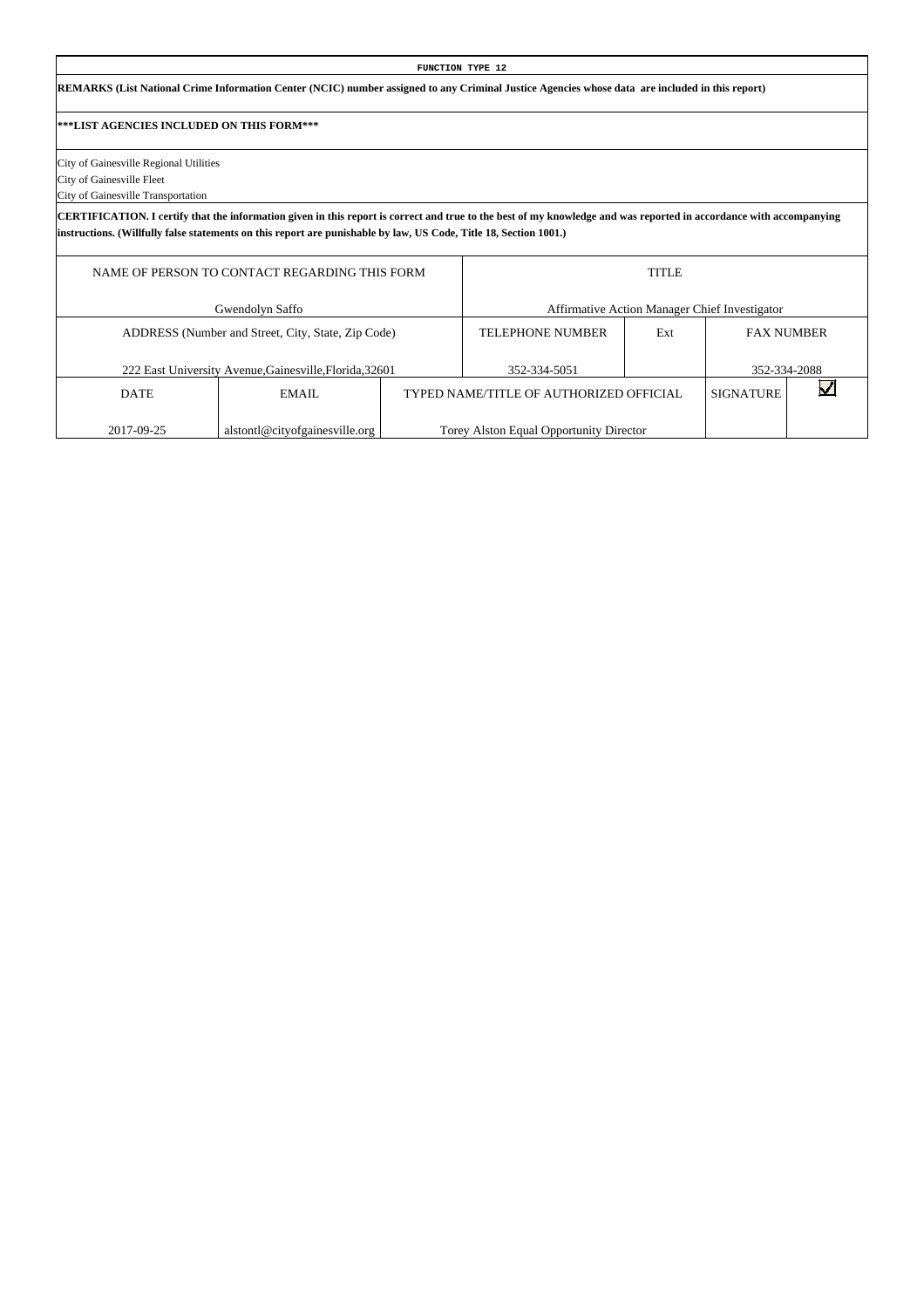**FUNCTION TYPE 12**

**REMARKS (List National Crime Information Center (NCIC) number assigned to any Criminal Justice Agencies whose data are included in this report)**

**\*\*\*LIST AGENCIES INCLUDED ON THIS FORM\*\*\***

City of Gainesville Regional Utilities
City of Gainesville Fleet
City of Gainesville Transportation

**CERTIFICATION. I certify that the information given in this report is correct and true to the best of my knowledge and was reported in accordance with accompanying instructions. (Willfully false statements on this report are punishable by law, US Code, Title 18, Section 1001.)**

| NAME OF PERSON TO CONTACT REGARDING THIS FORM | | TITLE | | | |
|---|---|---|---|---|---|
| Gwendolyn Saffo | | Affirmative Action Manager Chief Investigator | | | |
| ADDRESS (Number and Street, City, State, Zip Code) | | TELEPHONE NUMBER | Ext | FAX NUMBER | |
| 222 East University Avenue,Gainesville,Florida,32601 | | 352-334-5051 | | 352-334-2088 | |
| DATE | EMAIL | TYPED NAME/TITLE OF AUTHORIZED OFFICIAL | | SIGNATURE | ☑ |
| 2017-09-25 | alstontl@cityofgainesville.org | Torey Alston Equal Opportunity Director | | | |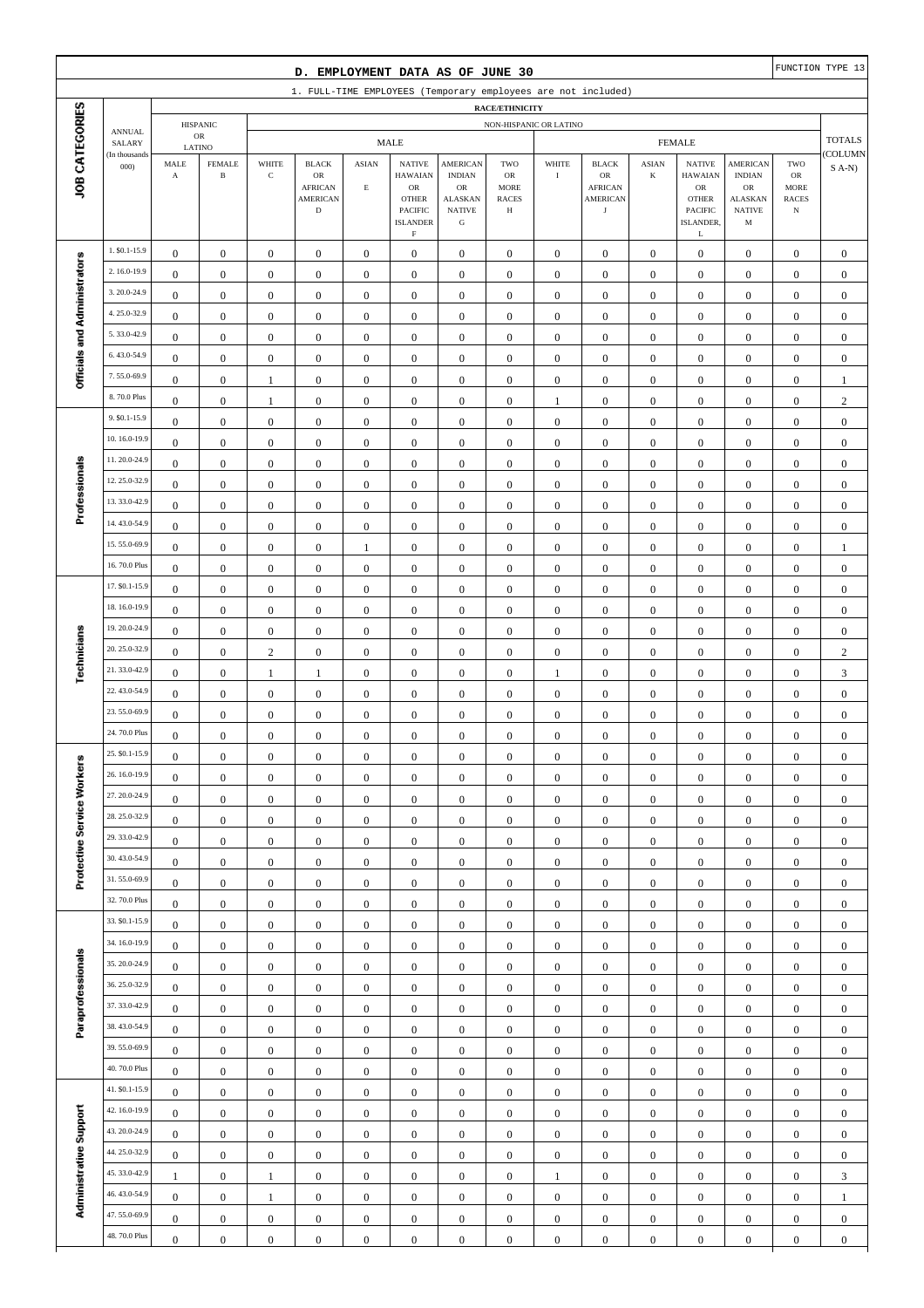## D. EMPLOYMENT DATA AS OF JUNE 30

FUNCTION TYPE 13

1. FULL-TIME EMPLOYEES (Temporary employees are not included)

| JOB CATEGORIES | ANNUAL SALARY (In thousands 000) | HISPANIC OR LATINO | | NON-HISPANIC OR LATINO | | | | | | | | | | | | | | TOTALS (COLUMNS A-N) |
|---|---|---|---|---|---|---|---|---|---|---|---|---|---|---|---|---|---|---|
| | | | | MALE | | | | | | FEMALE | | | | | | | | |
| | | MALE A | FEMALE B | WHITE C | BLACK OR AFRICAN AMERICAN D | ASIAN E | NATIVE HAWAIAN OR OTHER PACIFIC ISLANDER F | AMERICAN INDIAN OR ALASKAN NATIVE G | TWO OR MORE RACES H | WHITE I | BLACK OR AFRICAN AMERICAN J | ASIAN K | NATIVE HAWAIAN OR OTHER PACIFIC ISLANDER, L | AMERICAN INDIAN OR ALASKAN NATIVE M | TWO OR MORE RACES N | |
| Officials and Administrators | 1. $0.1-15.9 | 0 | 0 | 0 | 0 | 0 | 0 | 0 | 0 | 0 | 0 | 0 | 0 | 0 | 0 | 0 |
| | 2. 16.0-19.9 | 0 | 0 | 0 | 0 | 0 | 0 | 0 | 0 | 0 | 0 | 0 | 0 | 0 | 0 | 0 |
| | 3. 20.0-24.9 | 0 | 0 | 0 | 0 | 0 | 0 | 0 | 0 | 0 | 0 | 0 | 0 | 0 | 0 | 0 |
| | 4. 25.0-32.9 | 0 | 0 | 0 | 0 | 0 | 0 | 0 | 0 | 0 | 0 | 0 | 0 | 0 | 0 | 0 |
| | 5. 33.0-42.9 | 0 | 0 | 0 | 0 | 0 | 0 | 0 | 0 | 0 | 0 | 0 | 0 | 0 | 0 | 0 |
| | 6. 43.0-54.9 | 0 | 0 | 0 | 0 | 0 | 0 | 0 | 0 | 0 | 0 | 0 | 0 | 0 | 0 | 0 |
| | 7. 55.0-69.9 | 0 | 0 | 1 | 0 | 0 | 0 | 0 | 0 | 0 | 0 | 0 | 0 | 0 | 0 | 1 |
| | 8. 70.0 Plus | 0 | 0 | 1 | 0 | 0 | 0 | 0 | 0 | 1 | 0 | 0 | 0 | 0 | 0 | 2 |
| Professionals | 9. $0.1-15.9 | 0 | 0 | 0 | 0 | 0 | 0 | 0 | 0 | 0 | 0 | 0 | 0 | 0 | 0 | 0 |
| | 10. 16.0-19.9 | 0 | 0 | 0 | 0 | 0 | 0 | 0 | 0 | 0 | 0 | 0 | 0 | 0 | 0 | 0 |
| | 11. 20.0-24.9 | 0 | 0 | 0 | 0 | 0 | 0 | 0 | 0 | 0 | 0 | 0 | 0 | 0 | 0 | 0 |
| | 12. 25.0-32.9 | 0 | 0 | 0 | 0 | 0 | 0 | 0 | 0 | 0 | 0 | 0 | 0 | 0 | 0 | 0 |
| | 13. 33.0-42.9 | 0 | 0 | 0 | 0 | 0 | 0 | 0 | 0 | 0 | 0 | 0 | 0 | 0 | 0 | 0 |
| | 14. 43.0-54.9 | 0 | 0 | 0 | 0 | 0 | 0 | 0 | 0 | 0 | 0 | 0 | 0 | 0 | 0 | 0 |
| | 15. 55.0-69.9 | 0 | 0 | 0 | 0 | 1 | 0 | 0 | 0 | 0 | 0 | 0 | 0 | 0 | 0 | 1 |
| | 16. 70.0 Plus | 0 | 0 | 0 | 0 | 0 | 0 | 0 | 0 | 0 | 0 | 0 | 0 | 0 | 0 | 0 |
| Technicians | 17. $0.1-15.9 | 0 | 0 | 0 | 0 | 0 | 0 | 0 | 0 | 0 | 0 | 0 | 0 | 0 | 0 | 0 |
| | 18. 16.0-19.9 | 0 | 0 | 0 | 0 | 0 | 0 | 0 | 0 | 0 | 0 | 0 | 0 | 0 | 0 | 0 |
| | 19. 20.0-24.9 | 0 | 0 | 0 | 0 | 0 | 0 | 0 | 0 | 0 | 0 | 0 | 0 | 0 | 0 | 0 |
| | 20. 25.0-32.9 | 0 | 0 | 2 | 0 | 0 | 0 | 0 | 0 | 0 | 0 | 0 | 0 | 0 | 0 | 2 |
| | 21. 33.0-42.9 | 0 | 0 | 1 | 1 | 0 | 0 | 0 | 0 | 1 | 0 | 0 | 0 | 0 | 0 | 3 |
| | 22. 43.0-54.9 | 0 | 0 | 0 | 0 | 0 | 0 | 0 | 0 | 0 | 0 | 0 | 0 | 0 | 0 | 0 |
| | 23. 55.0-69.9 | 0 | 0 | 0 | 0 | 0 | 0 | 0 | 0 | 0 | 0 | 0 | 0 | 0 | 0 | 0 |
| | 24. 70.0 Plus | 0 | 0 | 0 | 0 | 0 | 0 | 0 | 0 | 0 | 0 | 0 | 0 | 0 | 0 | 0 |
| Protective Service Workers | 25. $0.1-15.9 | 0 | 0 | 0 | 0 | 0 | 0 | 0 | 0 | 0 | 0 | 0 | 0 | 0 | 0 | 0 |
| | 26. 16.0-19.9 | 0 | 0 | 0 | 0 | 0 | 0 | 0 | 0 | 0 | 0 | 0 | 0 | 0 | 0 | 0 |
| | 27. 20.0-24.9 | 0 | 0 | 0 | 0 | 0 | 0 | 0 | 0 | 0 | 0 | 0 | 0 | 0 | 0 | 0 |
| | 28. 25.0-32.9 | 0 | 0 | 0 | 0 | 0 | 0 | 0 | 0 | 0 | 0 | 0 | 0 | 0 | 0 | 0 |
| | 29. 33.0-42.9 | 0 | 0 | 0 | 0 | 0 | 0 | 0 | 0 | 0 | 0 | 0 | 0 | 0 | 0 | 0 |
| | 30. 43.0-54.9 | 0 | 0 | 0 | 0 | 0 | 0 | 0 | 0 | 0 | 0 | 0 | 0 | 0 | 0 | 0 |
| | 31. 55.0-69.9 | 0 | 0 | 0 | 0 | 0 | 0 | 0 | 0 | 0 | 0 | 0 | 0 | 0 | 0 | 0 |
| | 32. 70.0 Plus | 0 | 0 | 0 | 0 | 0 | 0 | 0 | 0 | 0 | 0 | 0 | 0 | 0 | 0 | 0 |
| Paraprofessionals | 33. $0.1-15.9 | 0 | 0 | 0 | 0 | 0 | 0 | 0 | 0 | 0 | 0 | 0 | 0 | 0 | 0 | 0 |
| | 34. 16.0-19.9 | 0 | 0 | 0 | 0 | 0 | 0 | 0 | 0 | 0 | 0 | 0 | 0 | 0 | 0 | 0 |
| | 35. 20.0-24.9 | 0 | 0 | 0 | 0 | 0 | 0 | 0 | 0 | 0 | 0 | 0 | 0 | 0 | 0 | 0 |
| | 36. 25.0-32.9 | 0 | 0 | 0 | 0 | 0 | 0 | 0 | 0 | 0 | 0 | 0 | 0 | 0 | 0 | 0 |
| | 37. 33.0-42.9 | 0 | 0 | 0 | 0 | 0 | 0 | 0 | 0 | 0 | 0 | 0 | 0 | 0 | 0 | 0 |
| | 38. 43.0-54.9 | 0 | 0 | 0 | 0 | 0 | 0 | 0 | 0 | 0 | 0 | 0 | 0 | 0 | 0 | 0 |
| | 39. 55.0-69.9 | 0 | 0 | 0 | 0 | 0 | 0 | 0 | 0 | 0 | 0 | 0 | 0 | 0 | 0 | 0 |
| | 40. 70.0 Plus | 0 | 0 | 0 | 0 | 0 | 0 | 0 | 0 | 0 | 0 | 0 | 0 | 0 | 0 | 0 |
| Administrative Support | 41. $0.1-15.9 | 0 | 0 | 0 | 0 | 0 | 0 | 0 | 0 | 0 | 0 | 0 | 0 | 0 | 0 | 0 |
| | 42. 16.0-19.9 | 0 | 0 | 0 | 0 | 0 | 0 | 0 | 0 | 0 | 0 | 0 | 0 | 0 | 0 | 0 |
| | 43. 20.0-24.9 | 0 | 0 | 0 | 0 | 0 | 0 | 0 | 0 | 0 | 0 | 0 | 0 | 0 | 0 | 0 |
| | 44. 25.0-32.9 | 0 | 0 | 0 | 0 | 0 | 0 | 0 | 0 | 0 | 0 | 0 | 0 | 0 | 0 | 0 |
| | 45. 33.0-42.9 | 1 | 0 | 1 | 0 | 0 | 0 | 0 | 0 | 1 | 0 | 0 | 0 | 0 | 0 | 3 |
| | 46. 43.0-54.9 | 0 | 0 | 1 | 0 | 0 | 0 | 0 | 0 | 0 | 0 | 0 | 0 | 0 | 0 | 1 |
| | 47. 55.0-69.9 | 0 | 0 | 0 | 0 | 0 | 0 | 0 | 0 | 0 | 0 | 0 | 0 | 0 | 0 | 0 |
| | 48. 70.0 Plus | 0 | 0 | 0 | 0 | 0 | 0 | 0 | 0 | 0 | 0 | 0 | 0 | 0 | 0 | 0 |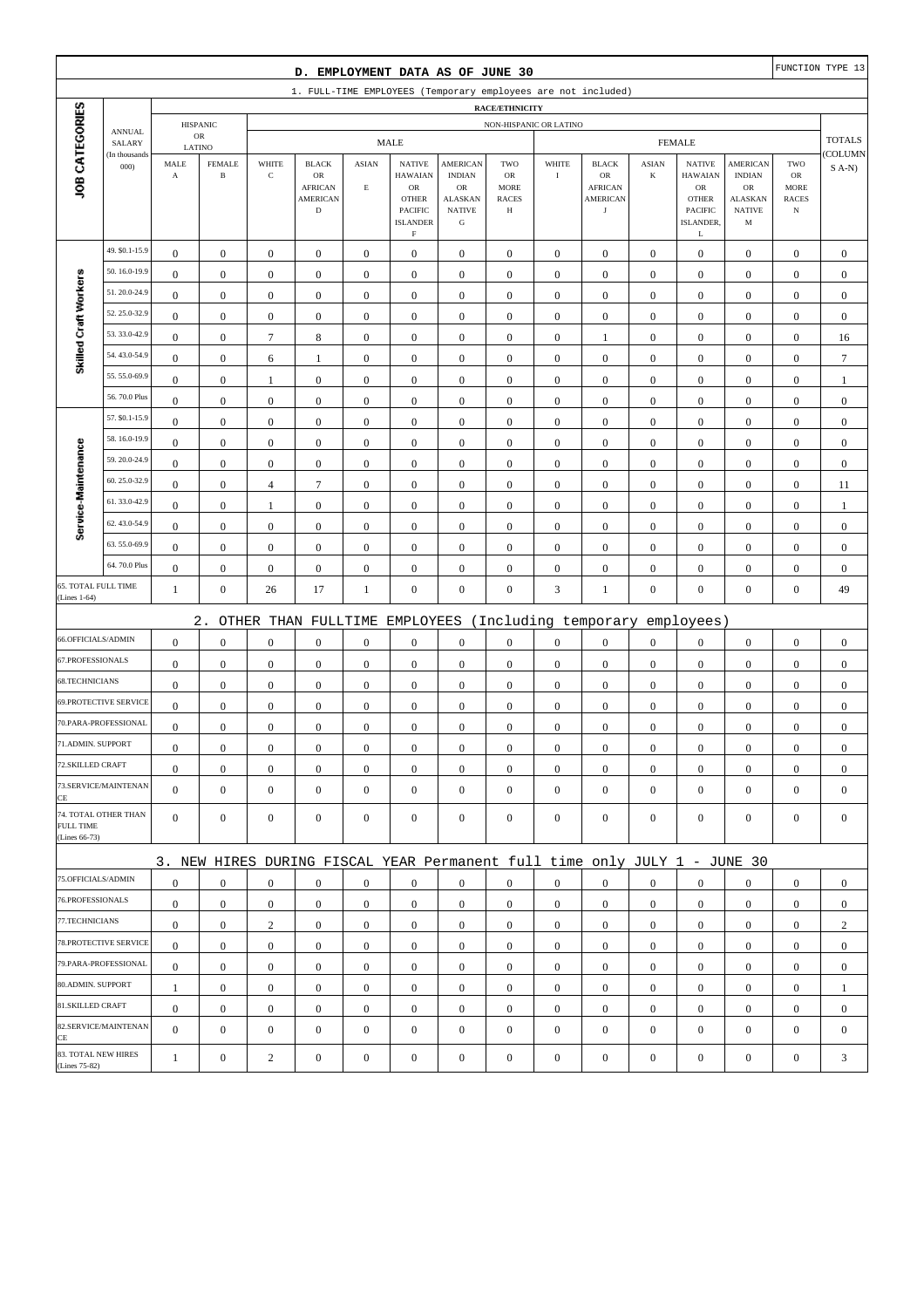## D. EMPLOYMENT DATA AS OF JUNE 30

FUNCTION TYPE 13

### 1. FULL-TIME EMPLOYEES (Temporary employees are not included)

| JOB CATEGORIES | ANNUAL SALARY (In thousands 000) | HISPANIC OR LATINO MALE A | HISPANIC OR LATINO FEMALE B | MALE WHITE C | MALE BLACK OR AFRICAN AMERICAN D | MALE ASIAN E | MALE NATIVE HAWAIAN OR OTHER PACIFIC ISLANDER F | MALE AMERICAN INDIAN OR ALASKAN NATIVE G | MALE TWO OR MORE RACES H | FEMALE WHITE I | FEMALE BLACK OR AFRICAN AMERICAN J | FEMALE ASIAN K | FEMALE NATIVE HAWAIAN OR OTHER PACIFIC ISLANDER, L | FEMALE AMERICAN INDIAN OR ALASKAN NATIVE M | FEMALE TWO OR MORE RACES N | TOTALS (COLUMNS A-N) |
|---|---|---|---|---|---|---|---|---|---|---|---|---|---|---|---|---|
| Skilled Craft Workers | 49. $0.1-15.9 | 0 | 0 | 0 | 0 | 0 | 0 | 0 | 0 | 0 | 0 | 0 | 0 | 0 | 0 | 0 |
| | 50. 16.0-19.9 | 0 | 0 | 0 | 0 | 0 | 0 | 0 | 0 | 0 | 0 | 0 | 0 | 0 | 0 | 0 |
| | 51. 20.0-24.9 | 0 | 0 | 0 | 0 | 0 | 0 | 0 | 0 | 0 | 0 | 0 | 0 | 0 | 0 | 0 |
| | 52. 25.0-32.9 | 0 | 0 | 0 | 0 | 0 | 0 | 0 | 0 | 0 | 0 | 0 | 0 | 0 | 0 | 0 |
| | 53. 33.0-42.9 | 0 | 0 | 7 | 8 | 0 | 0 | 0 | 0 | 0 | 1 | 0 | 0 | 0 | 0 | 16 |
| | 54. 43.0-54.9 | 0 | 0 | 6 | 1 | 0 | 0 | 0 | 0 | 0 | 0 | 0 | 0 | 0 | 0 | 7 |
| | 55. 55.0-69.9 | 0 | 0 | 1 | 0 | 0 | 0 | 0 | 0 | 0 | 0 | 0 | 0 | 0 | 0 | 1 |
| | 56. 70.0 Plus | 0 | 0 | 0 | 0 | 0 | 0 | 0 | 0 | 0 | 0 | 0 | 0 | 0 | 0 | 0 |
| Service-Maintenance | 57. $0.1-15.9 | 0 | 0 | 0 | 0 | 0 | 0 | 0 | 0 | 0 | 0 | 0 | 0 | 0 | 0 | 0 |
| | 58. 16.0-19.9 | 0 | 0 | 0 | 0 | 0 | 0 | 0 | 0 | 0 | 0 | 0 | 0 | 0 | 0 | 0 |
| | 59. 20.0-24.9 | 0 | 0 | 0 | 0 | 0 | 0 | 0 | 0 | 0 | 0 | 0 | 0 | 0 | 0 | 0 |
| | 60. 25.0-32.9 | 0 | 0 | 4 | 7 | 0 | 0 | 0 | 0 | 0 | 0 | 0 | 0 | 0 | 0 | 11 |
| | 61. 33.0-42.9 | 0 | 0 | 1 | 0 | 0 | 0 | 0 | 0 | 0 | 0 | 0 | 0 | 0 | 0 | 1 |
| | 62. 43.0-54.9 | 0 | 0 | 0 | 0 | 0 | 0 | 0 | 0 | 0 | 0 | 0 | 0 | 0 | 0 | 0 |
| | 63. 55.0-69.9 | 0 | 0 | 0 | 0 | 0 | 0 | 0 | 0 | 0 | 0 | 0 | 0 | 0 | 0 | 0 |
| | 64. 70.0 Plus | 0 | 0 | 0 | 0 | 0 | 0 | 0 | 0 | 0 | 0 | 0 | 0 | 0 | 0 | 0 |
| 65. TOTAL FULL TIME (Lines 1-64) | | 1 | 0 | 26 | 17 | 1 | 0 | 0 | 0 | 3 | 1 | 0 | 0 | 0 | 0 | 49 |

### 2. OTHER THAN FULLTIME EMPLOYEES (Including temporary employees)

| JOB CATEGORIES | A | B | C | D | E | F | G | H | I | J | K | L | M | N | TOTALS |
|---|---|---|---|---|---|---|---|---|---|---|---|---|---|---|---|
| 66.OFFICIALS/ADMIN | 0 | 0 | 0 | 0 | 0 | 0 | 0 | 0 | 0 | 0 | 0 | 0 | 0 | 0 | 0 |
| 67.PROFESSIONALS | 0 | 0 | 0 | 0 | 0 | 0 | 0 | 0 | 0 | 0 | 0 | 0 | 0 | 0 | 0 |
| 68.TECHNICIANS | 0 | 0 | 0 | 0 | 0 | 0 | 0 | 0 | 0 | 0 | 0 | 0 | 0 | 0 | 0 |
| 69.PROTECTIVE SERVICE | 0 | 0 | 0 | 0 | 0 | 0 | 0 | 0 | 0 | 0 | 0 | 0 | 0 | 0 | 0 |
| 70.PARA-PROFESSIONAL | 0 | 0 | 0 | 0 | 0 | 0 | 0 | 0 | 0 | 0 | 0 | 0 | 0 | 0 | 0 |
| 71.ADMIN. SUPPORT | 0 | 0 | 0 | 0 | 0 | 0 | 0 | 0 | 0 | 0 | 0 | 0 | 0 | 0 | 0 |
| 72.SKILLED CRAFT | 0 | 0 | 0 | 0 | 0 | 0 | 0 | 0 | 0 | 0 | 0 | 0 | 0 | 0 | 0 |
| 73.SERVICE/MAINTENANCE | 0 | 0 | 0 | 0 | 0 | 0 | 0 | 0 | 0 | 0 | 0 | 0 | 0 | 0 | 0 |
| 74. TOTAL OTHER THAN FULL TIME (Lines 66-73) | 0 | 0 | 0 | 0 | 0 | 0 | 0 | 0 | 0 | 0 | 0 | 0 | 0 | 0 | 0 |

### 3. NEW HIRES DURING FISCAL YEAR Permanent full time only JULY 1 - JUNE 30

| JOB CATEGORIES | A | B | C | D | E | F | G | H | I | J | K | L | M | N | TOTALS |
|---|---|---|---|---|---|---|---|---|---|---|---|---|---|---|---|
| 75.OFFICIALS/ADMIN | 0 | 0 | 0 | 0 | 0 | 0 | 0 | 0 | 0 | 0 | 0 | 0 | 0 | 0 | 0 |
| 76.PROFESSIONALS | 0 | 0 | 0 | 0 | 0 | 0 | 0 | 0 | 0 | 0 | 0 | 0 | 0 | 0 | 0 |
| 77.TECHNICIANS | 0 | 0 | 2 | 0 | 0 | 0 | 0 | 0 | 0 | 0 | 0 | 0 | 0 | 0 | 2 |
| 78.PROTECTIVE SERVICE | 0 | 0 | 0 | 0 | 0 | 0 | 0 | 0 | 0 | 0 | 0 | 0 | 0 | 0 | 0 |
| 79.PARA-PROFESSIONAL | 0 | 0 | 0 | 0 | 0 | 0 | 0 | 0 | 0 | 0 | 0 | 0 | 0 | 0 | 0 |
| 80.ADMIN. SUPPORT | 1 | 0 | 0 | 0 | 0 | 0 | 0 | 0 | 0 | 0 | 0 | 0 | 0 | 0 | 1 |
| 81.SKILLED CRAFT | 0 | 0 | 0 | 0 | 0 | 0 | 0 | 0 | 0 | 0 | 0 | 0 | 0 | 0 | 0 |
| 82.SERVICE/MAINTENANCE | 0 | 0 | 0 | 0 | 0 | 0 | 0 | 0 | 0 | 0 | 0 | 0 | 0 | 0 | 0 |
| 83. TOTAL NEW HIRES (Lines 75-82) | 1 | 0 | 2 | 0 | 0 | 0 | 0 | 0 | 0 | 0 | 0 | 0 | 0 | 0 | 3 |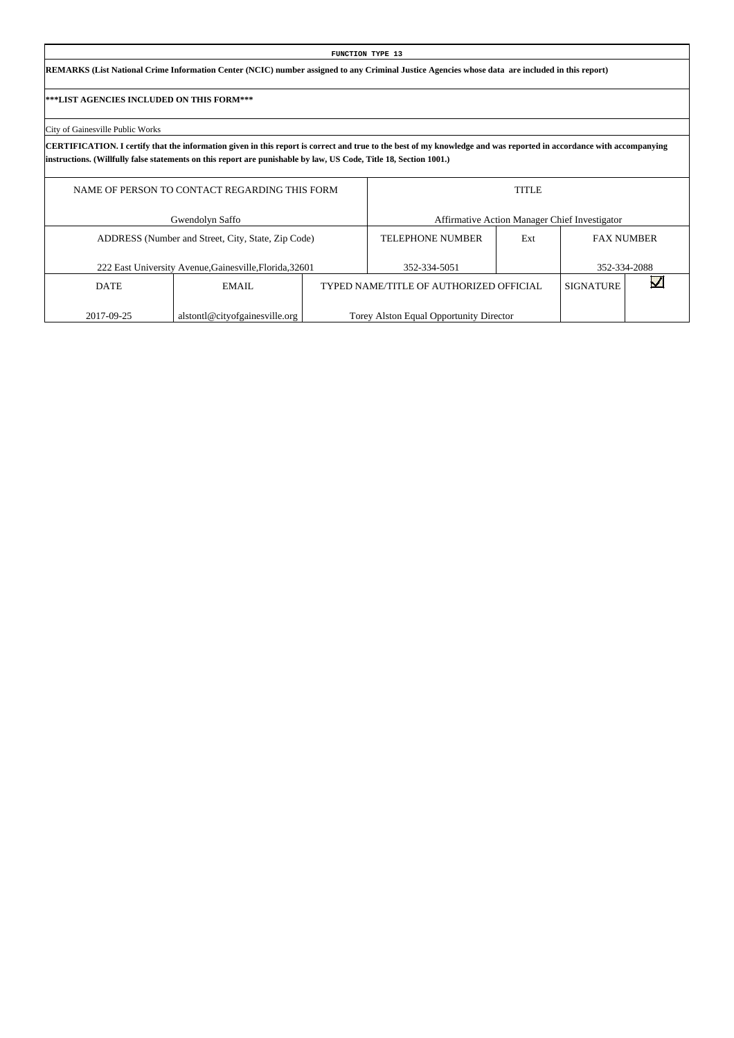**FUNCTION TYPE 13**

**REMARKS (List National Crime Information Center (NCIC) number assigned to any Criminal Justice Agencies whose data are included in this report)**

**\*\*\*LIST AGENCIES INCLUDED ON THIS FORM\*\*\***

City of Gainesville Public Works

**CERTIFICATION. I certify that the information given in this report is correct and true to the best of my knowledge and was reported in accordance with accompanying instructions. (Willfully false statements on this report are punishable by law, US Code, Title 18, Section 1001.)**

| NAME OF PERSON TO CONTACT REGARDING THIS FORM | | TITLE | | |
|---|---|---|---|---|
| Gwendolyn Saffo | | Affirmative Action Manager Chief Investigator | | |
| ADDRESS (Number and Street, City, State, Zip Code) | | TELEPHONE NUMBER | Ext | FAX NUMBER |
| 222 East University Avenue,Gainesville,Florida,32601 | | 352-334-5051 | | 352-334-2088 |

| DATE | EMAIL | TYPED NAME/TITLE OF AUTHORIZED OFFICIAL | SIGNATURE | ☑ |
|---|---|---|---|---|
| 2017-09-25 | alstontl@cityofgainesville.org | Torey Alston Equal Opportunity Director | | |